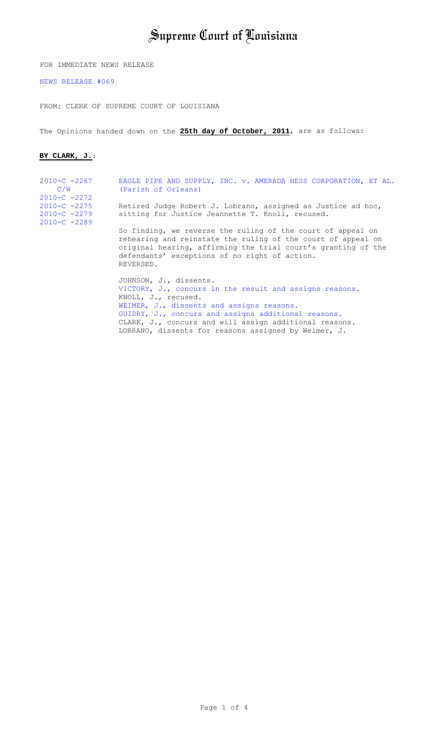# Supreme Court of Louisiana

FOR IMMEDIATE NEWS RELEASE

NEWS RELEASE #069

FROM: CLERK OF SUPREME COURT OF LOUISIANA

The Opinions handed down on the **25th day of October, 2011**, are as follows:

**BY CLARK, J.**:

2010-C -2267 C/W 2010-C -2272 2010-C -2275 2010-C -2279 2010-C -2289

EAGLE PIPE AND SUPPLY, INC. v. AMERADA HESS CORPORATION, ET AL. (Parish of Orleans)

Retired Judge Robert J. Lobrano, assigned as Justice ad hoc, sitting for Justice Jeannette T. Knoll, recused.

So finding, we reverse the ruling of the court of appeal on rehearing and reinstate the ruling of the court of appeal on original hearing, affirming the trial court's granting of the defendants' exceptions of no right of action.
REVERSED.

JOHNSON, J., dissents.
VICTORY, J., concurs in the result and assigns reasons.
KNOLL, J., recused.
WEIMER, J., dissents and assigns reasons.
GUIDRY, J., concurs and assigns additional reasons.
CLARK, J., concurs and will assign additional reasons.
LOBRANO, dissents for reasons assigned by Weimer, J.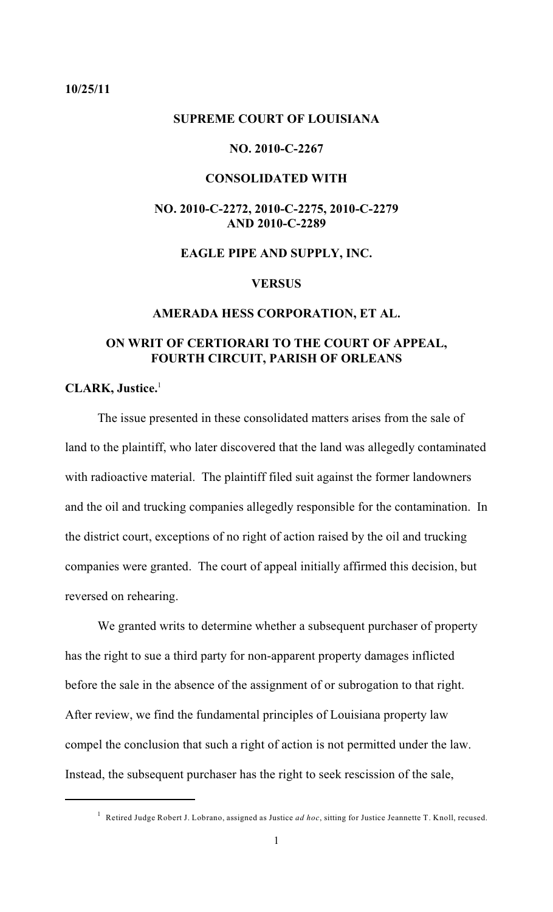10/25/11

**SUPREME COURT OF LOUISIANA**

**NO. 2010-C-2267**

**CONSOLIDATED WITH**

**NO. 2010-C-2272, 2010-C-2275, 2010-C-2279 AND 2010-C-2289**

**EAGLE PIPE AND SUPPLY, INC.**

**VERSUS**

**AMERADA HESS CORPORATION, ET AL.**

**ON WRIT OF CERTIORARI TO THE COURT OF APPEAL, FOURTH CIRCUIT, PARISH OF ORLEANS**

**CLARK, Justice.**[1]

The issue presented in these consolidated matters arises from the sale of land to the plaintiff, who later discovered that the land was allegedly contaminated with radioactive material. The plaintiff filed suit against the former landowners and the oil and trucking companies allegedly responsible for the contamination. In the district court, exceptions of no right of action raised by the oil and trucking companies were granted. The court of appeal initially affirmed this decision, but reversed on rehearing.

We granted writs to determine whether a subsequent purchaser of property has the right to sue a third party for non-apparent property damages inflicted before the sale in the absence of the assignment of or subrogation to that right. After review, we find the fundamental principles of Louisiana property law compel the conclusion that such a right of action is not permitted under the law. Instead, the subsequent purchaser has the right to seek rescission of the sale,

[1] Retired Judge Robert J. Lobrano, assigned as Justice *ad hoc*, sitting for Justice Jeannette T. Knoll, recused.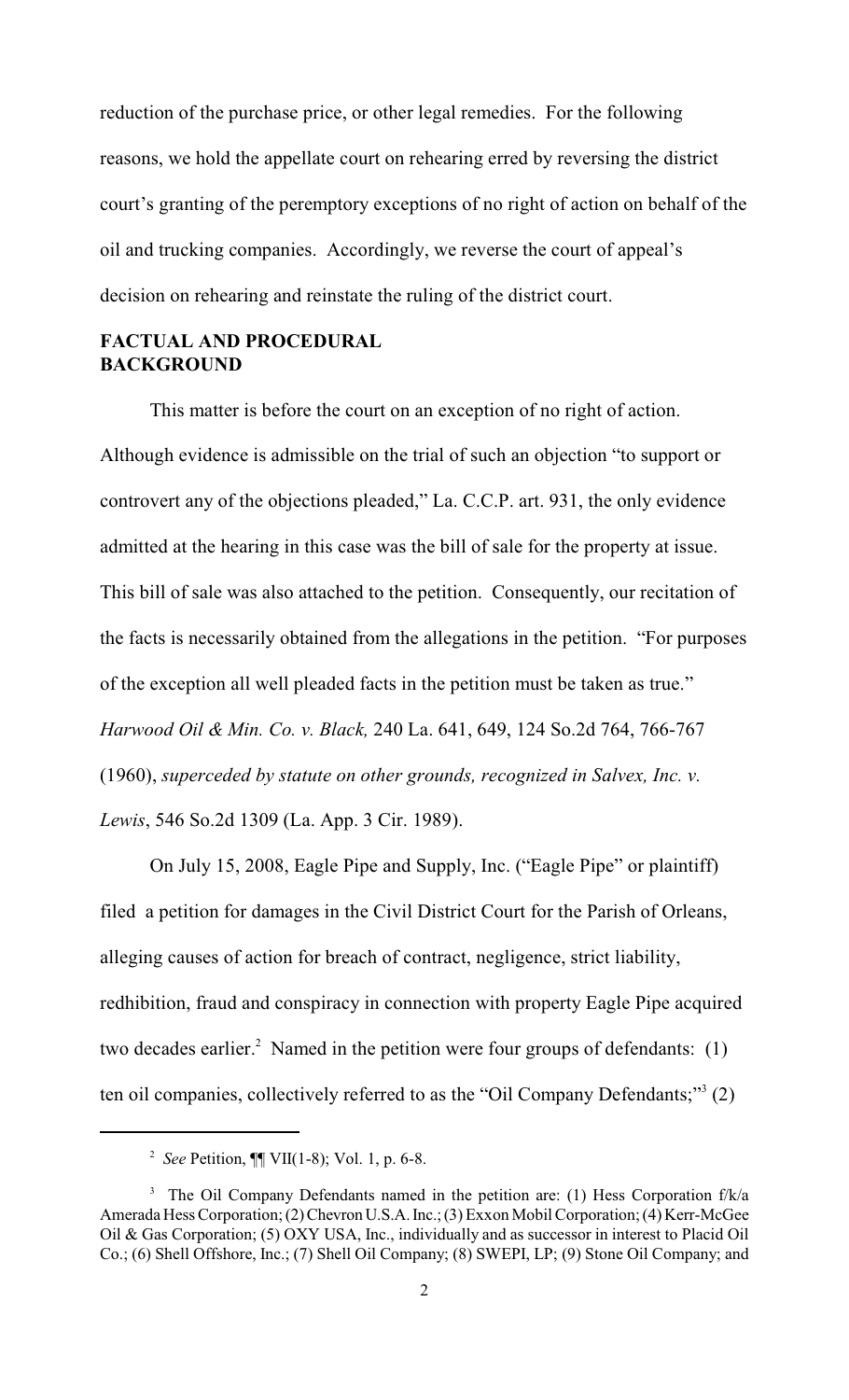reduction of the purchase price, or other legal remedies. For the following reasons, we hold the appellate court on rehearing erred by reversing the district court's granting of the peremptory exceptions of no right of action on behalf of the oil and trucking companies. Accordingly, we reverse the court of appeal's decision on rehearing and reinstate the ruling of the district court.

## FACTUAL AND PROCEDURAL BACKGROUND

This matter is before the court on an exception of no right of action. Although evidence is admissible on the trial of such an objection "to support or controvert any of the objections pleaded," La. C.C.P. art. 931, the only evidence admitted at the hearing in this case was the bill of sale for the property at issue. This bill of sale was also attached to the petition. Consequently, our recitation of the facts is necessarily obtained from the allegations in the petition. "For purposes of the exception all well pleaded facts in the petition must be taken as true." *Harwood Oil & Min. Co. v. Black,* 240 La. 641, 649, 124 So.2d 764, 766-767 (1960), *superceded by statute on other grounds, recognized in Salvex, Inc. v. Lewis*, 546 So.2d 1309 (La. App. 3 Cir. 1989).

On July 15, 2008, Eagle Pipe and Supply, Inc. ("Eagle Pipe" or plaintiff) filed a petition for damages in the Civil District Court for the Parish of Orleans, alleging causes of action for breach of contract, negligence, strict liability, redhibition, fraud and conspiracy in connection with property Eagle Pipe acquired two decades earlier.[2] Named in the petition were four groups of defendants: (1) ten oil companies, collectively referred to as the "Oil Company Defendants;"[3] (2)

---

[2] *See* Petition, ¶¶ VII(1-8); Vol. 1, p. 6-8.

[3] The Oil Company Defendants named in the petition are: (1) Hess Corporation f/k/a Amerada Hess Corporation; (2) Chevron U.S.A. Inc.; (3) Exxon Mobil Corporation; (4) Kerr-McGee Oil & Gas Corporation; (5) OXY USA, Inc., individually and as successor in interest to Placid Oil Co.; (6) Shell Offshore, Inc.; (7) Shell Oil Company; (8) SWEPI, LP; (9) Stone Oil Company; and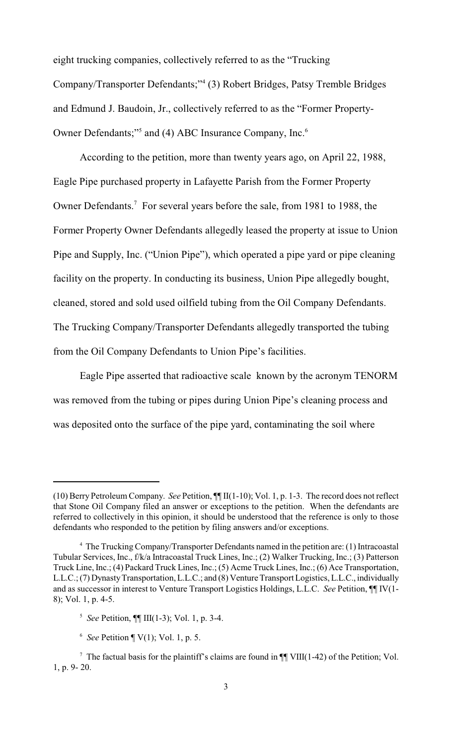eight trucking companies, collectively referred to as the "Trucking Company/Transporter Defendants;"[4] (3) Robert Bridges, Patsy Tremble Bridges and Edmund J. Baudoin, Jr., collectively referred to as the "Former Property-Owner Defendants;"[5] and (4) ABC Insurance Company, Inc.[6]

According to the petition, more than twenty years ago, on April 22, 1988, Eagle Pipe purchased property in Lafayette Parish from the Former Property Owner Defendants.[7] For several years before the sale, from 1981 to 1988, the Former Property Owner Defendants allegedly leased the property at issue to Union Pipe and Supply, Inc. ("Union Pipe"), which operated a pipe yard or pipe cleaning facility on the property. In conducting its business, Union Pipe allegedly bought, cleaned, stored and sold used oilfield tubing from the Oil Company Defendants. The Trucking Company/Transporter Defendants allegedly transported the tubing from the Oil Company Defendants to Union Pipe's facilities.

Eagle Pipe asserted that radioactive scale known by the acronym TENORM was removed from the tubing or pipes during Union Pipe's cleaning process and was deposited onto the surface of the pipe yard, contaminating the soil where

---

(10) Berry Petroleum Company. *See* Petition, ¶¶ II(1-10); Vol. 1, p. 1-3. The record does not reflect that Stone Oil Company filed an answer or exceptions to the petition. When the defendants are referred to collectively in this opinion, it should be understood that the reference is only to those defendants who responded to the petition by filing answers and/or exceptions.

[4] The Trucking Company/Transporter Defendants named in the petition are: (1) Intracoastal Tubular Services, Inc., f/k/a Intracoastal Truck Lines, Inc.; (2) Walker Trucking, Inc.; (3) Patterson Truck Line, Inc.; (4) Packard Truck Lines, Inc.; (5) Acme Truck Lines, Inc.; (6) Ace Transportation, L.L.C.; (7) Dynasty Transportation, L.L.C.; and (8) Venture Transport Logistics, L.L.C., individually and as successor in interest to Venture Transport Logistics Holdings, L.L.C. *See* Petition, ¶¶ IV(1-8); Vol. 1, p. 4-5.

[5] *See* Petition, ¶¶ III(1-3); Vol. 1, p. 3-4.

[6] *See* Petition ¶ V(1); Vol. 1, p. 5.

[7] The factual basis for the plaintiff's claims are found in ¶¶ VIII(1-42) of the Petition; Vol. 1, p. 9- 20.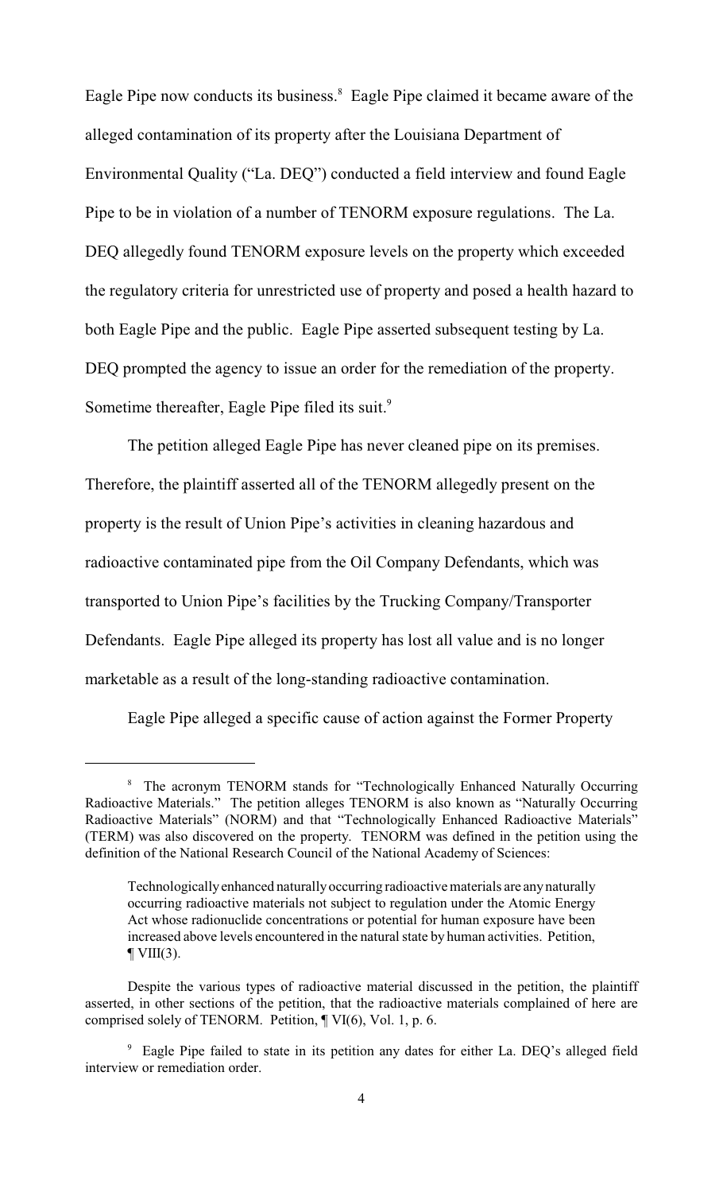Eagle Pipe now conducts its business.[8] Eagle Pipe claimed it became aware of the alleged contamination of its property after the Louisiana Department of Environmental Quality ("La. DEQ") conducted a field interview and found Eagle Pipe to be in violation of a number of TENORM exposure regulations. The La. DEQ allegedly found TENORM exposure levels on the property which exceeded the regulatory criteria for unrestricted use of property and posed a health hazard to both Eagle Pipe and the public. Eagle Pipe asserted subsequent testing by La. DEQ prompted the agency to issue an order for the remediation of the property. Sometime thereafter, Eagle Pipe filed its suit.[9]

The petition alleged Eagle Pipe has never cleaned pipe on its premises. Therefore, the plaintiff asserted all of the TENORM allegedly present on the property is the result of Union Pipe's activities in cleaning hazardous and radioactive contaminated pipe from the Oil Company Defendants, which was transported to Union Pipe's facilities by the Trucking Company/Transporter Defendants. Eagle Pipe alleged its property has lost all value and is no longer marketable as a result of the long-standing radioactive contamination.

Eagle Pipe alleged a specific cause of action against the Former Property

---

[8] The acronym TENORM stands for "Technologically Enhanced Naturally Occurring Radioactive Materials." The petition alleges TENORM is also known as "Naturally Occurring Radioactive Materials" (NORM) and that "Technologically Enhanced Radioactive Materials" (TERM) was also discovered on the property. TENORM was defined in the petition using the definition of the National Research Council of the National Academy of Sciences:

> Technologically enhanced naturally occurring radioactive materials are any naturally occurring radioactive materials not subject to regulation under the Atomic Energy Act whose radionuclide concentrations or potential for human exposure have been increased above levels encountered in the natural state by human activities. Petition, ¶ VIII(3).

Despite the various types of radioactive material discussed in the petition, the plaintiff asserted, in other sections of the petition, that the radioactive materials complained of here are comprised solely of TENORM. Petition, ¶ VI(6), Vol. 1, p. 6.

[9] Eagle Pipe failed to state in its petition any dates for either La. DEQ's alleged field interview or remediation order.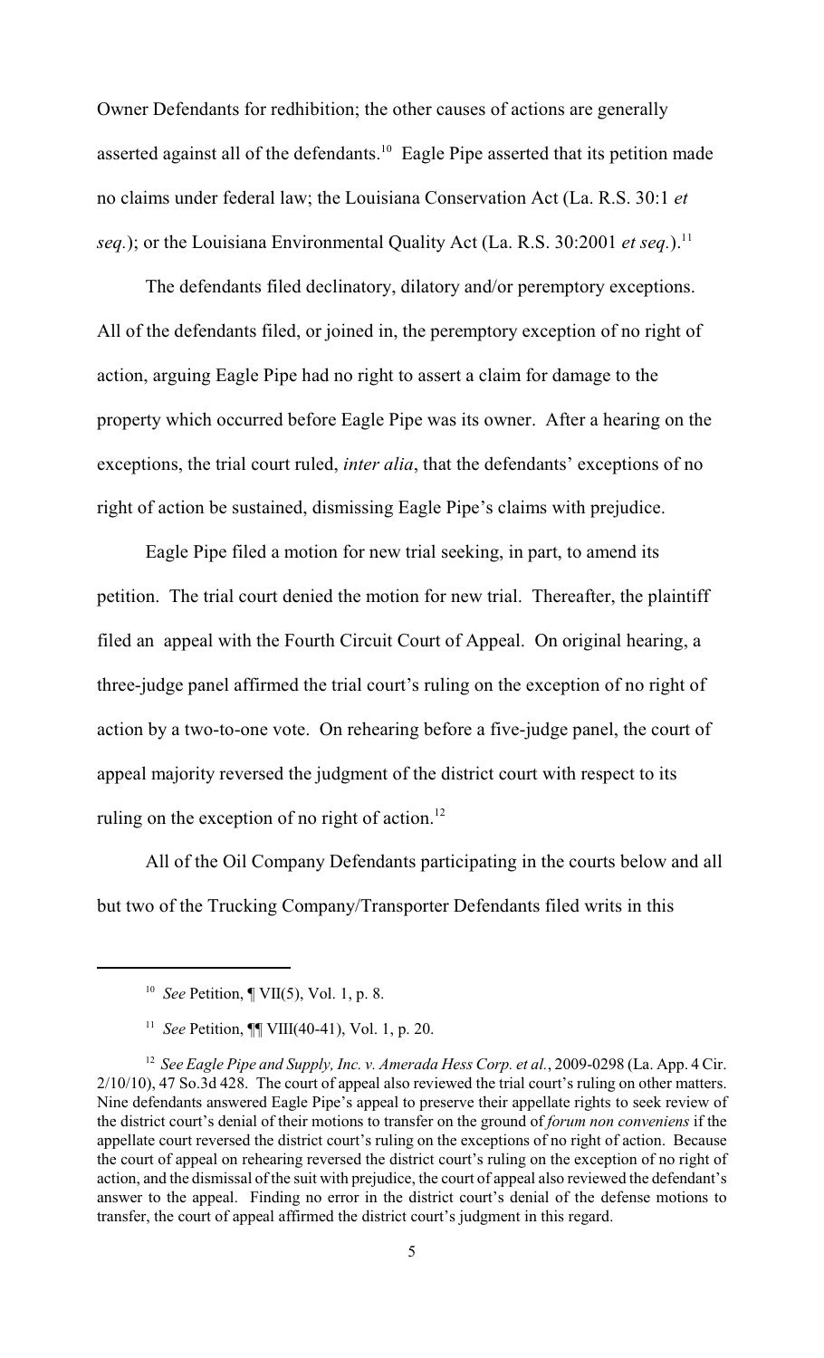Owner Defendants for redhibition; the other causes of actions are generally asserted against all of the defendants.[10] Eagle Pipe asserted that its petition made no claims under federal law; the Louisiana Conservation Act (La. R.S. 30:1 *et seq.*); or the Louisiana Environmental Quality Act (La. R.S. 30:2001 *et seq.*).[11]

The defendants filed declinatory, dilatory and/or peremptory exceptions. All of the defendants filed, or joined in, the peremptory exception of no right of action, arguing Eagle Pipe had no right to assert a claim for damage to the property which occurred before Eagle Pipe was its owner. After a hearing on the exceptions, the trial court ruled, *inter alia*, that the defendants' exceptions of no right of action be sustained, dismissing Eagle Pipe's claims with prejudice.

Eagle Pipe filed a motion for new trial seeking, in part, to amend its petition. The trial court denied the motion for new trial. Thereafter, the plaintiff filed an appeal with the Fourth Circuit Court of Appeal. On original hearing, a three-judge panel affirmed the trial court's ruling on the exception of no right of action by a two-to-one vote. On rehearing before a five-judge panel, the court of appeal majority reversed the judgment of the district court with respect to its ruling on the exception of no right of action.[12]

All of the Oil Company Defendants participating in the courts below and all but two of the Trucking Company/Transporter Defendants filed writs in this

---

[10] *See* Petition, ¶ VII(5), Vol. 1, p. 8.

[11] *See* Petition, ¶¶ VIII(40-41), Vol. 1, p. 20.

[12] *See Eagle Pipe and Supply, Inc. v. Amerada Hess Corp. et al.*, 2009-0298 (La. App. 4 Cir. 2/10/10), 47 So.3d 428. The court of appeal also reviewed the trial court's ruling on other matters. Nine defendants answered Eagle Pipe's appeal to preserve their appellate rights to seek review of the district court's denial of their motions to transfer on the ground of *forum non conveniens* if the appellate court reversed the district court's ruling on the exceptions of no right of action. Because the court of appeal on rehearing reversed the district court's ruling on the exception of no right of action, and the dismissal of the suit with prejudice, the court of appeal also reviewed the defendant's answer to the appeal. Finding no error in the district court's denial of the defense motions to transfer, the court of appeal affirmed the district court's judgment in this regard.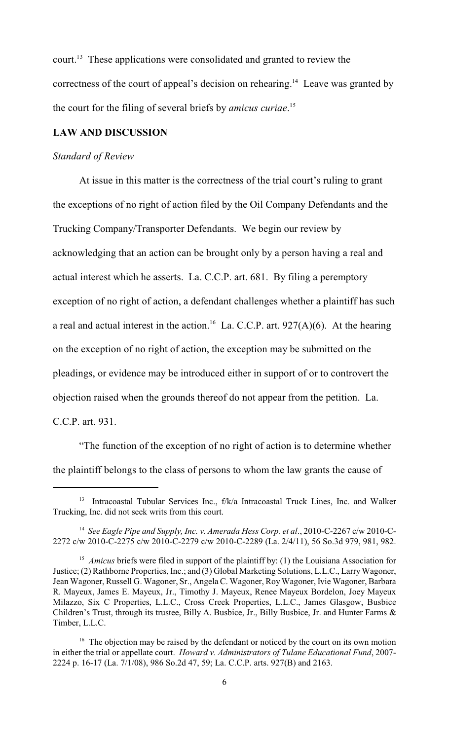court.[13] These applications were consolidated and granted to review the correctness of the court of appeal's decision on rehearing.[14] Leave was granted by the court for the filing of several briefs by *amicus curiae*.[15]

## LAW AND DISCUSSION

### *Standard of Review*

At issue in this matter is the correctness of the trial court's ruling to grant the exceptions of no right of action filed by the Oil Company Defendants and the Trucking Company/Transporter Defendants. We begin our review by acknowledging that an action can be brought only by a person having a real and actual interest which he asserts. La. C.C.P. art. 681. By filing a peremptory exception of no right of action, a defendant challenges whether a plaintiff has such a real and actual interest in the action.[16] La. C.C.P. art. 927(A)(6). At the hearing on the exception of no right of action, the exception may be submitted on the pleadings, or evidence may be introduced either in support of or to controvert the objection raised when the grounds thereof do not appear from the petition. La. C.C.P. art. 931.

"The function of the exception of no right of action is to determine whether the plaintiff belongs to the class of persons to whom the law grants the cause of

---

[13] Intracoastal Tubular Services Inc., f/k/a Intracoastal Truck Lines, Inc. and Walker Trucking, Inc. did not seek writs from this court.

[14] *See Eagle Pipe and Supply, Inc. v. Amerada Hess Corp. et al*., 2010-C-2267 c/w 2010-C-2272 c/w 2010-C-2275 c/w 2010-C-2279 c/w 2010-C-2289 (La. 2/4/11), 56 So.3d 979, 981, 982.

[15] *Amicus* briefs were filed in support of the plaintiff by: (1) the Louisiana Association for Justice; (2) Rathborne Properties, Inc.; and (3) Global Marketing Solutions, L.L.C., Larry Wagoner, Jean Wagoner, Russell G. Wagoner, Sr., Angela C. Wagoner, Roy Wagoner, Ivie Wagoner, Barbara R. Mayeux, James E. Mayeux, Jr., Timothy J. Mayeux, Renee Mayeux Bordelon, Joey Mayeux Milazzo, Six C Properties, L.L.C., Cross Creek Properties, L.L.C., James Glasgow, Busbice Children's Trust, through its trustee, Billy A. Busbice, Jr., Billy Busbice, Jr. and Hunter Farms & Timber, L.L.C.

[16] The objection may be raised by the defendant or noticed by the court on its own motion in either the trial or appellate court. *Howard v. Administrators of Tulane Educational Fund*, 2007-2224 p. 16-17 (La. 7/1/08), 986 So.2d 47, 59; La. C.C.P. arts. 927(B) and 2163.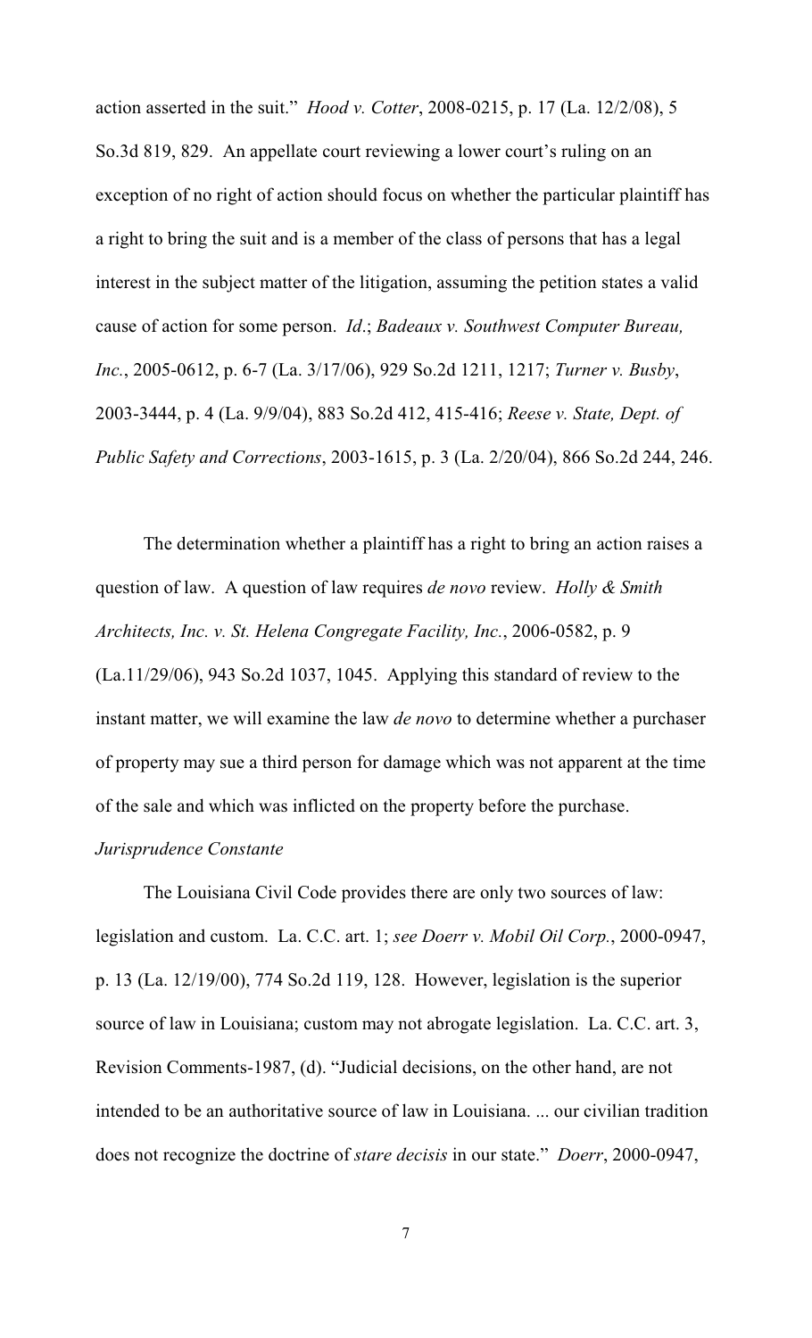action asserted in the suit." *Hood v. Cotter*, 2008-0215, p. 17 (La. 12/2/08), 5 So.3d 819, 829. An appellate court reviewing a lower court's ruling on an exception of no right of action should focus on whether the particular plaintiff has a right to bring the suit and is a member of the class of persons that has a legal interest in the subject matter of the litigation, assuming the petition states a valid cause of action for some person. *Id*.; *Badeaux v. Southwest Computer Bureau, Inc.*, 2005-0612, p. 6-7 (La. 3/17/06), 929 So.2d 1211, 1217; *Turner v. Busby*, 2003-3444, p. 4 (La. 9/9/04), 883 So.2d 412, 415-416; *Reese v. State, Dept. of Public Safety and Corrections*, 2003-1615, p. 3 (La. 2/20/04), 866 So.2d 244, 246.

The determination whether a plaintiff has a right to bring an action raises a question of law. A question of law requires *de novo* review. *Holly & Smith Architects, Inc. v. St. Helena Congregate Facility, Inc.*, 2006-0582, p. 9 (La.11/29/06), 943 So.2d 1037, 1045. Applying this standard of review to the instant matter, we will examine the law *de novo* to determine whether a purchaser of property may sue a third person for damage which was not apparent at the time of the sale and which was inflicted on the property before the purchase.

*Jurisprudence Constante*

The Louisiana Civil Code provides there are only two sources of law: legislation and custom. La. C.C. art. 1; *see Doerr v. Mobil Oil Corp.*, 2000-0947, p. 13 (La. 12/19/00), 774 So.2d 119, 128. However, legislation is the superior source of law in Louisiana; custom may not abrogate legislation. La. C.C. art. 3, Revision Comments-1987, (d). "Judicial decisions, on the other hand, are not intended to be an authoritative source of law in Louisiana. ... our civilian tradition does not recognize the doctrine of *stare decisis* in our state." *Doerr*, 2000-0947,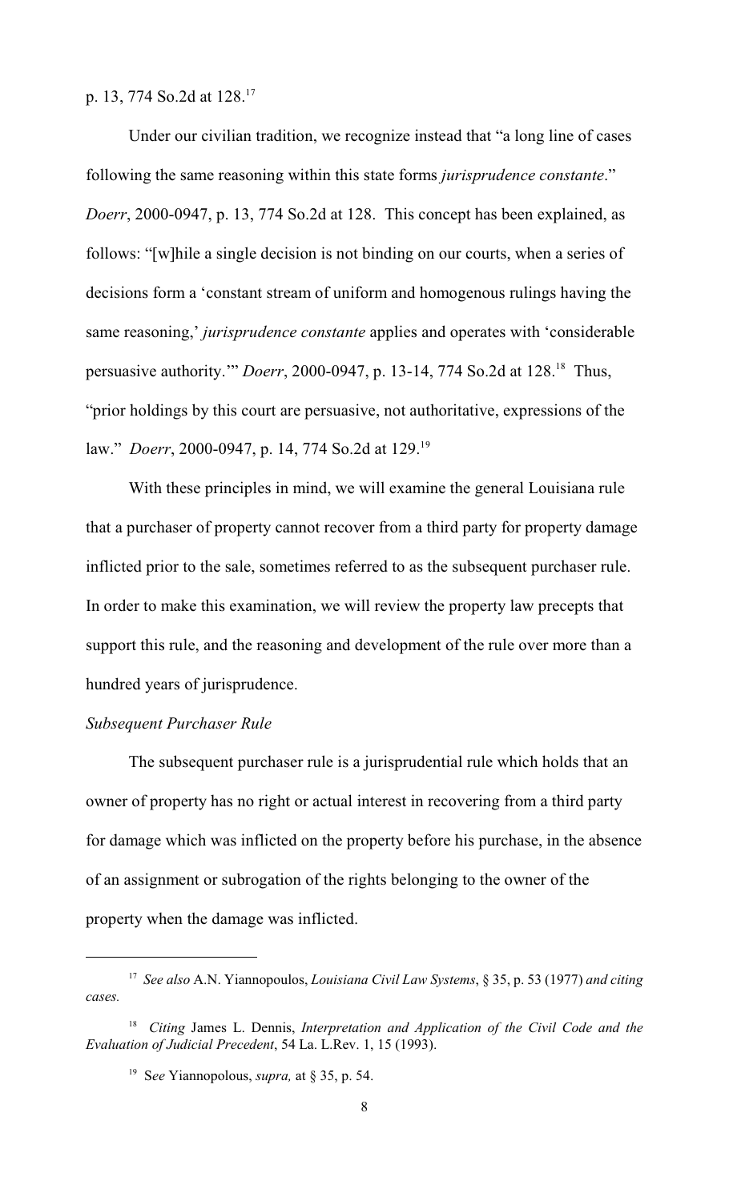p. 13, 774 So.2d at 128.[17]

Under our civilian tradition, we recognize instead that "a long line of cases following the same reasoning within this state forms *jurisprudence constante*." *Doerr*, 2000-0947, p. 13, 774 So.2d at 128. This concept has been explained, as follows: "[w]hile a single decision is not binding on our courts, when a series of decisions form a 'constant stream of uniform and homogenous rulings having the same reasoning,' *jurisprudence constante* applies and operates with 'considerable persuasive authority.'" *Doerr*, 2000-0947, p. 13-14, 774 So.2d at 128.[18] Thus, "prior holdings by this court are persuasive, not authoritative, expressions of the law." *Doerr*, 2000-0947, p. 14, 774 So.2d at 129.[19]

With these principles in mind, we will examine the general Louisiana rule that a purchaser of property cannot recover from a third party for property damage inflicted prior to the sale, sometimes referred to as the subsequent purchaser rule. In order to make this examination, we will review the property law precepts that support this rule, and the reasoning and development of the rule over more than a hundred years of jurisprudence.

*Subsequent Purchaser Rule*

The subsequent purchaser rule is a jurisprudential rule which holds that an owner of property has no right or actual interest in recovering from a third party for damage which was inflicted on the property before his purchase, in the absence of an assignment or subrogation of the rights belonging to the owner of the property when the damage was inflicted.

---

[17] *See also* A.N. Yiannopoulos, *Louisiana Civil Law Systems*, § 35, p. 53 (1977) *and citing cases.*

[18] *Citing* James L. Dennis, *Interpretation and Application of the Civil Code and the Evaluation of Judicial Precedent*, 54 La. L.Rev. 1, 15 (1993).

[19] S*ee* Yiannopolous, *supra,* at § 35, p. 54.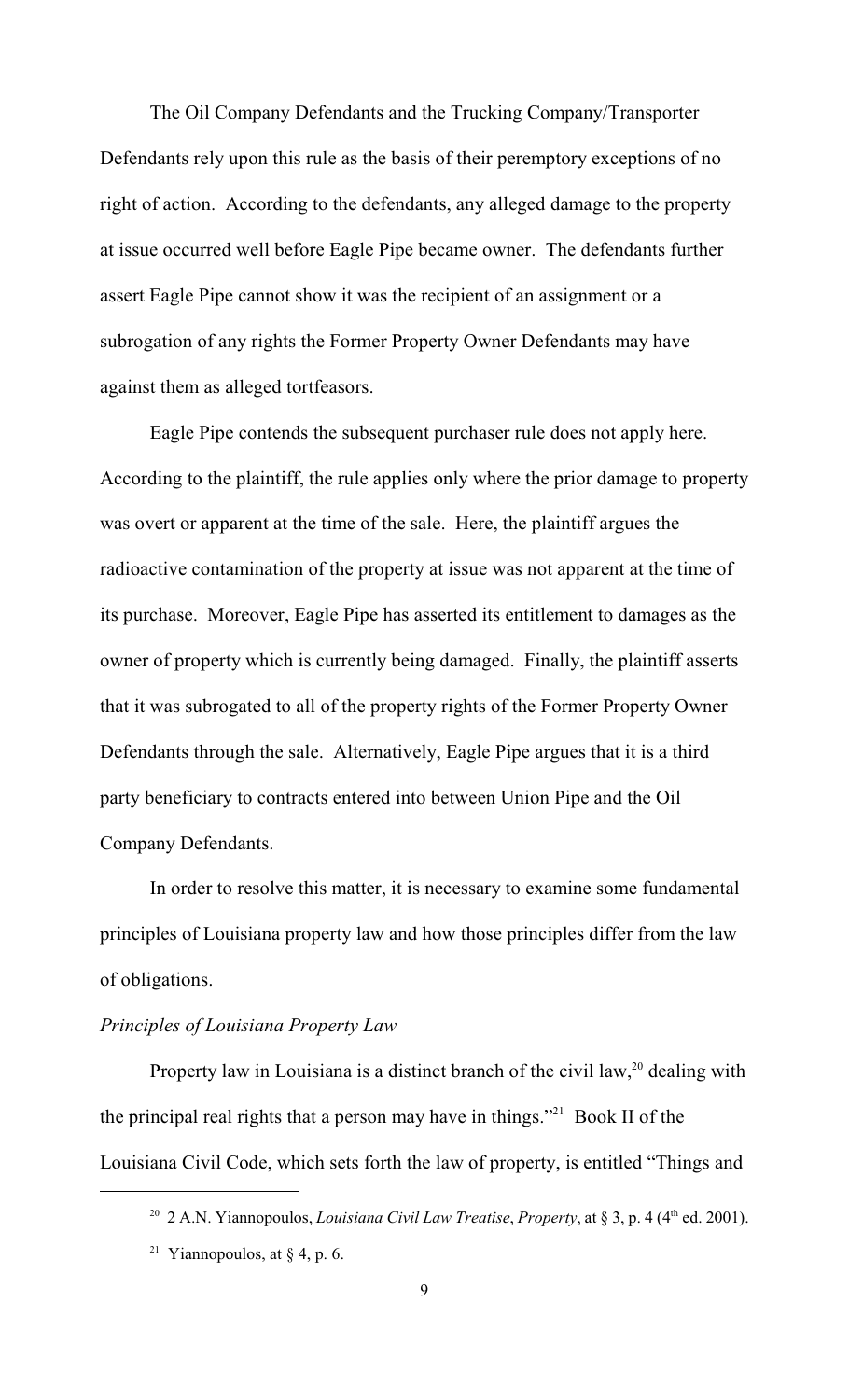The Oil Company Defendants and the Trucking Company/Transporter Defendants rely upon this rule as the basis of their peremptory exceptions of no right of action. According to the defendants, any alleged damage to the property at issue occurred well before Eagle Pipe became owner. The defendants further assert Eagle Pipe cannot show it was the recipient of an assignment or a subrogation of any rights the Former Property Owner Defendants may have against them as alleged tortfeasors.

Eagle Pipe contends the subsequent purchaser rule does not apply here. According to the plaintiff, the rule applies only where the prior damage to property was overt or apparent at the time of the sale. Here, the plaintiff argues the radioactive contamination of the property at issue was not apparent at the time of its purchase. Moreover, Eagle Pipe has asserted its entitlement to damages as the owner of property which is currently being damaged. Finally, the plaintiff asserts that it was subrogated to all of the property rights of the Former Property Owner Defendants through the sale. Alternatively, Eagle Pipe argues that it is a third party beneficiary to contracts entered into between Union Pipe and the Oil Company Defendants.

In order to resolve this matter, it is necessary to examine some fundamental principles of Louisiana property law and how those principles differ from the law of obligations.

*Principles of Louisiana Property Law*

Property law in Louisiana is a distinct branch of the civil law,[20] dealing with the principal real rights that a person may have in things."[21] Book II of the Louisiana Civil Code, which sets forth the law of property, is entitled "Things and

---

[20] 2 A.N. Yiannopoulos, *Louisiana Civil Law Treatise*, *Property*, at § 3, p. 4 (4th ed. 2001).

[21] Yiannopoulos, at § 4, p. 6.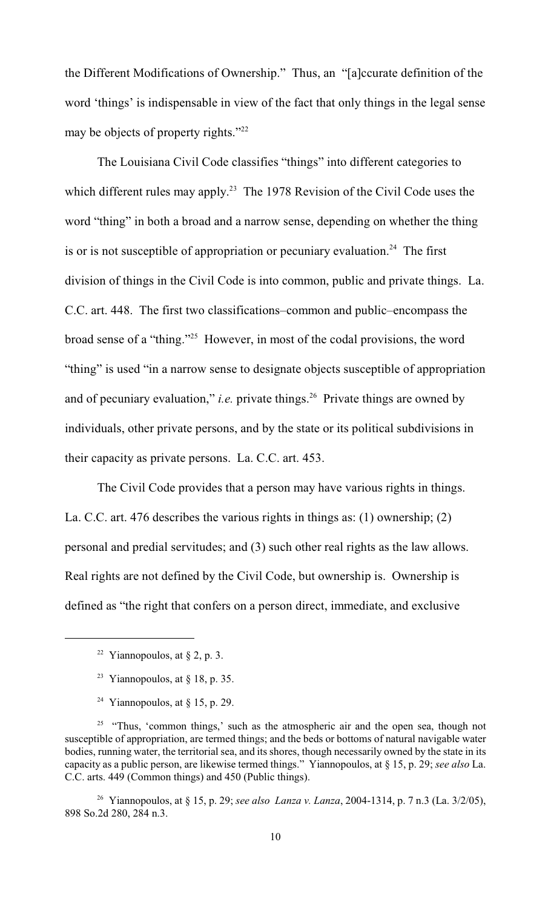the Different Modifications of Ownership." Thus, an "[a]ccurate definition of the word 'things' is indispensable in view of the fact that only things in the legal sense may be objects of property rights."[22]

The Louisiana Civil Code classifies "things" into different categories to which different rules may apply.[23] The 1978 Revision of the Civil Code uses the word "thing" in both a broad and a narrow sense, depending on whether the thing is or is not susceptible of appropriation or pecuniary evaluation.[24] The first division of things in the Civil Code is into common, public and private things. La. C.C. art. 448. The first two classifications–common and public–encompass the broad sense of a "thing."[25] However, in most of the codal provisions, the word "thing" is used "in a narrow sense to designate objects susceptible of appropriation and of pecuniary evaluation," *i.e.* private things.[26] Private things are owned by individuals, other private persons, and by the state or its political subdivisions in their capacity as private persons. La. C.C. art. 453.

The Civil Code provides that a person may have various rights in things. La. C.C. art. 476 describes the various rights in things as: (1) ownership; (2) personal and predial servitudes; and (3) such other real rights as the law allows. Real rights are not defined by the Civil Code, but ownership is. Ownership is defined as "the right that confers on a person direct, immediate, and exclusive

---

[22] Yiannopoulos, at § 2, p. 3.

[23] Yiannopoulos, at § 18, p. 35.

[24] Yiannopoulos, at § 15, p. 29.

[25] "Thus, 'common things,' such as the atmospheric air and the open sea, though not susceptible of appropriation, are termed things; and the beds or bottoms of natural navigable water bodies, running water, the territorial sea, and its shores, though necessarily owned by the state in its capacity as a public person, are likewise termed things." Yiannopoulos, at § 15, p. 29; *see also* La. C.C. arts. 449 (Common things) and 450 (Public things).

[26] Yiannopoulos, at § 15, p. 29; *see also* *Lanza v. Lanza*, 2004-1314, p. 7 n.3 (La. 3/2/05), 898 So.2d 280, 284 n.3.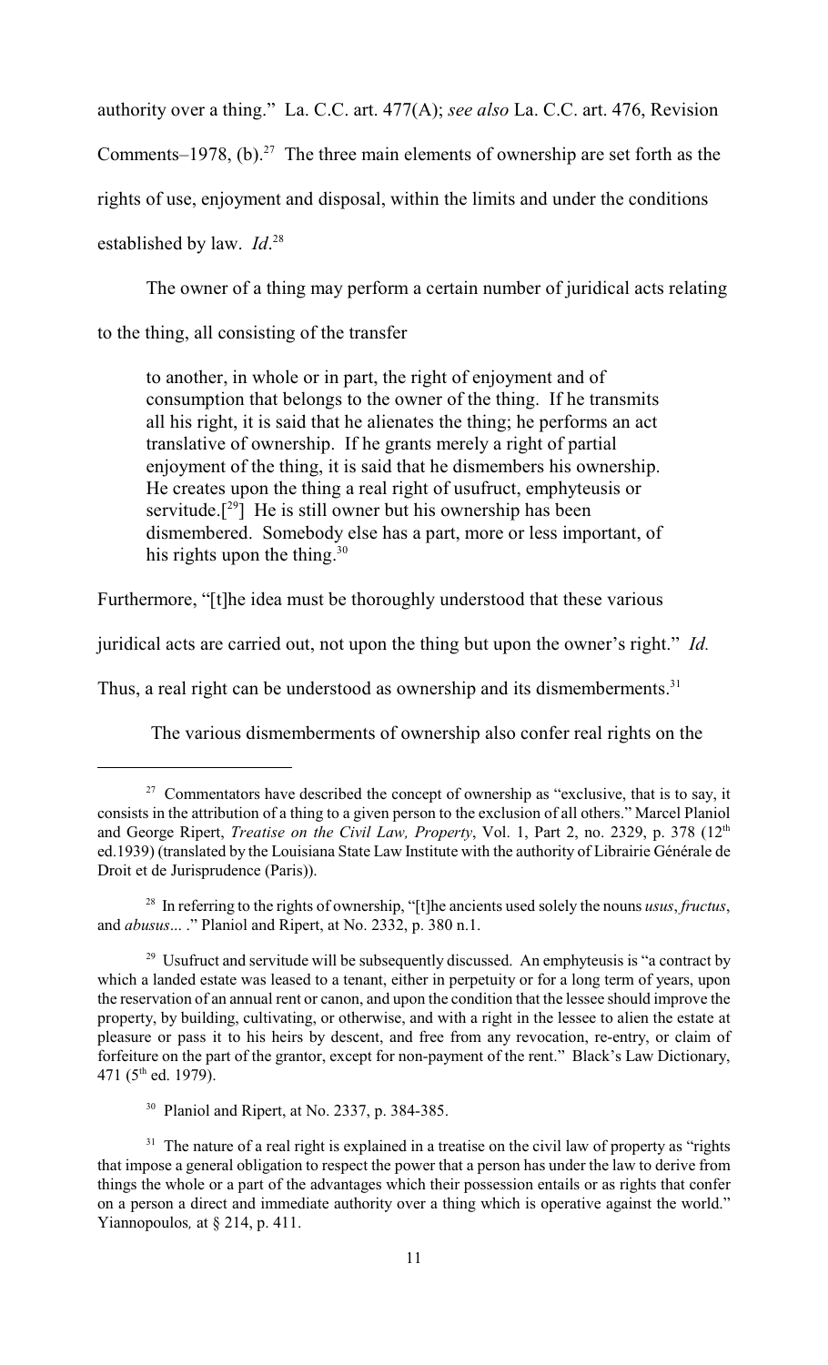authority over a thing." La. C.C. art. 477(A); *see also* La. C.C. art. 476, Revision Comments–1978, (b).[27] The three main elements of ownership are set forth as the rights of use, enjoyment and disposal, within the limits and under the conditions established by law. *Id*.[28]

The owner of a thing may perform a certain number of juridical acts relating to the thing, all consisting of the transfer

> to another, in whole or in part, the right of enjoyment and of consumption that belongs to the owner of the thing. If he transmits all his right, it is said that he alienates the thing; he performs an act translative of ownership. If he grants merely a right of partial enjoyment of the thing, it is said that he dismembers his ownership. He creates upon the thing a real right of usufruct, emphyteusis or servitude.[[29]] He is still owner but his ownership has been dismembered. Somebody else has a part, more or less important, of his rights upon the thing.[30]

Furthermore, "[t]he idea must be thoroughly understood that these various juridical acts are carried out, not upon the thing but upon the owner's right." *Id.* Thus, a real right can be understood as ownership and its dismemberments.[31]

The various dismemberments of ownership also confer real rights on the

---

[27] Commentators have described the concept of ownership as "exclusive, that is to say, it consists in the attribution of a thing to a given person to the exclusion of all others." Marcel Planiol and George Ripert, *Treatise on the Civil Law, Property*, Vol. 1, Part 2, no. 2329, p. 378 (12th ed.1939) (translated by the Louisiana State Law Institute with the authority of Librairie Générale de Droit et de Jurisprudence (Paris)).

[28] In referring to the rights of ownership, "[t]he ancients used solely the nouns *usus*, *fructus*, and *abusus*... ." Planiol and Ripert, at No. 2332, p. 380 n.1.

[29] Usufruct and servitude will be subsequently discussed. An emphyteusis is "a contract by which a landed estate was leased to a tenant, either in perpetuity or for a long term of years, upon the reservation of an annual rent or canon, and upon the condition that the lessee should improve the property, by building, cultivating, or otherwise, and with a right in the lessee to alien the estate at pleasure or pass it to his heirs by descent, and free from any revocation, re-entry, or claim of forfeiture on the part of the grantor, except for non-payment of the rent." Black's Law Dictionary, 471 (5th ed. 1979).

[30] Planiol and Ripert, at No. 2337, p. 384-385.

[31] The nature of a real right is explained in a treatise on the civil law of property as "rights that impose a general obligation to respect the power that a person has under the law to derive from things the whole or a part of the advantages which their possession entails or as rights that confer on a person a direct and immediate authority over a thing which is operative against the world." Yiannopoulos*,* at § 214, p. 411.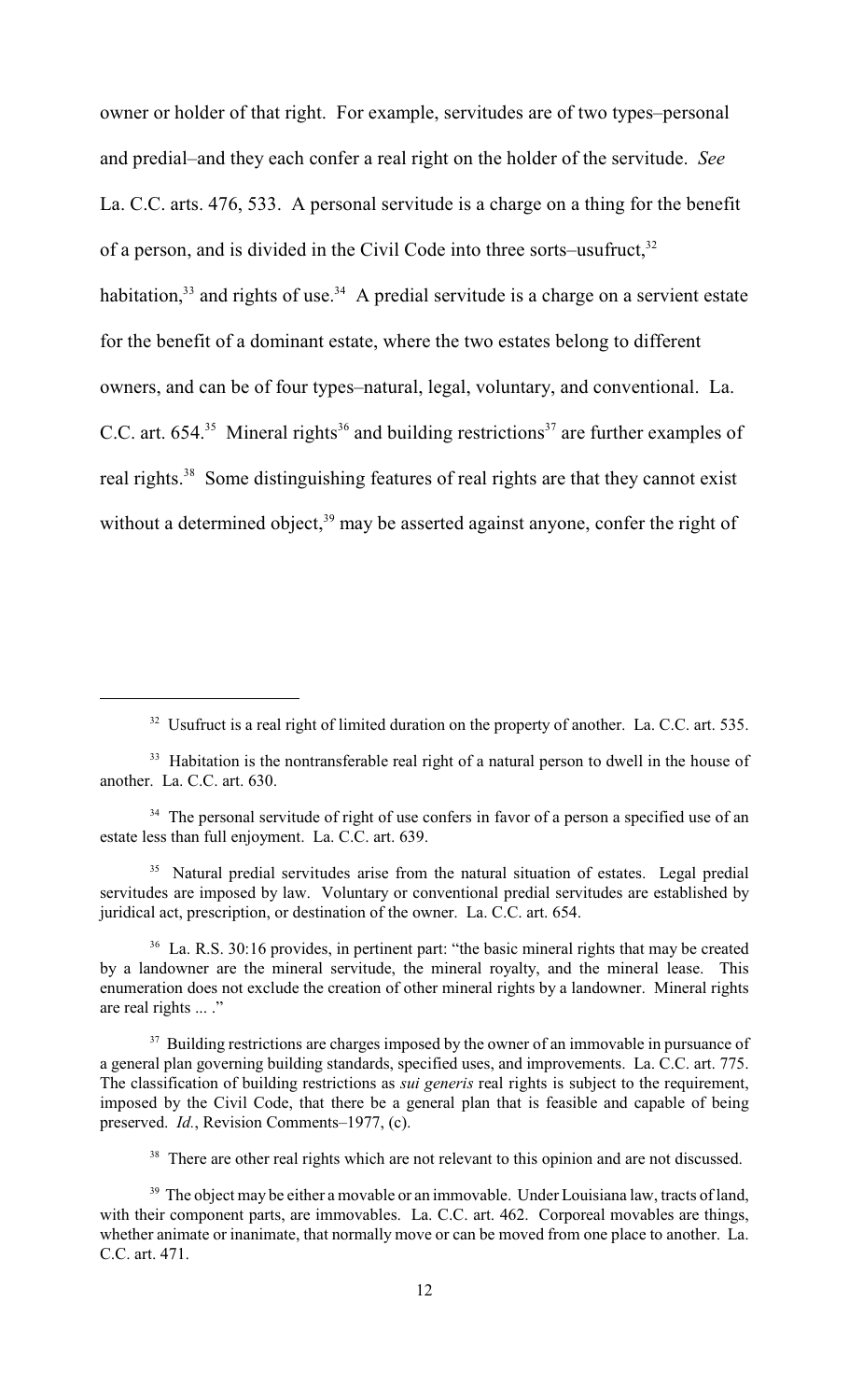owner or holder of that right. For example, servitudes are of two types–personal and predial–and they each confer a real right on the holder of the servitude. *See* La. C.C. arts. 476, 533. A personal servitude is a charge on a thing for the benefit of a person, and is divided in the Civil Code into three sorts–usufruct,[32] habitation,[33] and rights of use.[34] A predial servitude is a charge on a servient estate for the benefit of a dominant estate, where the two estates belong to different owners, and can be of four types–natural, legal, voluntary, and conventional. La. C.C. art. 654.[35] Mineral rights[36] and building restrictions[37] are further examples of real rights.[38] Some distinguishing features of real rights are that they cannot exist without a determined object,[39] may be asserted against anyone, confer the right of

---

[32] Usufruct is a real right of limited duration on the property of another. La. C.C. art. 535.

[33] Habitation is the nontransferable real right of a natural person to dwell in the house of another. La. C.C. art. 630.

[34] The personal servitude of right of use confers in favor of a person a specified use of an estate less than full enjoyment. La. C.C. art. 639.

[35] Natural predial servitudes arise from the natural situation of estates. Legal predial servitudes are imposed by law. Voluntary or conventional predial servitudes are established by juridical act, prescription, or destination of the owner. La. C.C. art. 654.

[36] La. R.S. 30:16 provides, in pertinent part: "the basic mineral rights that may be created by a landowner are the mineral servitude, the mineral royalty, and the mineral lease. This enumeration does not exclude the creation of other mineral rights by a landowner. Mineral rights are real rights ... ."

[37] Building restrictions are charges imposed by the owner of an immovable in pursuance of a general plan governing building standards, specified uses, and improvements. La. C.C. art. 775. The classification of building restrictions as *sui generis* real rights is subject to the requirement, imposed by the Civil Code, that there be a general plan that is feasible and capable of being preserved. *Id.*, Revision Comments–1977, (c).

[38] There are other real rights which are not relevant to this opinion and are not discussed.

[39] The object may be either a movable or an immovable. Under Louisiana law, tracts of land, with their component parts, are immovables. La. C.C. art. 462. Corporeal movables are things, whether animate or inanimate, that normally move or can be moved from one place to another. La. C.C. art. 471.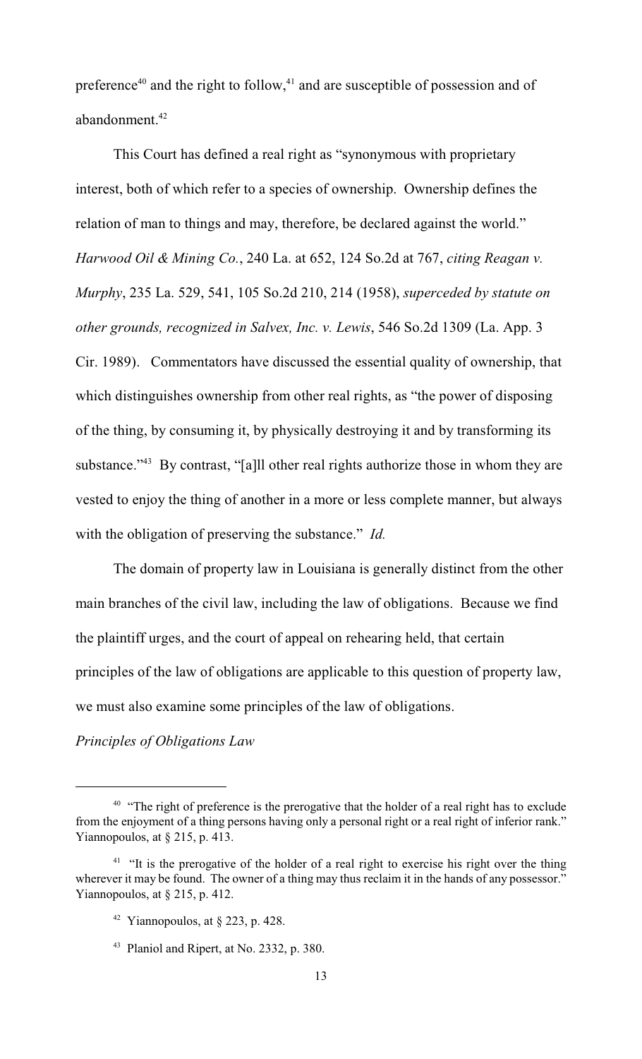preference[40] and the right to follow,[41] and are susceptible of possession and of abandonment.[42]

This Court has defined a real right as "synonymous with proprietary interest, both of which refer to a species of ownership. Ownership defines the relation of man to things and may, therefore, be declared against the world." *Harwood Oil & Mining Co.*, 240 La. at 652, 124 So.2d at 767, *citing Reagan v. Murphy*, 235 La. 529, 541, 105 So.2d 210, 214 (1958), *superceded by statute on other grounds, recognized in Salvex, Inc. v. Lewis*, 546 So.2d 1309 (La. App. 3 Cir. 1989). Commentators have discussed the essential quality of ownership, that which distinguishes ownership from other real rights, as "the power of disposing of the thing, by consuming it, by physically destroying it and by transforming its substance."[43] By contrast, "[a]ll other real rights authorize those in whom they are vested to enjoy the thing of another in a more or less complete manner, but always with the obligation of preserving the substance." *Id.*

The domain of property law in Louisiana is generally distinct from the other main branches of the civil law, including the law of obligations. Because we find the plaintiff urges, and the court of appeal on rehearing held, that certain principles of the law of obligations are applicable to this question of property law, we must also examine some principles of the law of obligations.

*Principles of Obligations Law*

---

[40] "The right of preference is the prerogative that the holder of a real right has to exclude from the enjoyment of a thing persons having only a personal right or a real right of inferior rank." Yiannopoulos, at § 215, p. 413.

[41] "It is the prerogative of the holder of a real right to exercise his right over the thing wherever it may be found. The owner of a thing may thus reclaim it in the hands of any possessor." Yiannopoulos, at § 215, p. 412.

[42] Yiannopoulos, at § 223, p. 428.

[43] Planiol and Ripert, at No. 2332, p. 380.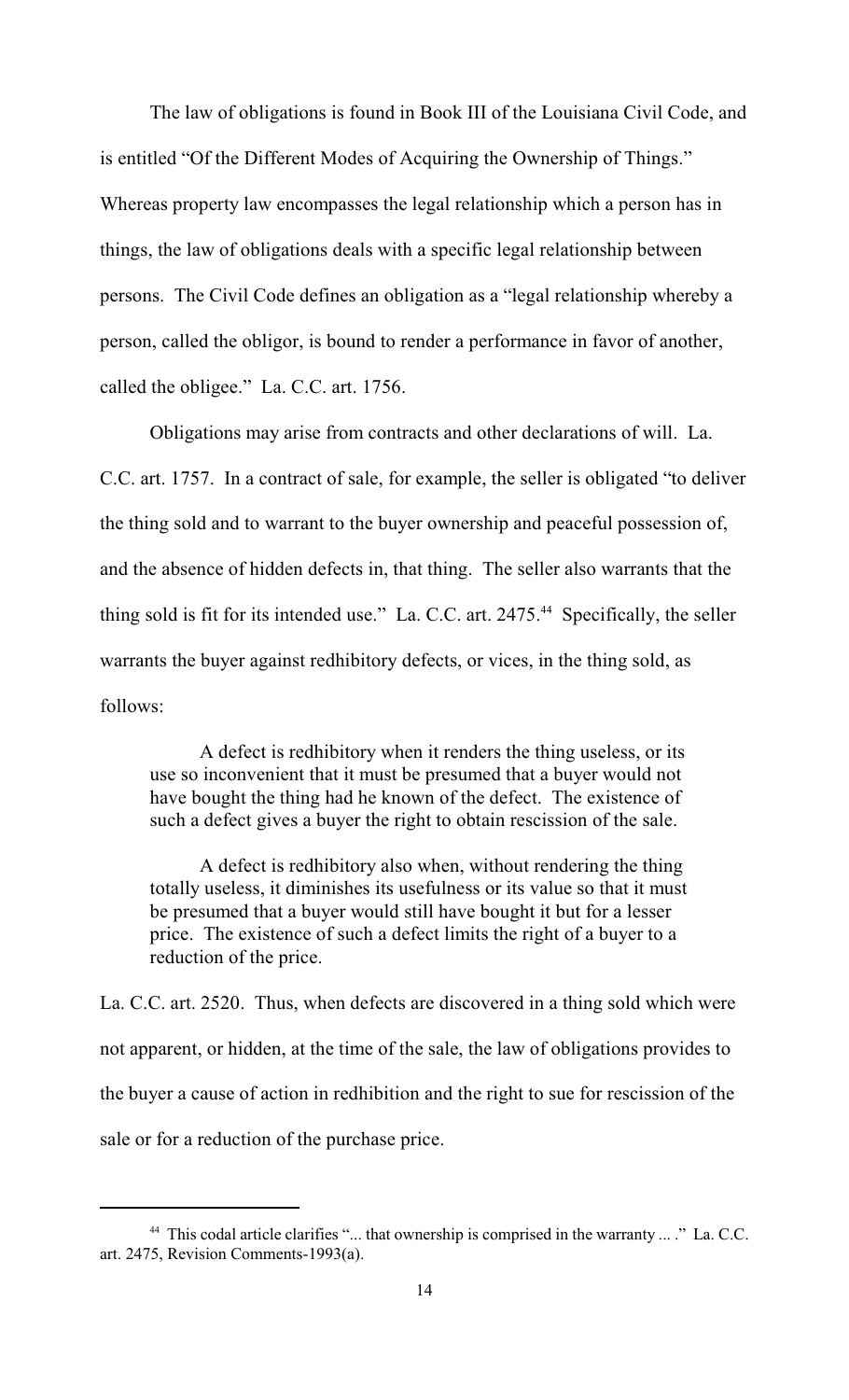The law of obligations is found in Book III of the Louisiana Civil Code, and is entitled "Of the Different Modes of Acquiring the Ownership of Things." Whereas property law encompasses the legal relationship which a person has in things, the law of obligations deals with a specific legal relationship between persons. The Civil Code defines an obligation as a "legal relationship whereby a person, called the obligor, is bound to render a performance in favor of another, called the obligee." La. C.C. art. 1756.

Obligations may arise from contracts and other declarations of will. La. C.C. art. 1757. In a contract of sale, for example, the seller is obligated "to deliver the thing sold and to warrant to the buyer ownership and peaceful possession of, and the absence of hidden defects in, that thing. The seller also warrants that the thing sold is fit for its intended use." La. C.C. art. 2475.[44] Specifically, the seller warrants the buyer against redhibitory defects, or vices, in the thing sold, as follows:

> A defect is redhibitory when it renders the thing useless, or its use so inconvenient that it must be presumed that a buyer would not have bought the thing had he known of the defect. The existence of such a defect gives a buyer the right to obtain rescission of the sale.
>
> A defect is redhibitory also when, without rendering the thing totally useless, it diminishes its usefulness or its value so that it must be presumed that a buyer would still have bought it but for a lesser price. The existence of such a defect limits the right of a buyer to a reduction of the price.

La. C.C. art. 2520. Thus, when defects are discovered in a thing sold which were not apparent, or hidden, at the time of the sale, the law of obligations provides to the buyer a cause of action in redhibition and the right to sue for rescission of the sale or for a reduction of the purchase price.

---

[44] This codal article clarifies "... that ownership is comprised in the warranty ... ." La. C.C. art. 2475, Revision Comments-1993(a).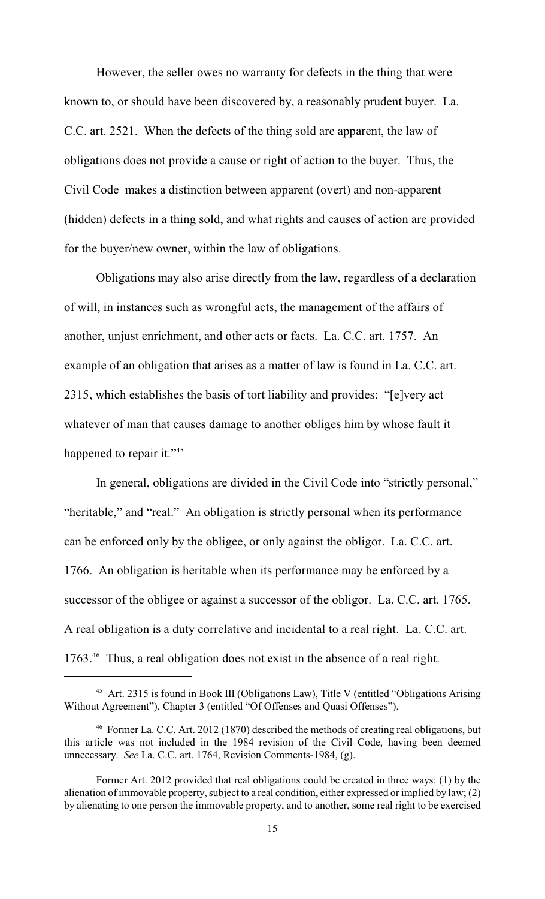However, the seller owes no warranty for defects in the thing that were known to, or should have been discovered by, a reasonably prudent buyer. La. C.C. art. 2521. When the defects of the thing sold are apparent, the law of obligations does not provide a cause or right of action to the buyer. Thus, the Civil Code makes a distinction between apparent (overt) and non-apparent (hidden) defects in a thing sold, and what rights and causes of action are provided for the buyer/new owner, within the law of obligations.

Obligations may also arise directly from the law, regardless of a declaration of will, in instances such as wrongful acts, the management of the affairs of another, unjust enrichment, and other acts or facts. La. C.C. art. 1757. An example of an obligation that arises as a matter of law is found in La. C.C. art. 2315, which establishes the basis of tort liability and provides: "[e]very act whatever of man that causes damage to another obliges him by whose fault it happened to repair it."[45]

In general, obligations are divided in the Civil Code into "strictly personal," "heritable," and "real." An obligation is strictly personal when its performance can be enforced only by the obligee, or only against the obligor. La. C.C. art. 1766. An obligation is heritable when its performance may be enforced by a successor of the obligee or against a successor of the obligor. La. C.C. art. 1765. A real obligation is a duty correlative and incidental to a real right. La. C.C. art. 1763.[46] Thus, a real obligation does not exist in the absence of a real right.

---

[45] Art. 2315 is found in Book III (Obligations Law), Title V (entitled "Obligations Arising Without Agreement"), Chapter 3 (entitled "Of Offenses and Quasi Offenses").

[46] Former La. C.C. Art. 2012 (1870) described the methods of creating real obligations, but this article was not included in the 1984 revision of the Civil Code, having been deemed unnecessary. *See* La. C.C. art. 1764, Revision Comments-1984, (g).

Former Art. 2012 provided that real obligations could be created in three ways: (1) by the alienation of immovable property, subject to a real condition, either expressed or implied by law; (2) by alienating to one person the immovable property, and to another, some real right to be exercised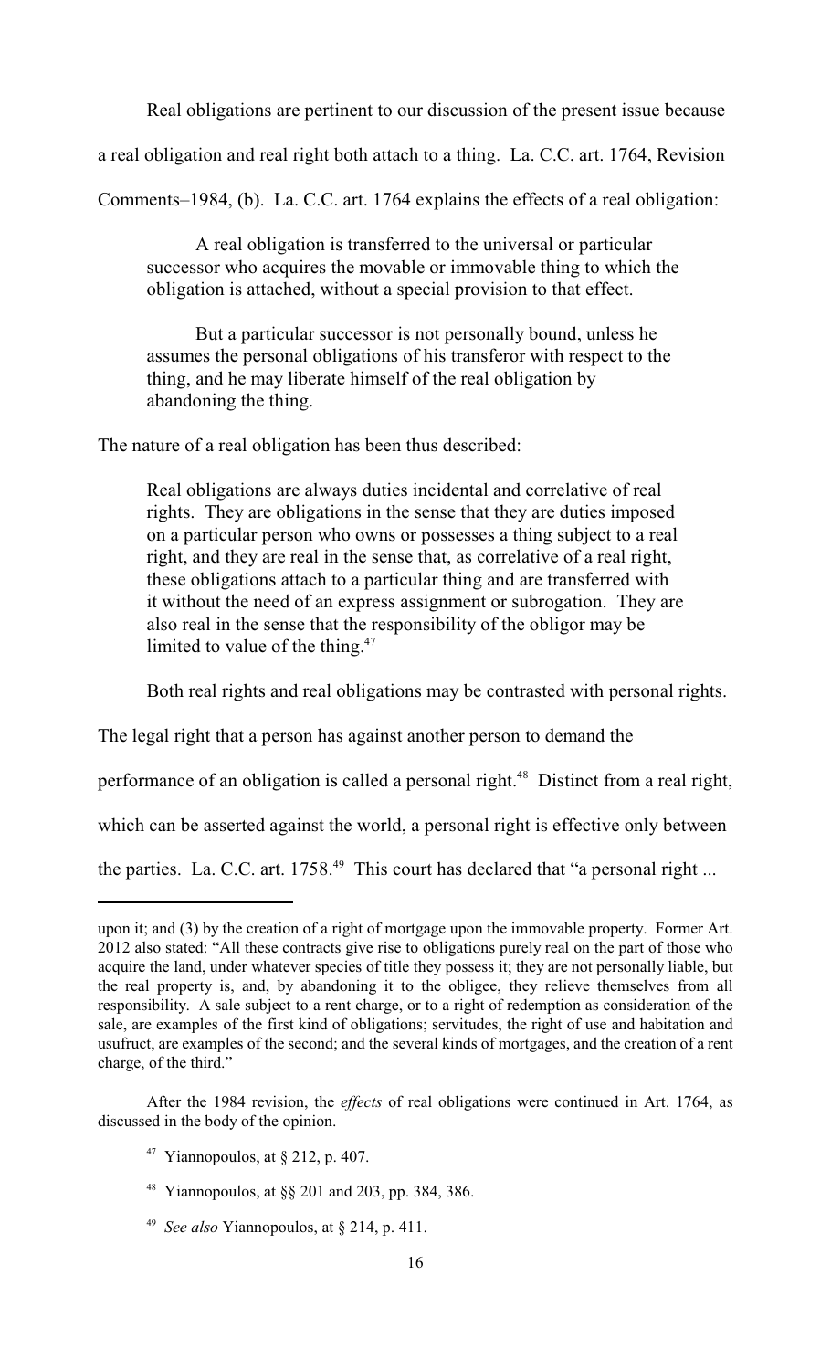Real obligations are pertinent to our discussion of the present issue because a real obligation and real right both attach to a thing. La. C.C. art. 1764, Revision Comments–1984, (b). La. C.C. art. 1764 explains the effects of a real obligation:

> A real obligation is transferred to the universal or particular successor who acquires the movable or immovable thing to which the obligation is attached, without a special provision to that effect.
>
> But a particular successor is not personally bound, unless he assumes the personal obligations of his transferor with respect to the thing, and he may liberate himself of the real obligation by abandoning the thing.

The nature of a real obligation has been thus described:

> Real obligations are always duties incidental and correlative of real rights. They are obligations in the sense that they are duties imposed on a particular person who owns or possesses a thing subject to a real right, and they are real in the sense that, as correlative of a real right, these obligations attach to a particular thing and are transferred with it without the need of an express assignment or subrogation. They are also real in the sense that the responsibility of the obligor may be limited to value of the thing.[47]

Both real rights and real obligations may be contrasted with personal rights. The legal right that a person has against another person to demand the performance of an obligation is called a personal right.[48] Distinct from a real right, which can be asserted against the world, a personal right is effective only between the parties. La. C.C. art. 1758.[49] This court has declared that "a personal right ...

---

upon it; and (3) by the creation of a right of mortgage upon the immovable property. Former Art. 2012 also stated: "All these contracts give rise to obligations purely real on the part of those who acquire the land, under whatever species of title they possess it; they are not personally liable, but the real property is, and, by abandoning it to the obligee, they relieve themselves from all responsibility. A sale subject to a rent charge, or to a right of redemption as consideration of the sale, are examples of the first kind of obligations; servitudes, the right of use and habitation and usufruct, are examples of the second; and the several kinds of mortgages, and the creation of a rent charge, of the third."

After the 1984 revision, the *effects* of real obligations were continued in Art. 1764, as discussed in the body of the opinion.

[47] Yiannopoulos, at § 212, p. 407.

[48] Yiannopoulos, at §§ 201 and 203, pp. 384, 386.

[49] *See also* Yiannopoulos, at § 214, p. 411.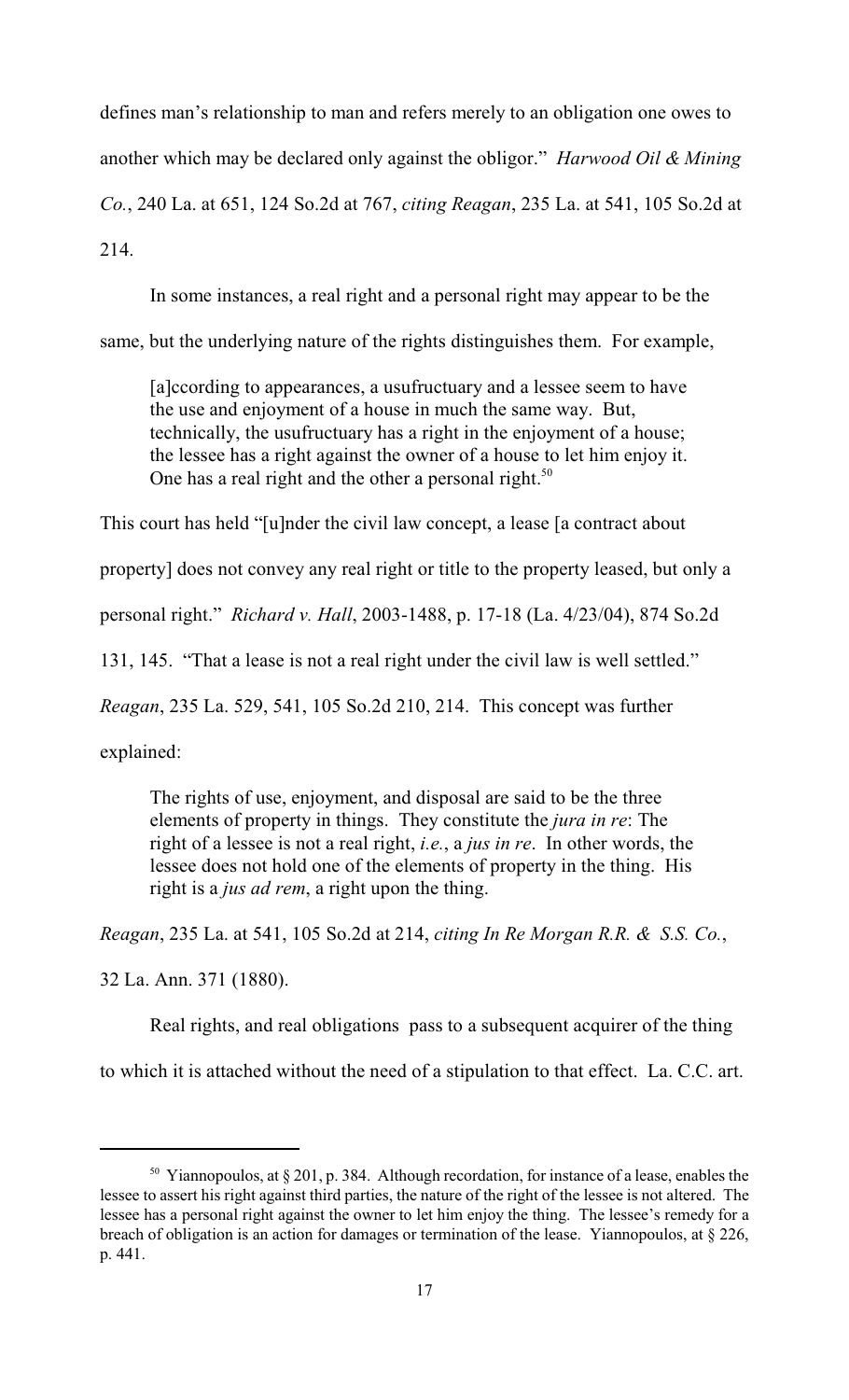defines man's relationship to man and refers merely to an obligation one owes to another which may be declared only against the obligor." *Harwood Oil & Mining Co.*, 240 La. at 651, 124 So.2d at 767, *citing Reagan*, 235 La. at 541, 105 So.2d at 214.

In some instances, a real right and a personal right may appear to be the same, but the underlying nature of the rights distinguishes them. For example,

> [a]ccording to appearances, a usufructuary and a lessee seem to have the use and enjoyment of a house in much the same way. But, technically, the usufructuary has a right in the enjoyment of a house; the lessee has a right against the owner of a house to let him enjoy it. One has a real right and the other a personal right.[50]

This court has held "[u]nder the civil law concept, a lease [a contract about property] does not convey any real right or title to the property leased, but only a personal right." *Richard v. Hall*, 2003-1488, p. 17-18 (La. 4/23/04), 874 So.2d 131, 145. "That a lease is not a real right under the civil law is well settled." *Reagan*, 235 La. 529, 541, 105 So.2d 210, 214. This concept was further explained:

> The rights of use, enjoyment, and disposal are said to be the three elements of property in things. They constitute the *jura in re*: The right of a lessee is not a real right, *i.e.*, a *jus in re*. In other words, the lessee does not hold one of the elements of property in the thing. His right is a *jus ad rem*, a right upon the thing.

*Reagan*, 235 La. at 541, 105 So.2d at 214, *citing In Re Morgan R.R. & S.S. Co.*, 32 La. Ann. 371 (1880).

Real rights, and real obligations pass to a subsequent acquirer of the thing to which it is attached without the need of a stipulation to that effect. La. C.C. art.

---

[50] Yiannopoulos, at § 201, p. 384. Although recordation, for instance of a lease, enables the lessee to assert his right against third parties, the nature of the right of the lessee is not altered. The lessee has a personal right against the owner to let him enjoy the thing. The lessee's remedy for a breach of obligation is an action for damages or termination of the lease. Yiannopoulos, at § 226, p. 441.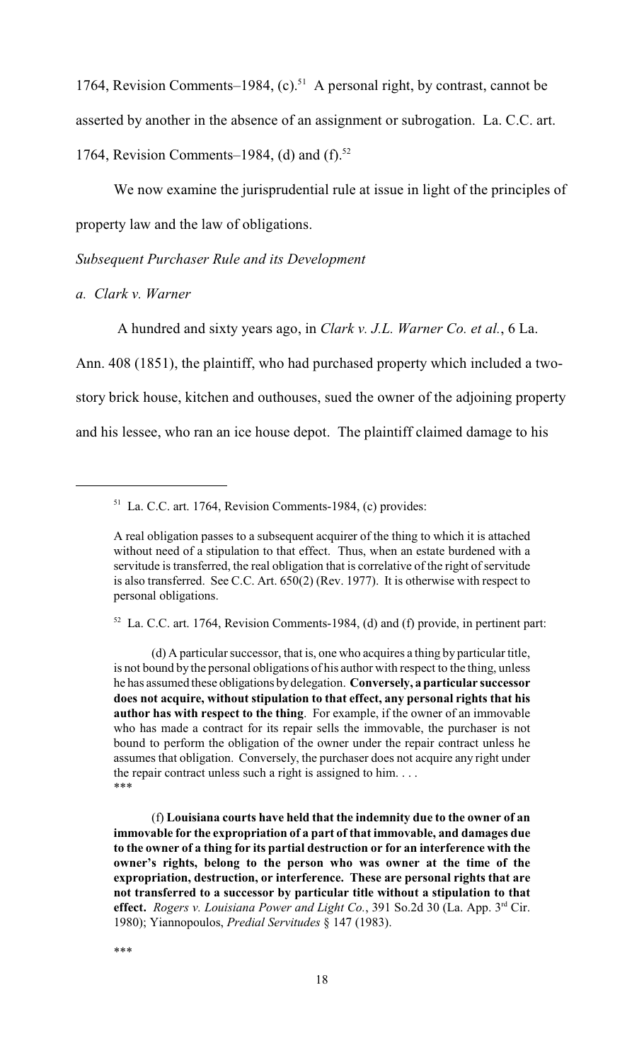1764, Revision Comments–1984, (c).[51] A personal right, by contrast, cannot be asserted by another in the absence of an assignment or subrogation. La. C.C. art. 1764, Revision Comments–1984, (d) and (f).[52]

We now examine the jurisprudential rule at issue in light of the principles of property law and the law of obligations.

*Subsequent Purchaser Rule and its Development*

*a. Clark v. Warner*

A hundred and sixty years ago, in *Clark v. J.L. Warner Co. et al.*, 6 La. Ann. 408 (1851), the plaintiff, who had purchased property which included a two-story brick house, kitchen and outhouses, sued the owner of the adjoining property and his lessee, who ran an ice house depot. The plaintiff claimed damage to his

---

[51] La. C.C. art. 1764, Revision Comments-1984, (c) provides:

A real obligation passes to a subsequent acquirer of the thing to which it is attached without need of a stipulation to that effect. Thus, when an estate burdened with a servitude is transferred, the real obligation that is correlative of the right of servitude is also transferred. See C.C. Art. 650(2) (Rev. 1977). It is otherwise with respect to personal obligations.

[52] La. C.C. art. 1764, Revision Comments-1984, (d) and (f) provide, in pertinent part:

(d) A particular successor, that is, one who acquires a thing by particular title, is not bound by the personal obligations of his author with respect to the thing, unless he has assumed these obligations by delegation. **Conversely, a particular successor does not acquire, without stipulation to that effect, any personal rights that his author has with respect to the thing**. For example, if the owner of an immovable who has made a contract for its repair sells the immovable, the purchaser is not bound to perform the obligation of the owner under the repair contract unless he assumes that obligation. Conversely, the purchaser does not acquire any right under the repair contract unless such a right is assigned to him. . . .
***

(f) **Louisiana courts have held that the indemnity due to the owner of an immovable for the expropriation of a part of that immovable, and damages due to the owner of a thing for its partial destruction or for an interference with the owner's rights, belong to the person who was owner at the time of the expropriation, destruction, or interference. These are personal rights that are not transferred to a successor by particular title without a stipulation to that effect.** *Rogers v. Louisiana Power and Light Co.*, 391 So.2d 30 (La. App. 3rd Cir. 1980); Yiannopoulos, *Predial Servitudes* § 147 (1983).

***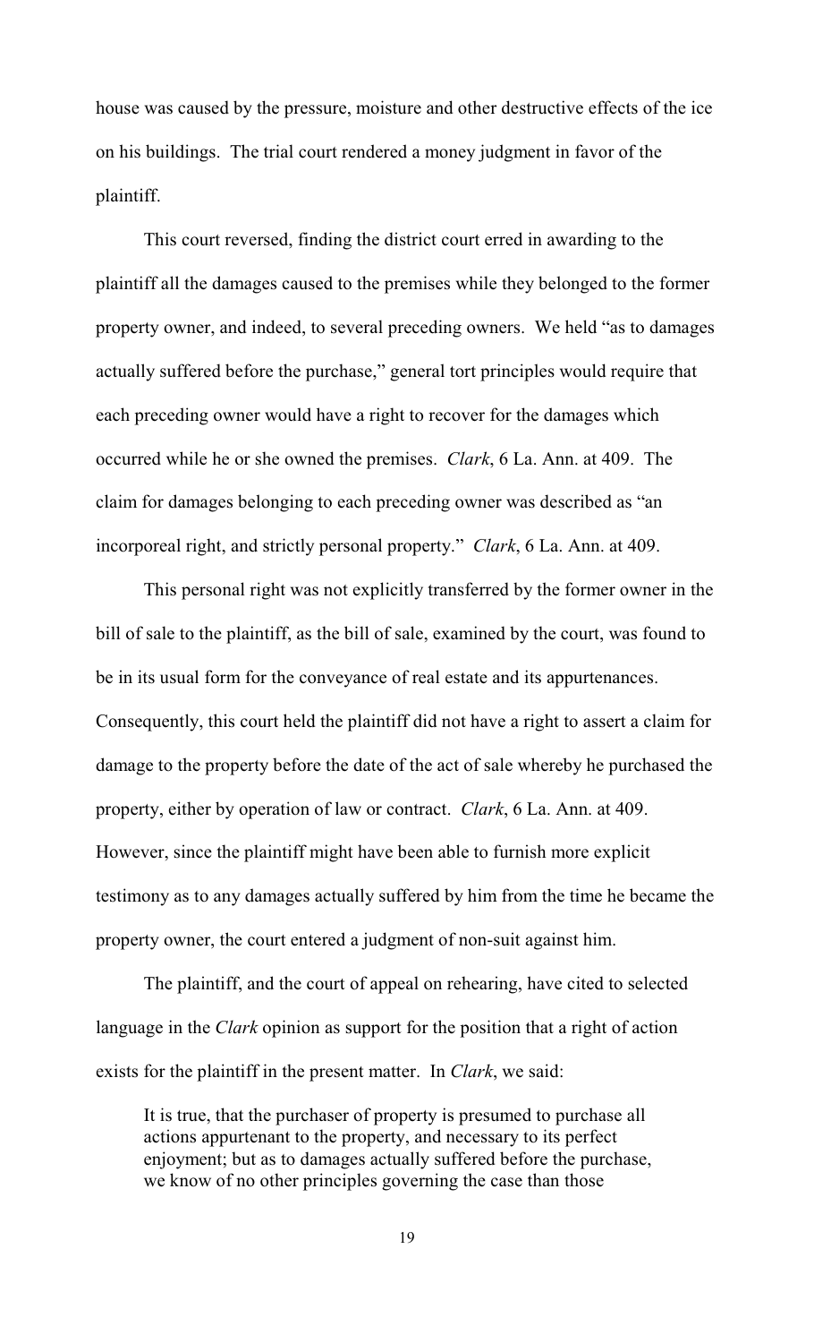house was caused by the pressure, moisture and other destructive effects of the ice on his buildings. The trial court rendered a money judgment in favor of the plaintiff.

This court reversed, finding the district court erred in awarding to the plaintiff all the damages caused to the premises while they belonged to the former property owner, and indeed, to several preceding owners. We held "as to damages actually suffered before the purchase," general tort principles would require that each preceding owner would have a right to recover for the damages which occurred while he or she owned the premises. *Clark*, 6 La. Ann. at 409. The claim for damages belonging to each preceding owner was described as "an incorporeal right, and strictly personal property." *Clark*, 6 La. Ann. at 409.

This personal right was not explicitly transferred by the former owner in the bill of sale to the plaintiff, as the bill of sale, examined by the court, was found to be in its usual form for the conveyance of real estate and its appurtenances. Consequently, this court held the plaintiff did not have a right to assert a claim for damage to the property before the date of the act of sale whereby he purchased the property, either by operation of law or contract. *Clark*, 6 La. Ann. at 409. However, since the plaintiff might have been able to furnish more explicit testimony as to any damages actually suffered by him from the time he became the property owner, the court entered a judgment of non-suit against him.

The plaintiff, and the court of appeal on rehearing, have cited to selected language in the *Clark* opinion as support for the position that a right of action exists for the plaintiff in the present matter. In *Clark*, we said:

> It is true, that the purchaser of property is presumed to purchase all actions appurtenant to the property, and necessary to its perfect enjoyment; but as to damages actually suffered before the purchase, we know of no other principles governing the case than those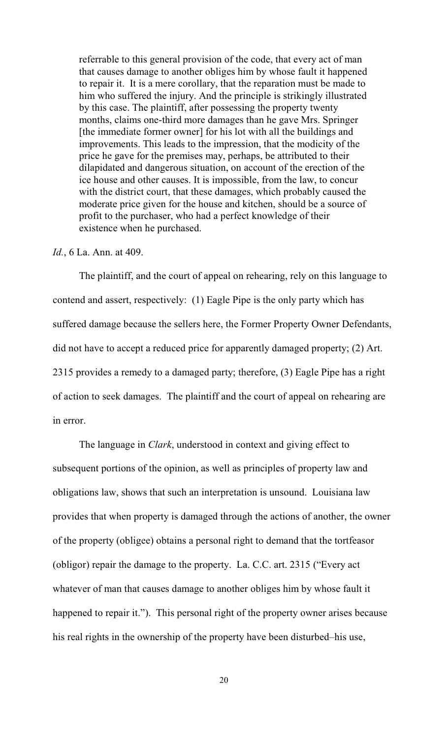> referrable to this general provision of the code, that every act of man that causes damage to another obliges him by whose fault it happened to repair it. It is a mere corollary, that the reparation must be made to him who suffered the injury. And the principle is strikingly illustrated by this case. The plaintiff, after possessing the property twenty months, claims one-third more damages than he gave Mrs. Springer [the immediate former owner] for his lot with all the buildings and improvements. This leads to the impression, that the modicity of the price he gave for the premises may, perhaps, be attributed to their dilapidated and dangerous situation, on account of the erection of the ice house and other causes. It is impossible, from the law, to concur with the district court, that these damages, which probably caused the moderate price given for the house and kitchen, should be a source of profit to the purchaser, who had a perfect knowledge of their existence when he purchased.

*Id.*, 6 La. Ann. at 409.

The plaintiff, and the court of appeal on rehearing, rely on this language to contend and assert, respectively: (1) Eagle Pipe is the only party which has suffered damage because the sellers here, the Former Property Owner Defendants, did not have to accept a reduced price for apparently damaged property; (2) Art. 2315 provides a remedy to a damaged party; therefore, (3) Eagle Pipe has a right of action to seek damages. The plaintiff and the court of appeal on rehearing are in error.

The language in *Clark*, understood in context and giving effect to subsequent portions of the opinion, as well as principles of property law and obligations law, shows that such an interpretation is unsound. Louisiana law provides that when property is damaged through the actions of another, the owner of the property (obligee) obtains a personal right to demand that the tortfeasor (obligor) repair the damage to the property. La. C.C. art. 2315 ("Every act whatever of man that causes damage to another obliges him by whose fault it happened to repair it."). This personal right of the property owner arises because his real rights in the ownership of the property have been disturbed–his use,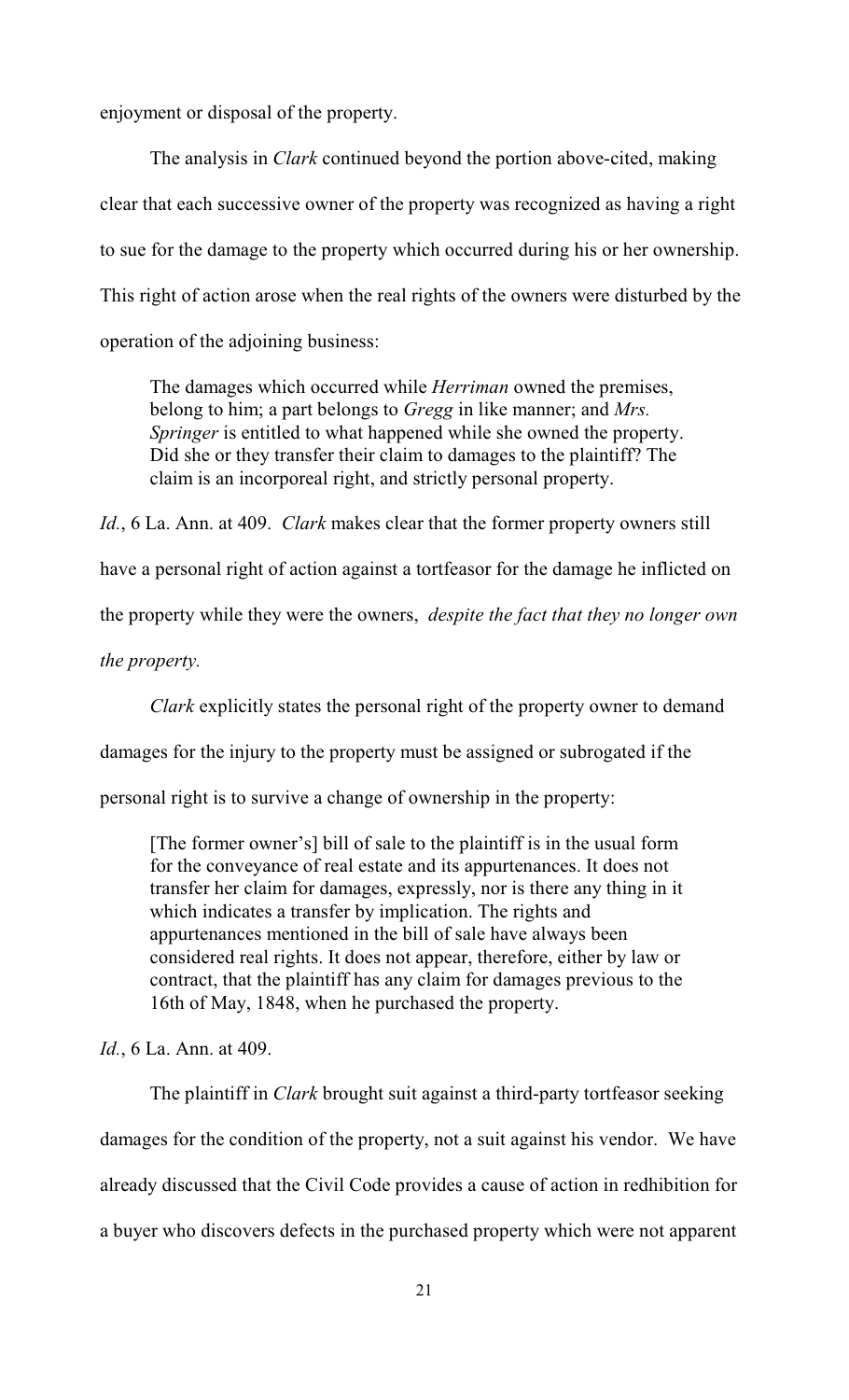enjoyment or disposal of the property.

The analysis in *Clark* continued beyond the portion above-cited, making clear that each successive owner of the property was recognized as having a right to sue for the damage to the property which occurred during his or her ownership. This right of action arose when the real rights of the owners were disturbed by the operation of the adjoining business:

> The damages which occurred while *Herriman* owned the premises, belong to him; a part belongs to *Gregg* in like manner; and *Mrs. Springer* is entitled to what happened while she owned the property. Did she or they transfer their claim to damages to the plaintiff? The claim is an incorporeal right, and strictly personal property.

*Id.*, 6 La. Ann. at 409. *Clark* makes clear that the former property owners still have a personal right of action against a tortfeasor for the damage he inflicted on the property while they were the owners, *despite the fact that they no longer own the property.*

*Clark* explicitly states the personal right of the property owner to demand damages for the injury to the property must be assigned or subrogated if the personal right is to survive a change of ownership in the property:

> [The former owner's] bill of sale to the plaintiff is in the usual form for the conveyance of real estate and its appurtenances. It does not transfer her claim for damages, expressly, nor is there any thing in it which indicates a transfer by implication. The rights and appurtenances mentioned in the bill of sale have always been considered real rights. It does not appear, therefore, either by law or contract, that the plaintiff has any claim for damages previous to the 16th of May, 1848, when he purchased the property.

*Id.*, 6 La. Ann. at 409.

The plaintiff in *Clark* brought suit against a third-party tortfeasor seeking damages for the condition of the property, not a suit against his vendor. We have already discussed that the Civil Code provides a cause of action in redhibition for a buyer who discovers defects in the purchased property which were not apparent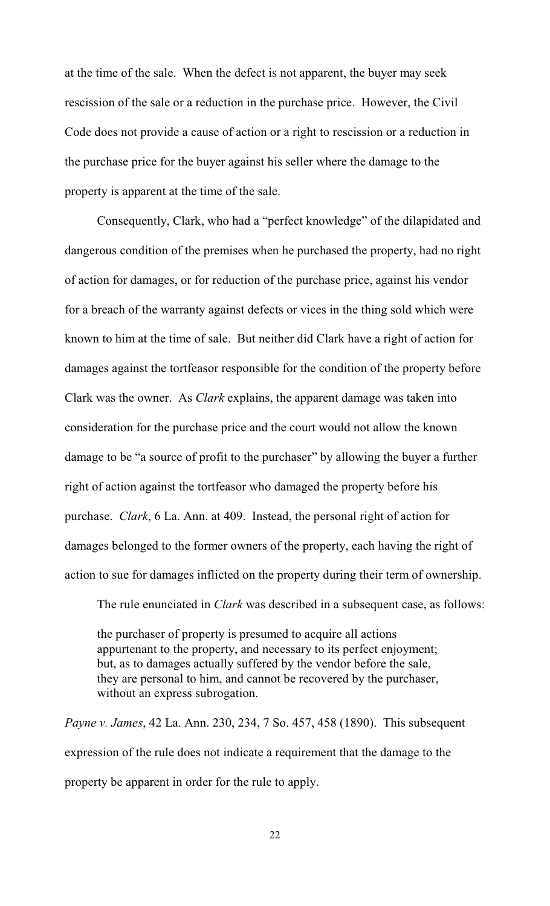at the time of the sale. When the defect is not apparent, the buyer may seek rescission of the sale or a reduction in the purchase price. However, the Civil Code does not provide a cause of action or a right to rescission or a reduction in the purchase price for the buyer against his seller where the damage to the property is apparent at the time of the sale.

Consequently, Clark, who had a "perfect knowledge" of the dilapidated and dangerous condition of the premises when he purchased the property, had no right of action for damages, or for reduction of the purchase price, against his vendor for a breach of the warranty against defects or vices in the thing sold which were known to him at the time of sale. But neither did Clark have a right of action for damages against the tortfeasor responsible for the condition of the property before Clark was the owner. As *Clark* explains, the apparent damage was taken into consideration for the purchase price and the court would not allow the known damage to be "a source of profit to the purchaser" by allowing the buyer a further right of action against the tortfeasor who damaged the property before his purchase. *Clark*, 6 La. Ann. at 409. Instead, the personal right of action for damages belonged to the former owners of the property, each having the right of action to sue for damages inflicted on the property during their term of ownership.

The rule enunciated in *Clark* was described in a subsequent case, as follows:

> the purchaser of property is presumed to acquire all actions appurtenant to the property, and necessary to its perfect enjoyment; but, as to damages actually suffered by the vendor before the sale, they are personal to him, and cannot be recovered by the purchaser, without an express subrogation.

*Payne v. James*, 42 La. Ann. 230, 234, 7 So. 457, 458 (1890). This subsequent expression of the rule does not indicate a requirement that the damage to the property be apparent in order for the rule to apply.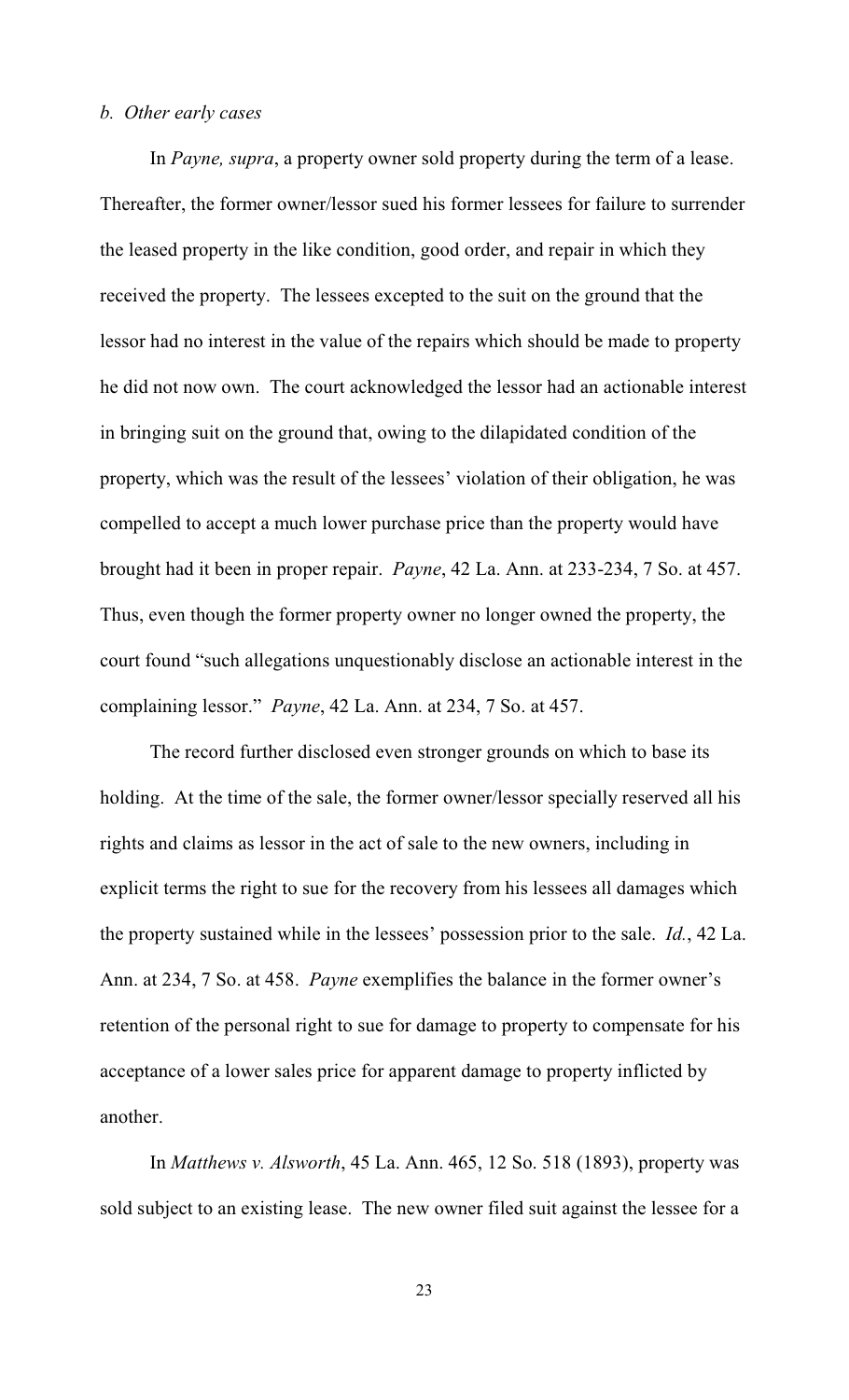*b. Other early cases*

In *Payne, supra*, a property owner sold property during the term of a lease. Thereafter, the former owner/lessor sued his former lessees for failure to surrender the leased property in the like condition, good order, and repair in which they received the property. The lessees excepted to the suit on the ground that the lessor had no interest in the value of the repairs which should be made to property he did not now own. The court acknowledged the lessor had an actionable interest in bringing suit on the ground that, owing to the dilapidated condition of the property, which was the result of the lessees' violation of their obligation, he was compelled to accept a much lower purchase price than the property would have brought had it been in proper repair. *Payne*, 42 La. Ann. at 233-234, 7 So. at 457. Thus, even though the former property owner no longer owned the property, the court found "such allegations unquestionably disclose an actionable interest in the complaining lessor." *Payne*, 42 La. Ann. at 234, 7 So. at 457.

The record further disclosed even stronger grounds on which to base its holding. At the time of the sale, the former owner/lessor specially reserved all his rights and claims as lessor in the act of sale to the new owners, including in explicit terms the right to sue for the recovery from his lessees all damages which the property sustained while in the lessees' possession prior to the sale. *Id.*, 42 La. Ann. at 234, 7 So. at 458. *Payne* exemplifies the balance in the former owner's retention of the personal right to sue for damage to property to compensate for his acceptance of a lower sales price for apparent damage to property inflicted by another.

In *Matthews v. Alsworth*, 45 La. Ann. 465, 12 So. 518 (1893), property was sold subject to an existing lease. The new owner filed suit against the lessee for a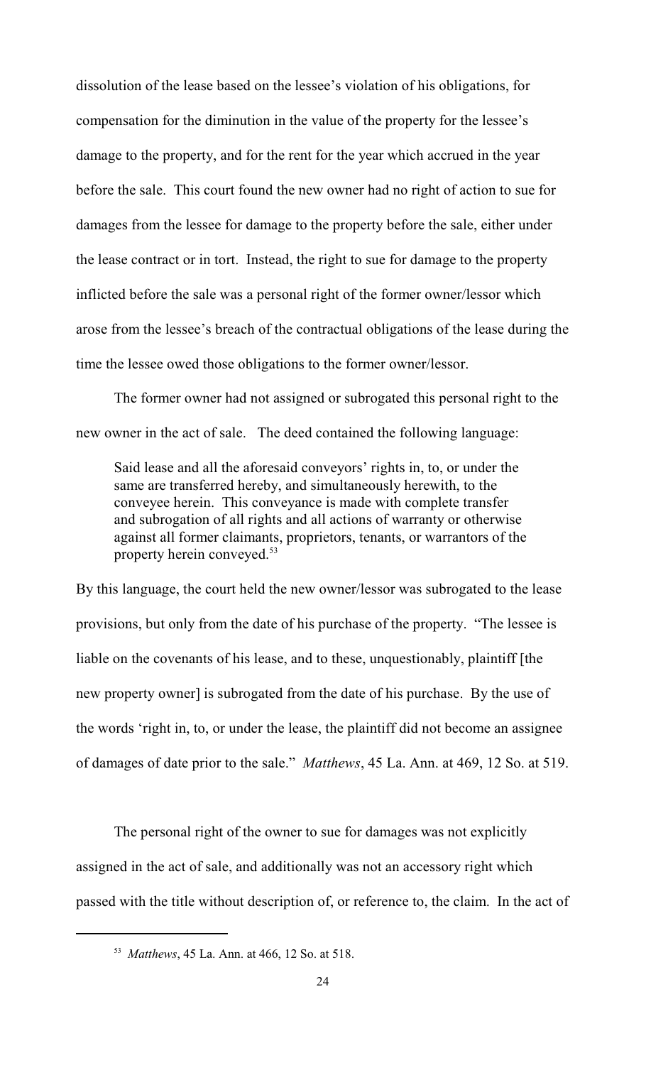dissolution of the lease based on the lessee's violation of his obligations, for compensation for the diminution in the value of the property for the lessee's damage to the property, and for the rent for the year which accrued in the year before the sale. This court found the new owner had no right of action to sue for damages from the lessee for damage to the property before the sale, either under the lease contract or in tort. Instead, the right to sue for damage to the property inflicted before the sale was a personal right of the former owner/lessor which arose from the lessee's breach of the contractual obligations of the lease during the time the lessee owed those obligations to the former owner/lessor.

The former owner had not assigned or subrogated this personal right to the new owner in the act of sale. The deed contained the following language:

> Said lease and all the aforesaid conveyors' rights in, to, or under the same are transferred hereby, and simultaneously herewith, to the conveyee herein. This conveyance is made with complete transfer and subrogation of all rights and all actions of warranty or otherwise against all former claimants, proprietors, tenants, or warrantors of the property herein conveyed.[53]

By this language, the court held the new owner/lessor was subrogated to the lease provisions, but only from the date of his purchase of the property. "The lessee is liable on the covenants of his lease, and to these, unquestionably, plaintiff [the new property owner] is subrogated from the date of his purchase. By the use of the words 'right in, to, or under the lease, the plaintiff did not become an assignee of damages of date prior to the sale." *Matthews*, 45 La. Ann. at 469, 12 So. at 519.

The personal right of the owner to sue for damages was not explicitly assigned in the act of sale, and additionally was not an accessory right which passed with the title without description of, or reference to, the claim. In the act of

[53] *Matthews*, 45 La. Ann. at 466, 12 So. at 518.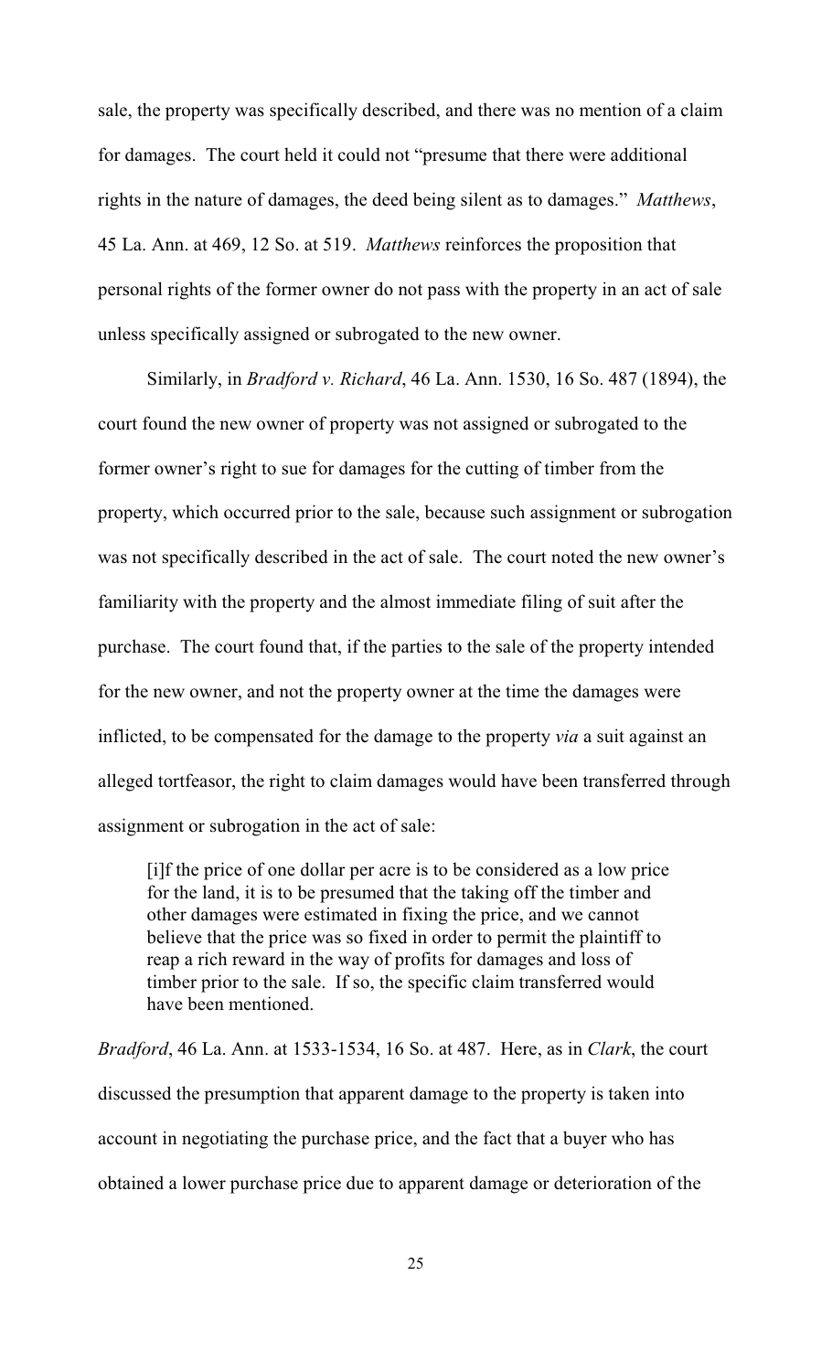sale, the property was specifically described, and there was no mention of a claim for damages. The court held it could not "presume that there were additional rights in the nature of damages, the deed being silent as to damages." *Matthews*, 45 La. Ann. at 469, 12 So. at 519. *Matthews* reinforces the proposition that personal rights of the former owner do not pass with the property in an act of sale unless specifically assigned or subrogated to the new owner.

Similarly, in *Bradford v. Richard*, 46 La. Ann. 1530, 16 So. 487 (1894), the court found the new owner of property was not assigned or subrogated to the former owner's right to sue for damages for the cutting of timber from the property, which occurred prior to the sale, because such assignment or subrogation was not specifically described in the act of sale. The court noted the new owner's familiarity with the property and the almost immediate filing of suit after the purchase. The court found that, if the parties to the sale of the property intended for the new owner, and not the property owner at the time the damages were inflicted, to be compensated for the damage to the property *via* a suit against an alleged tortfeasor, the right to claim damages would have been transferred through assignment or subrogation in the act of sale:

> [i]f the price of one dollar per acre is to be considered as a low price for the land, it is to be presumed that the taking off the timber and other damages were estimated in fixing the price, and we cannot believe that the price was so fixed in order to permit the plaintiff to reap a rich reward in the way of profits for damages and loss of timber prior to the sale. If so, the specific claim transferred would have been mentioned.

*Bradford*, 46 La. Ann. at 1533-1534, 16 So. at 487. Here, as in *Clark*, the court discussed the presumption that apparent damage to the property is taken into account in negotiating the purchase price, and the fact that a buyer who has obtained a lower purchase price due to apparent damage or deterioration of the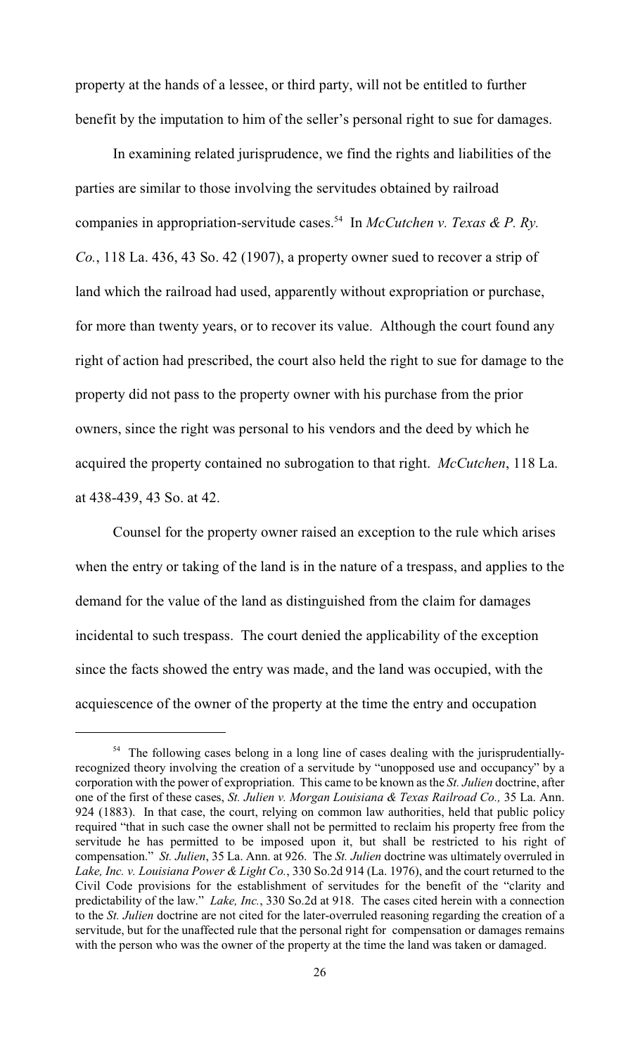property at the hands of a lessee, or third party, will not be entitled to further benefit by the imputation to him of the seller's personal right to sue for damages.

In examining related jurisprudence, we find the rights and liabilities of the parties are similar to those involving the servitudes obtained by railroad companies in appropriation-servitude cases.[54] In *McCutchen v. Texas & P. Ry. Co.*, 118 La. 436, 43 So. 42 (1907), a property owner sued to recover a strip of land which the railroad had used, apparently without expropriation or purchase, for more than twenty years, or to recover its value. Although the court found any right of action had prescribed, the court also held the right to sue for damage to the property did not pass to the property owner with his purchase from the prior owners, since the right was personal to his vendors and the deed by which he acquired the property contained no subrogation to that right. *McCutchen*, 118 La. at 438-439, 43 So. at 42.

Counsel for the property owner raised an exception to the rule which arises when the entry or taking of the land is in the nature of a trespass, and applies to the demand for the value of the land as distinguished from the claim for damages incidental to such trespass. The court denied the applicability of the exception since the facts showed the entry was made, and the land was occupied, with the acquiescence of the owner of the property at the time the entry and occupation

---

[54] The following cases belong in a long line of cases dealing with the jurisprudentially-recognized theory involving the creation of a servitude by "unopposed use and occupancy" by a corporation with the power of expropriation. This came to be known as the *St. Julien* doctrine, after one of the first of these cases, *St. Julien v. Morgan Louisiana & Texas Railroad Co.,* 35 La. Ann. 924 (1883). In that case, the court, relying on common law authorities, held that public policy required "that in such case the owner shall not be permitted to reclaim his property free from the servitude he has permitted to be imposed upon it, but shall be restricted to his right of compensation." *St. Julien*, 35 La. Ann. at 926. The *St. Julien* doctrine was ultimately overruled in *Lake, Inc. v. Louisiana Power & Light Co.*, 330 So.2d 914 (La. 1976), and the court returned to the Civil Code provisions for the establishment of servitudes for the benefit of the "clarity and predictability of the law." *Lake, Inc.*, 330 So.2d at 918. The cases cited herein with a connection to the *St. Julien* doctrine are not cited for the later-overruled reasoning regarding the creation of a servitude, but for the unaffected rule that the personal right for compensation or damages remains with the person who was the owner of the property at the time the land was taken or damaged.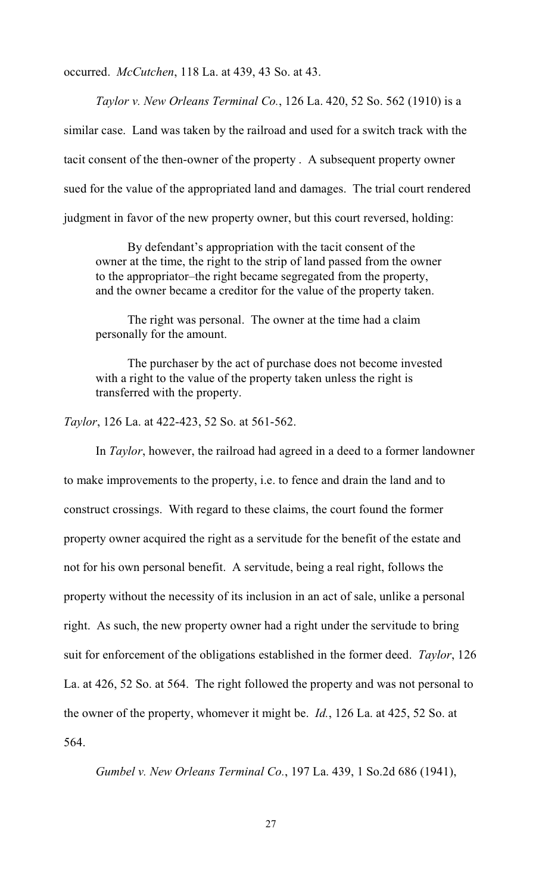occurred. *McCutchen*, 118 La. at 439, 43 So. at 43.

*Taylor v. New Orleans Terminal Co.*, 126 La. 420, 52 So. 562 (1910) is a similar case. Land was taken by the railroad and used for a switch track with the tacit consent of the then-owner of the property . A subsequent property owner sued for the value of the appropriated land and damages. The trial court rendered judgment in favor of the new property owner, but this court reversed, holding:

> By defendant's appropriation with the tacit consent of the owner at the time, the right to the strip of land passed from the owner to the appropriator–the right became segregated from the property, and the owner became a creditor for the value of the property taken.
>
> The right was personal. The owner at the time had a claim personally for the amount.
>
> The purchaser by the act of purchase does not become invested with a right to the value of the property taken unless the right is transferred with the property.

*Taylor*, 126 La. at 422-423, 52 So. at 561-562.

In *Taylor*, however, the railroad had agreed in a deed to a former landowner to make improvements to the property, i.e. to fence and drain the land and to construct crossings. With regard to these claims, the court found the former property owner acquired the right as a servitude for the benefit of the estate and not for his own personal benefit. A servitude, being a real right, follows the property without the necessity of its inclusion in an act of sale, unlike a personal right. As such, the new property owner had a right under the servitude to bring suit for enforcement of the obligations established in the former deed. *Taylor*, 126 La. at 426, 52 So. at 564. The right followed the property and was not personal to the owner of the property, whomever it might be. *Id.*, 126 La. at 425, 52 So. at 564.

*Gumbel v. New Orleans Terminal Co.*, 197 La. 439, 1 So.2d 686 (1941),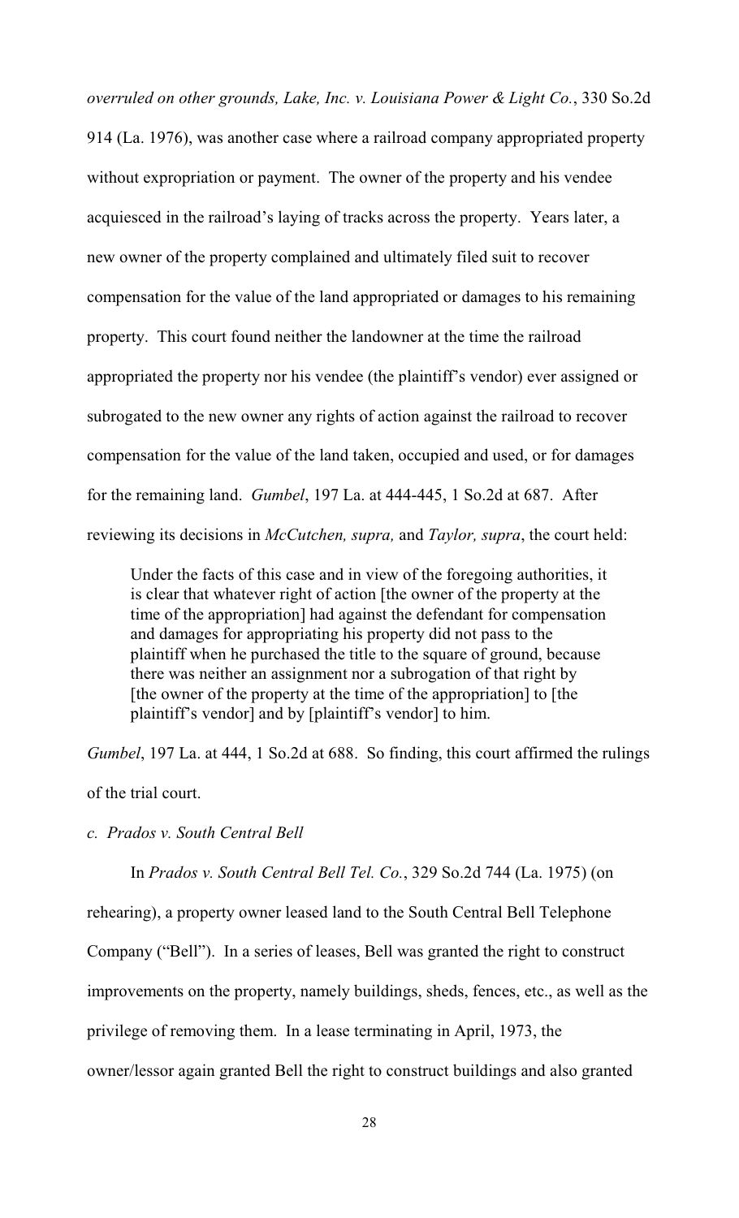*overruled on other grounds, Lake, Inc. v. Louisiana Power & Light Co.*, 330 So.2d 914 (La. 1976), was another case where a railroad company appropriated property without expropriation or payment. The owner of the property and his vendee acquiesced in the railroad's laying of tracks across the property. Years later, a new owner of the property complained and ultimately filed suit to recover compensation for the value of the land appropriated or damages to his remaining property. This court found neither the landowner at the time the railroad appropriated the property nor his vendee (the plaintiff's vendor) ever assigned or subrogated to the new owner any rights of action against the railroad to recover compensation for the value of the land taken, occupied and used, or for damages for the remaining land. *Gumbel*, 197 La. at 444-445, 1 So.2d at 687. After reviewing its decisions in *McCutchen, supra,* and *Taylor, supra*, the court held:

> Under the facts of this case and in view of the foregoing authorities, it is clear that whatever right of action [the owner of the property at the time of the appropriation] had against the defendant for compensation and damages for appropriating his property did not pass to the plaintiff when he purchased the title to the square of ground, because there was neither an assignment nor a subrogation of that right by [the owner of the property at the time of the appropriation] to [the plaintiff's vendor] and by [plaintiff's vendor] to him.

*Gumbel*, 197 La. at 444, 1 So.2d at 688. So finding, this court affirmed the rulings of the trial court.

*c. Prados v. South Central Bell*

In *Prados v. South Central Bell Tel. Co.*, 329 So.2d 744 (La. 1975) (on rehearing), a property owner leased land to the South Central Bell Telephone Company ("Bell"). In a series of leases, Bell was granted the right to construct improvements on the property, namely buildings, sheds, fences, etc., as well as the privilege of removing them. In a lease terminating in April, 1973, the owner/lessor again granted Bell the right to construct buildings and also granted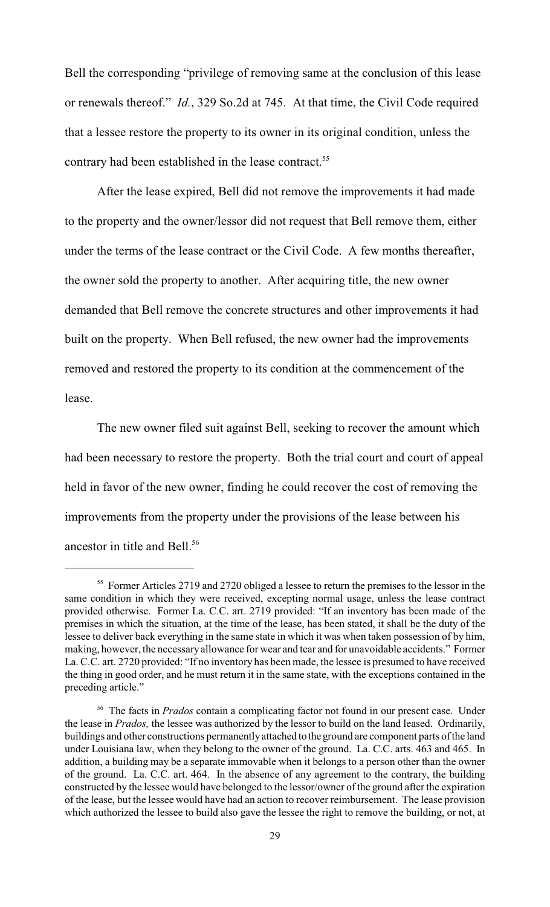Bell the corresponding "privilege of removing same at the conclusion of this lease or renewals thereof." *Id.*, 329 So.2d at 745. At that time, the Civil Code required that a lessee restore the property to its owner in its original condition, unless the contrary had been established in the lease contract.[55]

After the lease expired, Bell did not remove the improvements it had made to the property and the owner/lessor did not request that Bell remove them, either under the terms of the lease contract or the Civil Code. A few months thereafter, the owner sold the property to another. After acquiring title, the new owner demanded that Bell remove the concrete structures and other improvements it had built on the property. When Bell refused, the new owner had the improvements removed and restored the property to its condition at the commencement of the lease.

The new owner filed suit against Bell, seeking to recover the amount which had been necessary to restore the property. Both the trial court and court of appeal held in favor of the new owner, finding he could recover the cost of removing the improvements from the property under the provisions of the lease between his ancestor in title and Bell.[56]

---

[55] Former Articles 2719 and 2720 obliged a lessee to return the premises to the lessor in the same condition in which they were received, excepting normal usage, unless the lease contract provided otherwise. Former La. C.C. art. 2719 provided: "If an inventory has been made of the premises in which the situation, at the time of the lease, has been stated, it shall be the duty of the lessee to deliver back everything in the same state in which it was when taken possession of by him, making, however, the necessary allowance for wear and tear and for unavoidable accidents." Former La. C.C. art. 2720 provided: "If no inventory has been made, the lessee is presumed to have received the thing in good order, and he must return it in the same state, with the exceptions contained in the preceding article."

[56] The facts in *Prados* contain a complicating factor not found in our present case. Under the lease in *Prados,* the lessee was authorized by the lessor to build on the land leased. Ordinarily, buildings and other constructions permanently attached to the ground are component parts of the land under Louisiana law, when they belong to the owner of the ground. La. C.C. arts. 463 and 465. In addition, a building may be a separate immovable when it belongs to a person other than the owner of the ground. La. C.C. art. 464. In the absence of any agreement to the contrary, the building constructed by the lessee would have belonged to the lessor/owner of the ground after the expiration of the lease, but the lessee would have had an action to recover reimbursement. The lease provision which authorized the lessee to build also gave the lessee the right to remove the building, or not, at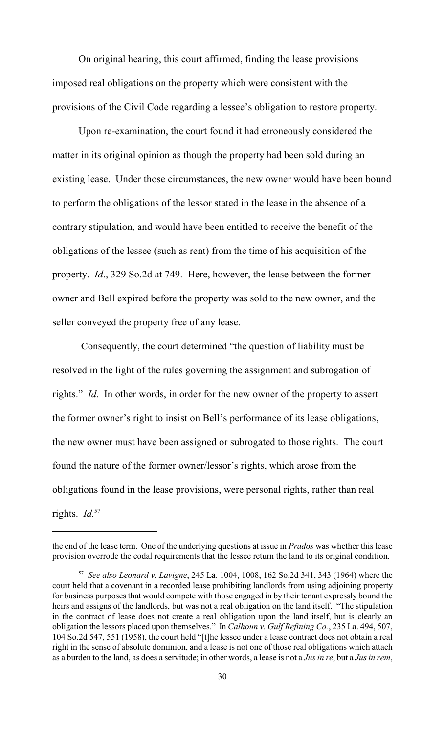On original hearing, this court affirmed, finding the lease provisions imposed real obligations on the property which were consistent with the provisions of the Civil Code regarding a lessee's obligation to restore property.

Upon re-examination, the court found it had erroneously considered the matter in its original opinion as though the property had been sold during an existing lease. Under those circumstances, the new owner would have been bound to perform the obligations of the lessor stated in the lease in the absence of a contrary stipulation, and would have been entitled to receive the benefit of the obligations of the lessee (such as rent) from the time of his acquisition of the property. *Id*., 329 So.2d at 749. Here, however, the lease between the former owner and Bell expired before the property was sold to the new owner, and the seller conveyed the property free of any lease.

Consequently, the court determined "the question of liability must be resolved in the light of the rules governing the assignment and subrogation of rights." *Id*. In other words, in order for the new owner of the property to assert the former owner's right to insist on Bell's performance of its lease obligations, the new owner must have been assigned or subrogated to those rights. The court found the nature of the former owner/lessor's rights, which arose from the obligations found in the lease provisions, were personal rights, rather than real rights. *Id.*[57]

---

the end of the lease term. One of the underlying questions at issue in *Prados* was whether this lease provision overrode the codal requirements that the lessee return the land to its original condition.

[57] *See also Leonard v. Lavigne*, 245 La. 1004, 1008, 162 So.2d 341, 343 (1964) where the court held that a covenant in a recorded lease prohibiting landlords from using adjoining property for business purposes that would compete with those engaged in by their tenant expressly bound the heirs and assigns of the landlords, but was not a real obligation on the land itself. "The stipulation in the contract of lease does not create a real obligation upon the land itself, but is clearly an obligation the lessors placed upon themselves." In *Calhoun v. Gulf Refining Co.*, 235 La. 494, 507, 104 So.2d 547, 551 (1958), the court held "[t]he lessee under a lease contract does not obtain a real right in the sense of absolute dominion, and a lease is not one of those real obligations which attach as a burden to the land, as does a servitude; in other words, a lease is not a *Jus in re*, but a *Jus in rem*,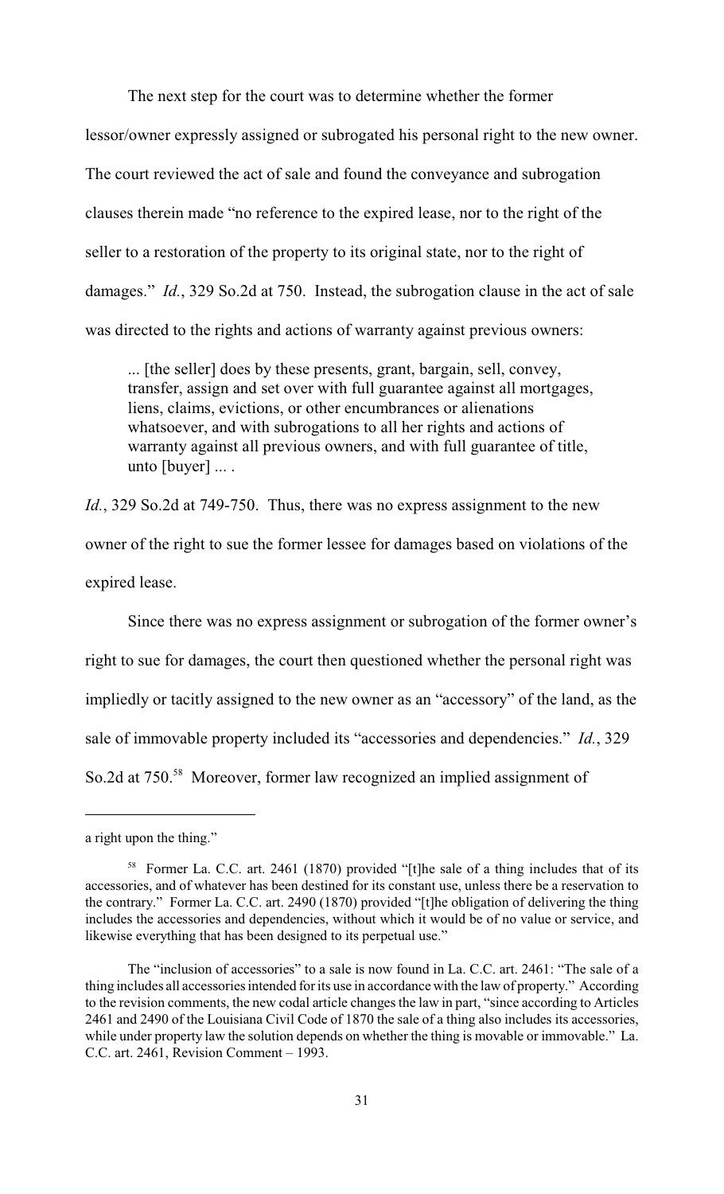The next step for the court was to determine whether the former lessor/owner expressly assigned or subrogated his personal right to the new owner. The court reviewed the act of sale and found the conveyance and subrogation clauses therein made "no reference to the expired lease, nor to the right of the seller to a restoration of the property to its original state, nor to the right of damages." *Id.*, 329 So.2d at 750. Instead, the subrogation clause in the act of sale was directed to the rights and actions of warranty against previous owners:

> ... [the seller] does by these presents, grant, bargain, sell, convey, transfer, assign and set over with full guarantee against all mortgages, liens, claims, evictions, or other encumbrances or alienations whatsoever, and with subrogations to all her rights and actions of warranty against all previous owners, and with full guarantee of title, unto [buyer] ... .

*Id.*, 329 So.2d at 749-750. Thus, there was no express assignment to the new owner of the right to sue the former lessee for damages based on violations of the expired lease.

Since there was no express assignment or subrogation of the former owner's right to sue for damages, the court then questioned whether the personal right was impliedly or tacitly assigned to the new owner as an "accessory" of the land, as the sale of immovable property included its "accessories and dependencies." *Id.*, 329 So.2d at 750.[58] Moreover, former law recognized an implied assignment of

---

a right upon the thing."

[58] Former La. C.C. art. 2461 (1870) provided "[t]he sale of a thing includes that of its accessories, and of whatever has been destined for its constant use, unless there be a reservation to the contrary." Former La. C.C. art. 2490 (1870) provided "[t]he obligation of delivering the thing includes the accessories and dependencies, without which it would be of no value or service, and likewise everything that has been designed to its perpetual use."

The "inclusion of accessories" to a sale is now found in La. C.C. art. 2461: "The sale of a thing includes all accessories intended for its use in accordance with the law of property." According to the revision comments, the new codal article changes the law in part, "since according to Articles 2461 and 2490 of the Louisiana Civil Code of 1870 the sale of a thing also includes its accessories, while under property law the solution depends on whether the thing is movable or immovable." La. C.C. art. 2461, Revision Comment – 1993.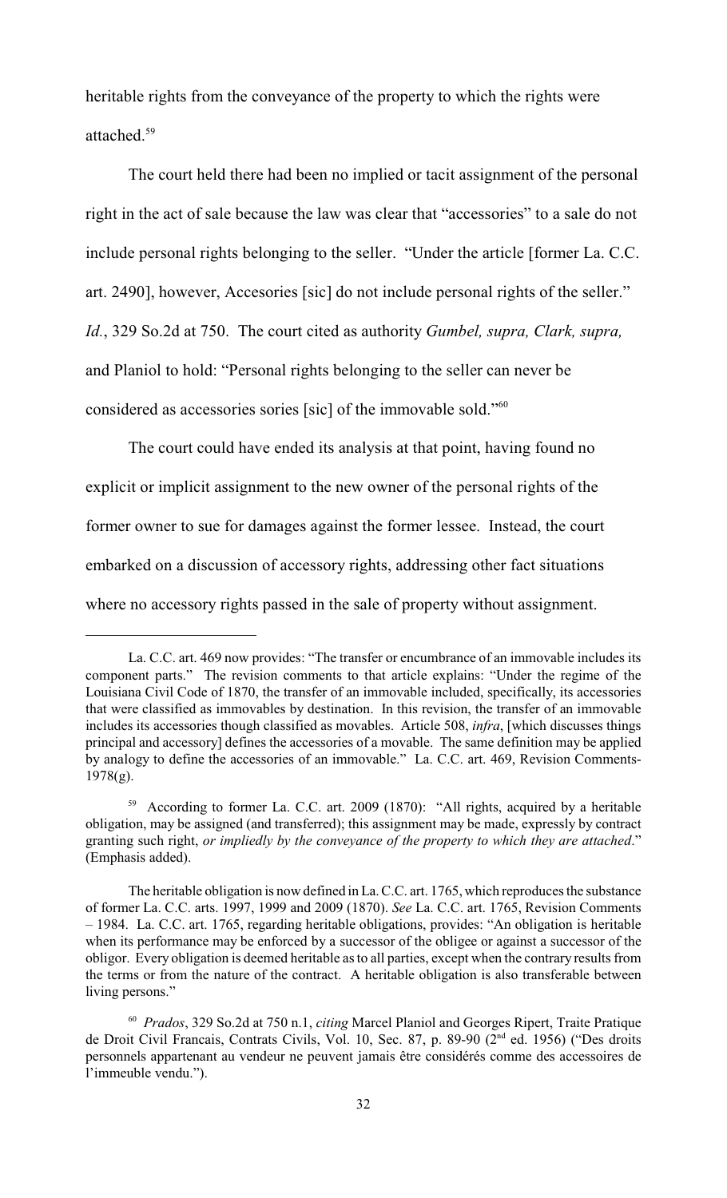heritable rights from the conveyance of the property to which the rights were attached.[59]

The court held there had been no implied or tacit assignment of the personal right in the act of sale because the law was clear that "accessories" to a sale do not include personal rights belonging to the seller. "Under the article [former La. C.C. art. 2490], however, Accesories [sic] do not include personal rights of the seller." *Id.*, 329 So.2d at 750. The court cited as authority *Gumbel, supra, Clark, supra,* and Planiol to hold: "Personal rights belonging to the seller can never be considered as accessories sories [sic] of the immovable sold."[60]

The court could have ended its analysis at that point, having found no explicit or implicit assignment to the new owner of the personal rights of the former owner to sue for damages against the former lessee. Instead, the court embarked on a discussion of accessory rights, addressing other fact situations where no accessory rights passed in the sale of property without assignment.

---

La. C.C. art. 469 now provides: "The transfer or encumbrance of an immovable includes its component parts." The revision comments to that article explains: "Under the regime of the Louisiana Civil Code of 1870, the transfer of an immovable included, specifically, its accessories that were classified as immovables by destination. In this revision, the transfer of an immovable includes its accessories though classified as movables. Article 508, *infra*, [which discusses things principal and accessory] defines the accessories of a movable. The same definition may be applied by analogy to define the accessories of an immovable." La. C.C. art. 469, Revision Comments-1978(g).

[59] According to former La. C.C. art. 2009 (1870): "All rights, acquired by a heritable obligation, may be assigned (and transferred); this assignment may be made, expressly by contract granting such right, *or impliedly by the conveyance of the property to which they are attached*." (Emphasis added).

The heritable obligation is now defined in La. C.C. art. 1765, which reproduces the substance of former La. C.C. arts. 1997, 1999 and 2009 (1870). *See* La. C.C. art. 1765, Revision Comments – 1984. La. C.C. art. 1765, regarding heritable obligations, provides: "An obligation is heritable when its performance may be enforced by a successor of the obligee or against a successor of the obligor. Every obligation is deemed heritable as to all parties, except when the contrary results from the terms or from the nature of the contract. A heritable obligation is also transferable between living persons."

[60] *Prados*, 329 So.2d at 750 n.1, *citing* Marcel Planiol and Georges Ripert, Traite Pratique de Droit Civil Francais, Contrats Civils, Vol. 10, Sec. 87, p. 89-90 (2nd ed. 1956) ("Des droits personnels appartenant au vendeur ne peuvent jamais être considérés comme des accessoires de l'immeuble vendu.").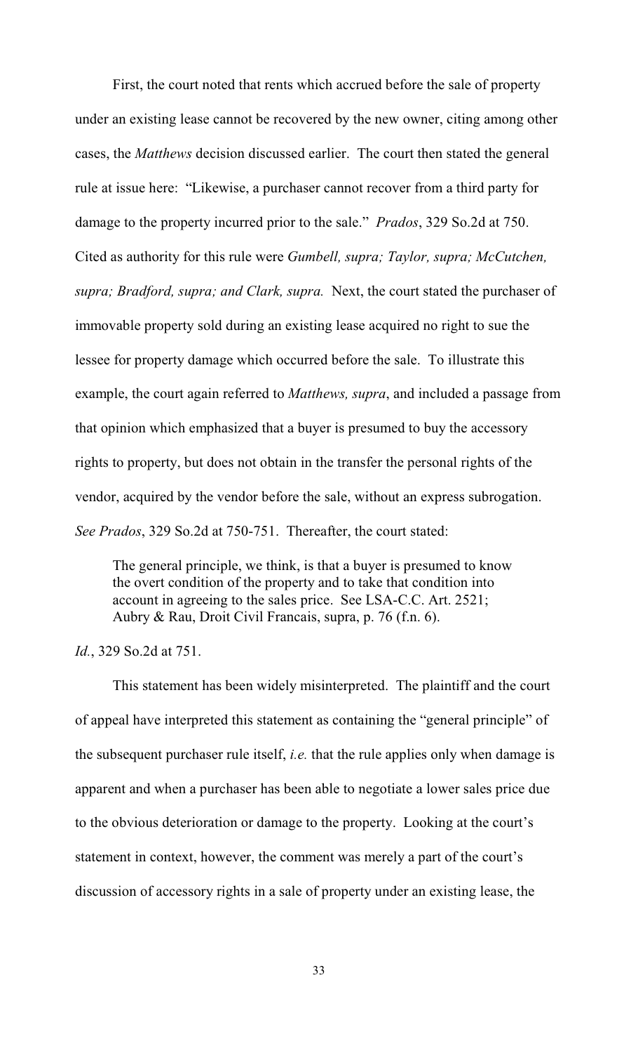First, the court noted that rents which accrued before the sale of property under an existing lease cannot be recovered by the new owner, citing among other cases, the *Matthews* decision discussed earlier. The court then stated the general rule at issue here: "Likewise, a purchaser cannot recover from a third party for damage to the property incurred prior to the sale." *Prados*, 329 So.2d at 750. Cited as authority for this rule were *Gumbell, supra; Taylor, supra; McCutchen, supra; Bradford, supra; and Clark, supra.* Next, the court stated the purchaser of immovable property sold during an existing lease acquired no right to sue the lessee for property damage which occurred before the sale. To illustrate this example, the court again referred to *Matthews, supra*, and included a passage from that opinion which emphasized that a buyer is presumed to buy the accessory rights to property, but does not obtain in the transfer the personal rights of the vendor, acquired by the vendor before the sale, without an express subrogation. *See Prados*, 329 So.2d at 750-751. Thereafter, the court stated:

> The general principle, we think, is that a buyer is presumed to know the overt condition of the property and to take that condition into account in agreeing to the sales price. See LSA-C.C. Art. 2521; Aubry & Rau, Droit Civil Francais, supra, p. 76 (f.n. 6).

*Id.*, 329 So.2d at 751.

This statement has been widely misinterpreted. The plaintiff and the court of appeal have interpreted this statement as containing the "general principle" of the subsequent purchaser rule itself, *i.e.* that the rule applies only when damage is apparent and when a purchaser has been able to negotiate a lower sales price due to the obvious deterioration or damage to the property. Looking at the court's statement in context, however, the comment was merely a part of the court's discussion of accessory rights in a sale of property under an existing lease, the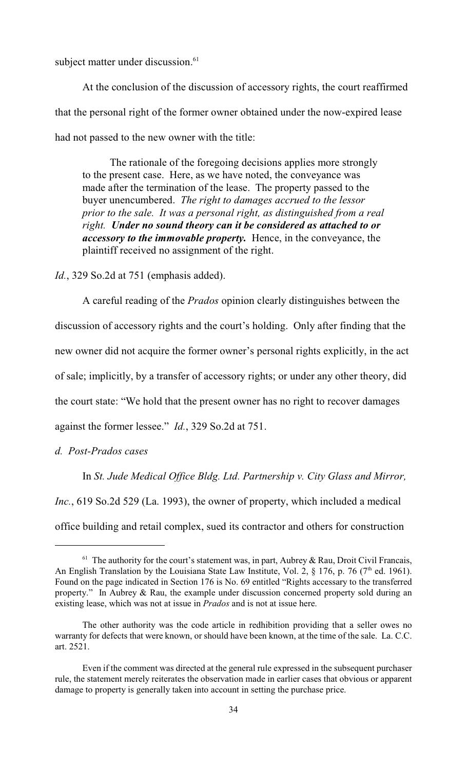subject matter under discussion.[61]

At the conclusion of the discussion of accessory rights, the court reaffirmed that the personal right of the former owner obtained under the now-expired lease had not passed to the new owner with the title:

> The rationale of the foregoing decisions applies more strongly to the present case. Here, as we have noted, the conveyance was made after the termination of the lease. The property passed to the buyer unencumbered. *The right to damages accrued to the lessor prior to the sale. It was a personal right, as distinguished from a real right.* ***Under no sound theory can it be considered as attached to or accessory to the immovable property.*** Hence, in the conveyance, the plaintiff received no assignment of the right.

*Id.*, 329 So.2d at 751 (emphasis added).

A careful reading of the *Prados* opinion clearly distinguishes between the discussion of accessory rights and the court's holding. Only after finding that the new owner did not acquire the former owner's personal rights explicitly, in the act of sale; implicitly, by a transfer of accessory rights; or under any other theory, did the court state: "We hold that the present owner has no right to recover damages against the former lessee." *Id.*, 329 So.2d at 751.

*d. Post-Prados cases*

In *St. Jude Medical Office Bldg. Ltd. Partnership v. City Glass and Mirror, Inc.*, 619 So.2d 529 (La. 1993), the owner of property, which included a medical office building and retail complex, sued its contractor and others for construction

---

[61] The authority for the court's statement was, in part, Aubrey & Rau, Droit Civil Francais, An English Translation by the Louisiana State Law Institute, Vol. 2, § 176, p. 76 (7th ed. 1961). Found on the page indicated in Section 176 is No. 69 entitled "Rights accessary to the transferred property." In Aubrey & Rau, the example under discussion concerned property sold during an existing lease, which was not at issue in *Prados* and is not at issue here.

The other authority was the code article in redhibition providing that a seller owes no warranty for defects that were known, or should have been known, at the time of the sale. La. C.C. art. 2521.

Even if the comment was directed at the general rule expressed in the subsequent purchaser rule, the statement merely reiterates the observation made in earlier cases that obvious or apparent damage to property is generally taken into account in setting the purchase price.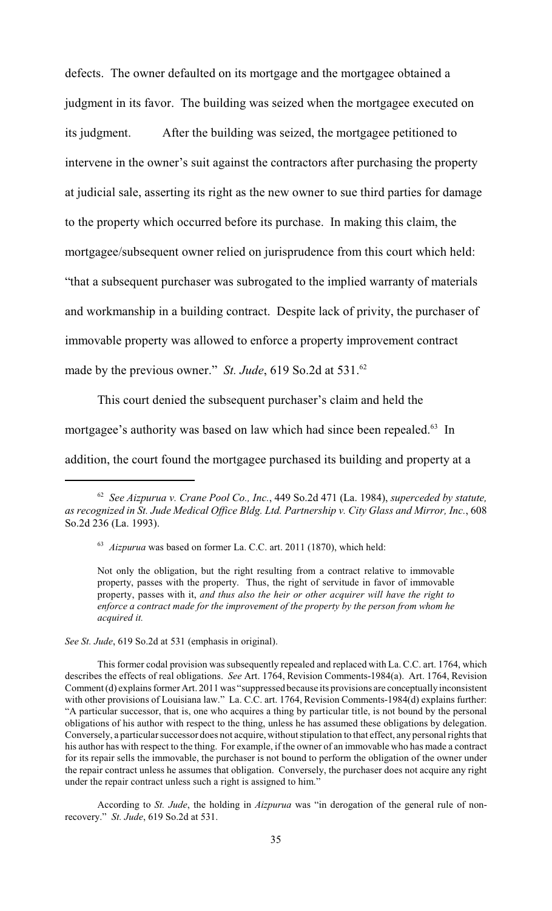defects. The owner defaulted on its mortgage and the mortgagee obtained a judgment in its favor. The building was seized when the mortgagee executed on its judgment. After the building was seized, the mortgagee petitioned to intervene in the owner's suit against the contractors after purchasing the property at judicial sale, asserting its right as the new owner to sue third parties for damage to the property which occurred before its purchase. In making this claim, the mortgagee/subsequent owner relied on jurisprudence from this court which held: "that a subsequent purchaser was subrogated to the implied warranty of materials and workmanship in a building contract. Despite lack of privity, the purchaser of immovable property was allowed to enforce a property improvement contract made by the previous owner." *St. Jude*, 619 So.2d at 531.[62]

This court denied the subsequent purchaser's claim and held the mortgagee's authority was based on law which had since been repealed.[63] In addition, the court found the mortgagee purchased its building and property at a

---

[62] *See Aizpurua v. Crane Pool Co., Inc.*, 449 So.2d 471 (La. 1984), *superceded by statute, as recognized in St. Jude Medical Office Bldg. Ltd. Partnership v. City Glass and Mirror, Inc.*, 608 So.2d 236 (La. 1993).

[63] *Aizpurua* was based on former La. C.C. art. 2011 (1870), which held:

> Not only the obligation, but the right resulting from a contract relative to immovable property, passes with the property. Thus, the right of servitude in favor of immovable property, passes with it, *and thus also the heir or other acquirer will have the right to enforce a contract made for the improvement of the property by the person from whom he acquired it.*

*See St. Jude*, 619 So.2d at 531 (emphasis in original).

This former codal provision was subsequently repealed and replaced with La. C.C. art. 1764, which describes the effects of real obligations. *See* Art. 1764, Revision Comments-1984(a). Art. 1764, Revision Comment (d) explains former Art. 2011 was "suppressed because its provisions are conceptually inconsistent with other provisions of Louisiana law." La. C.C. art. 1764, Revision Comments-1984(d) explains further: "A particular successor, that is, one who acquires a thing by particular title, is not bound by the personal obligations of his author with respect to the thing, unless he has assumed these obligations by delegation. Conversely, a particular successor does not acquire, without stipulation to that effect, any personal rights that his author has with respect to the thing. For example, if the owner of an immovable who has made a contract for its repair sells the immovable, the purchaser is not bound to perform the obligation of the owner under the repair contract unless he assumes that obligation. Conversely, the purchaser does not acquire any right under the repair contract unless such a right is assigned to him."

According to *St. Jude*, the holding in *Aizpurua* was "in derogation of the general rule of non-recovery." *St. Jude*, 619 So.2d at 531.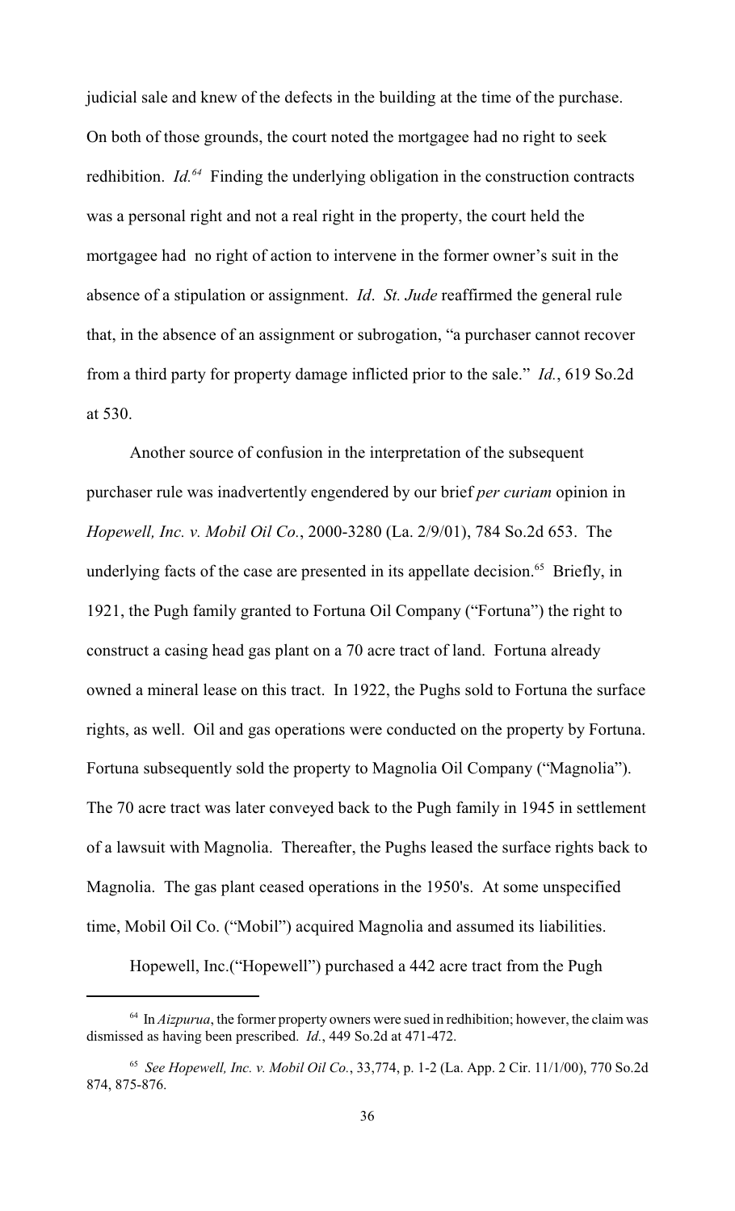judicial sale and knew of the defects in the building at the time of the purchase. On both of those grounds, the court noted the mortgagee had no right to seek redhibition. *Id.*[64] Finding the underlying obligation in the construction contracts was a personal right and not a real right in the property, the court held the mortgagee had no right of action to intervene in the former owner's suit in the absence of a stipulation or assignment. *Id*. *St. Jude* reaffirmed the general rule that, in the absence of an assignment or subrogation, "a purchaser cannot recover from a third party for property damage inflicted prior to the sale." *Id.*, 619 So.2d at 530.

Another source of confusion in the interpretation of the subsequent purchaser rule was inadvertently engendered by our brief *per curiam* opinion in *Hopewell, Inc. v. Mobil Oil Co.*, 2000-3280 (La. 2/9/01), 784 So.2d 653. The underlying facts of the case are presented in its appellate decision.[65] Briefly, in 1921, the Pugh family granted to Fortuna Oil Company ("Fortuna") the right to construct a casing head gas plant on a 70 acre tract of land. Fortuna already owned a mineral lease on this tract. In 1922, the Pughs sold to Fortuna the surface rights, as well. Oil and gas operations were conducted on the property by Fortuna. Fortuna subsequently sold the property to Magnolia Oil Company ("Magnolia"). The 70 acre tract was later conveyed back to the Pugh family in 1945 in settlement of a lawsuit with Magnolia. Thereafter, the Pughs leased the surface rights back to Magnolia. The gas plant ceased operations in the 1950's. At some unspecified time, Mobil Oil Co. ("Mobil") acquired Magnolia and assumed its liabilities.

Hopewell, Inc.("Hopewell") purchased a 442 acre tract from the Pugh

---

[64] In *Aizpurua*, the former property owners were sued in redhibition; however, the claim was dismissed as having been prescribed. *Id.*, 449 So.2d at 471-472.

[65] *See Hopewell, Inc. v. Mobil Oil Co.*, 33,774, p. 1-2 (La. App. 2 Cir. 11/1/00), 770 So.2d 874, 875-876.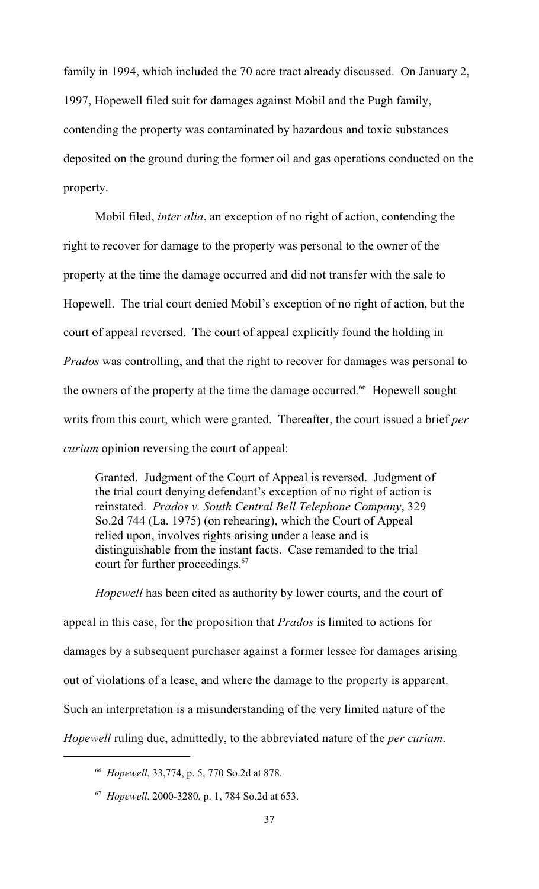family in 1994, which included the 70 acre tract already discussed. On January 2, 1997, Hopewell filed suit for damages against Mobil and the Pugh family, contending the property was contaminated by hazardous and toxic substances deposited on the ground during the former oil and gas operations conducted on the property.

Mobil filed, *inter alia*, an exception of no right of action, contending the right to recover for damage to the property was personal to the owner of the property at the time the damage occurred and did not transfer with the sale to Hopewell. The trial court denied Mobil's exception of no right of action, but the court of appeal reversed. The court of appeal explicitly found the holding in *Prados* was controlling, and that the right to recover for damages was personal to the owners of the property at the time the damage occurred.[66] Hopewell sought writs from this court, which were granted. Thereafter, the court issued a brief *per curiam* opinion reversing the court of appeal:

> Granted. Judgment of the Court of Appeal is reversed. Judgment of the trial court denying defendant's exception of no right of action is reinstated. *Prados v. South Central Bell Telephone Company*, 329 So.2d 744 (La. 1975) (on rehearing), which the Court of Appeal relied upon, involves rights arising under a lease and is distinguishable from the instant facts. Case remanded to the trial court for further proceedings.[67]

*Hopewell* has been cited as authority by lower courts, and the court of appeal in this case, for the proposition that *Prados* is limited to actions for damages by a subsequent purchaser against a former lessee for damages arising out of violations of a lease, and where the damage to the property is apparent. Such an interpretation is a misunderstanding of the very limited nature of the *Hopewell* ruling due, admittedly, to the abbreviated nature of the *per curiam*.

---

[66] *Hopewell*, 33,774, p. 5, 770 So.2d at 878.

[67] *Hopewell*, 2000-3280, p. 1, 784 So.2d at 653.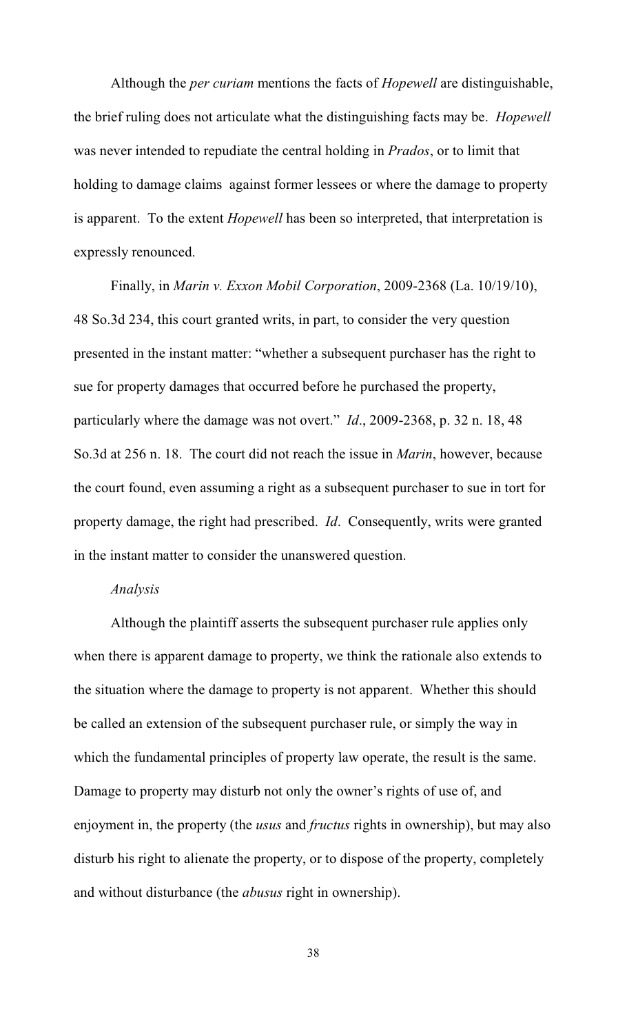Although the *per curiam* mentions the facts of *Hopewell* are distinguishable, the brief ruling does not articulate what the distinguishing facts may be. *Hopewell* was never intended to repudiate the central holding in *Prados*, or to limit that holding to damage claims against former lessees or where the damage to property is apparent. To the extent *Hopewell* has been so interpreted, that interpretation is expressly renounced.

Finally, in *Marin v. Exxon Mobil Corporation*, 2009-2368 (La. 10/19/10), 48 So.3d 234, this court granted writs, in part, to consider the very question presented in the instant matter: "whether a subsequent purchaser has the right to sue for property damages that occurred before he purchased the property, particularly where the damage was not overt." *Id*., 2009-2368, p. 32 n. 18, 48 So.3d at 256 n. 18. The court did not reach the issue in *Marin*, however, because the court found, even assuming a right as a subsequent purchaser to sue in tort for property damage, the right had prescribed. *Id*. Consequently, writs were granted in the instant matter to consider the unanswered question.

*Analysis*

Although the plaintiff asserts the subsequent purchaser rule applies only when there is apparent damage to property, we think the rationale also extends to the situation where the damage to property is not apparent. Whether this should be called an extension of the subsequent purchaser rule, or simply the way in which the fundamental principles of property law operate, the result is the same. Damage to property may disturb not only the owner's rights of use of, and enjoyment in, the property (the *usus* and *fructus* rights in ownership), but may also disturb his right to alienate the property, or to dispose of the property, completely and without disturbance (the *abusus* right in ownership).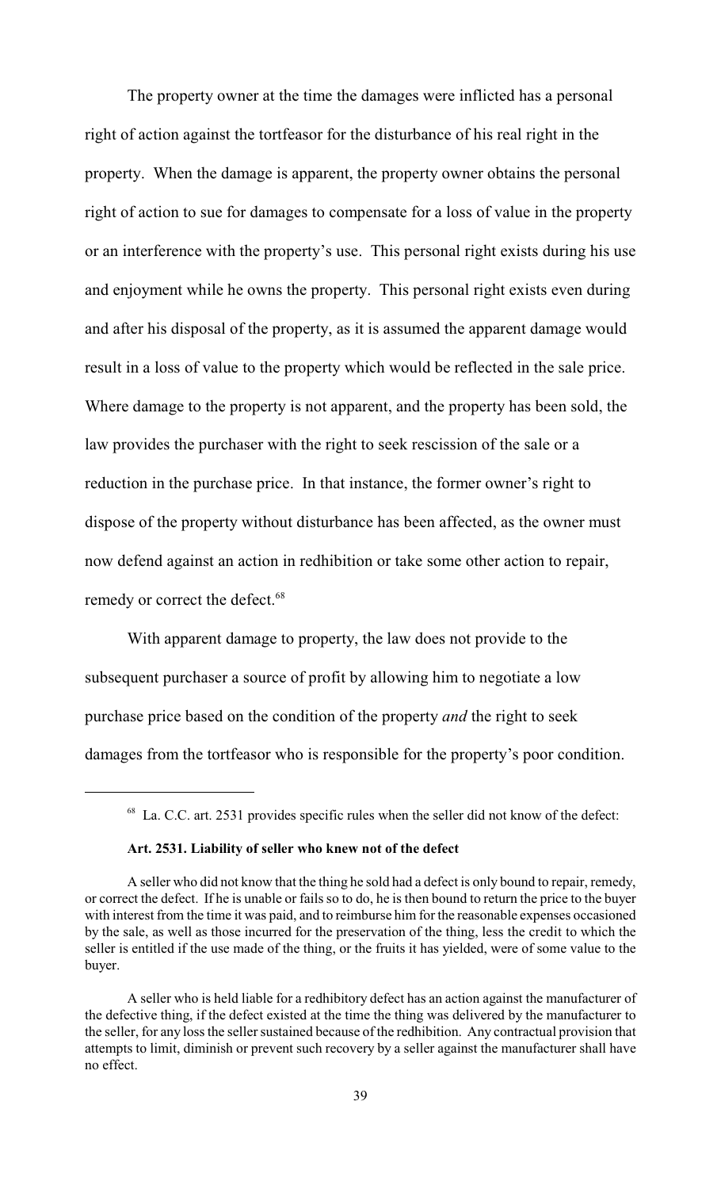The property owner at the time the damages were inflicted has a personal right of action against the tortfeasor for the disturbance of his real right in the property. When the damage is apparent, the property owner obtains the personal right of action to sue for damages to compensate for a loss of value in the property or an interference with the property's use. This personal right exists during his use and enjoyment while he owns the property. This personal right exists even during and after his disposal of the property, as it is assumed the apparent damage would result in a loss of value to the property which would be reflected in the sale price. Where damage to the property is not apparent, and the property has been sold, the law provides the purchaser with the right to seek rescission of the sale or a reduction in the purchase price. In that instance, the former owner's right to dispose of the property without disturbance has been affected, as the owner must now defend against an action in redhibition or take some other action to repair, remedy or correct the defect.[68]

With apparent damage to property, the law does not provide to the subsequent purchaser a source of profit by allowing him to negotiate a low purchase price based on the condition of the property *and* the right to seek damages from the tortfeasor who is responsible for the property's poor condition.

---

[68] La. C.C. art. 2531 provides specific rules when the seller did not know of the defect:

**Art. 2531. Liability of seller who knew not of the defect**

A seller who did not know that the thing he sold had a defect is only bound to repair, remedy, or correct the defect. If he is unable or fails so to do, he is then bound to return the price to the buyer with interest from the time it was paid, and to reimburse him for the reasonable expenses occasioned by the sale, as well as those incurred for the preservation of the thing, less the credit to which the seller is entitled if the use made of the thing, or the fruits it has yielded, were of some value to the buyer.

A seller who is held liable for a redhibitory defect has an action against the manufacturer of the defective thing, if the defect existed at the time the thing was delivered by the manufacturer to the seller, for any loss the seller sustained because of the redhibition. Any contractual provision that attempts to limit, diminish or prevent such recovery by a seller against the manufacturer shall have no effect.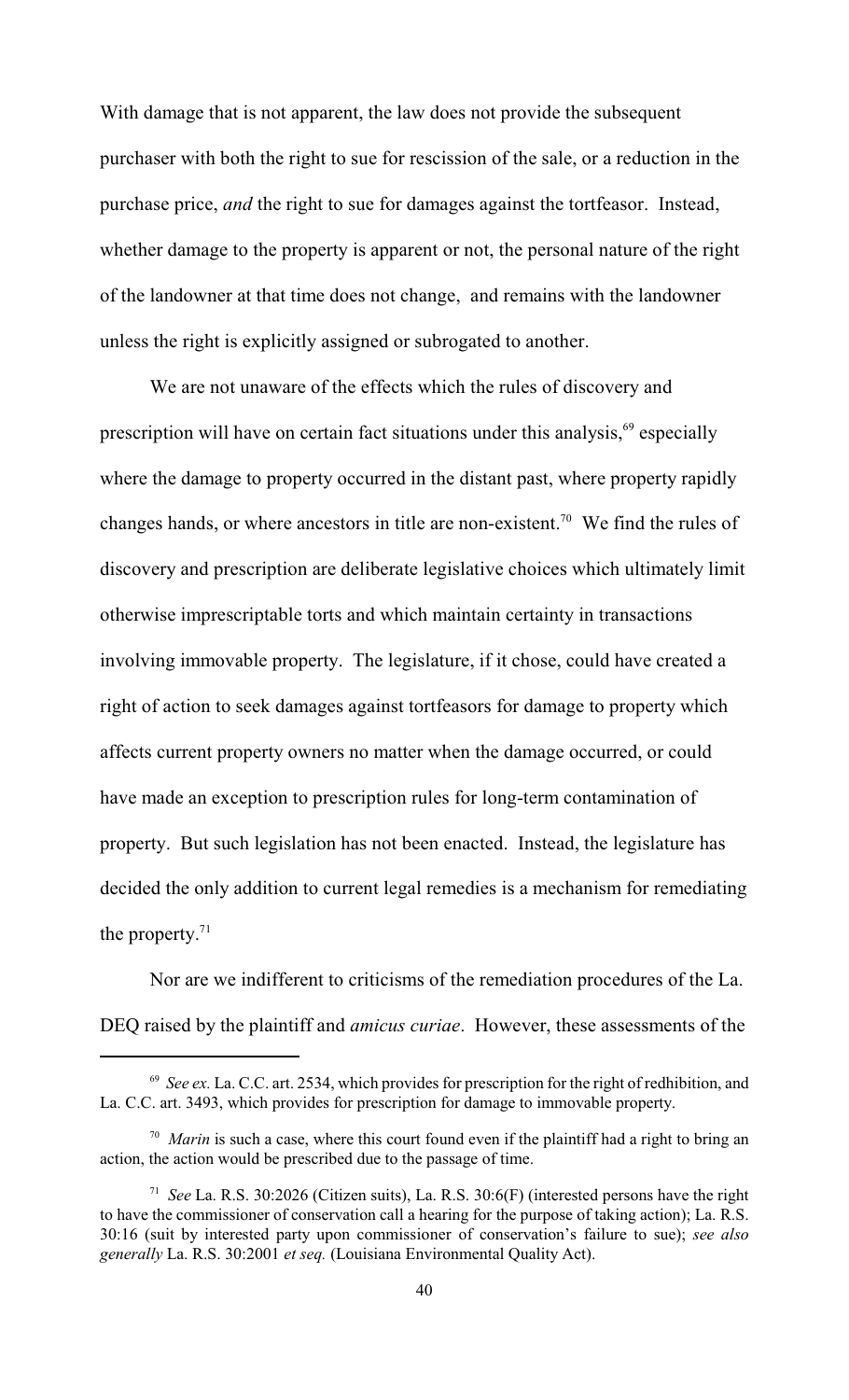With damage that is not apparent, the law does not provide the subsequent purchaser with both the right to sue for rescission of the sale, or a reduction in the purchase price, *and* the right to sue for damages against the tortfeasor. Instead, whether damage to the property is apparent or not, the personal nature of the right of the landowner at that time does not change, and remains with the landowner unless the right is explicitly assigned or subrogated to another.

We are not unaware of the effects which the rules of discovery and prescription will have on certain fact situations under this analysis,[69] especially where the damage to property occurred in the distant past, where property rapidly changes hands, or where ancestors in title are non-existent.[70] We find the rules of discovery and prescription are deliberate legislative choices which ultimately limit otherwise imprescriptable torts and which maintain certainty in transactions involving immovable property. The legislature, if it chose, could have created a right of action to seek damages against tortfeasors for damage to property which affects current property owners no matter when the damage occurred, or could have made an exception to prescription rules for long-term contamination of property. But such legislation has not been enacted. Instead, the legislature has decided the only addition to current legal remedies is a mechanism for remediating the property.[71]

Nor are we indifferent to criticisms of the remediation procedures of the La. DEQ raised by the plaintiff and *amicus curiae*. However, these assessments of the

---

[69] *See ex.* La. C.C. art. 2534, which provides for prescription for the right of redhibition, and La. C.C. art. 3493, which provides for prescription for damage to immovable property.

[70] *Marin* is such a case, where this court found even if the plaintiff had a right to bring an action, the action would be prescribed due to the passage of time.

[71] *See* La. R.S. 30:2026 (Citizen suits), La. R.S. 30:6(F) (interested persons have the right to have the commissioner of conservation call a hearing for the purpose of taking action); La. R.S. 30:16 (suit by interested party upon commissioner of conservation's failure to sue); *see also generally* La. R.S. 30:2001 *et seq.* (Louisiana Environmental Quality Act).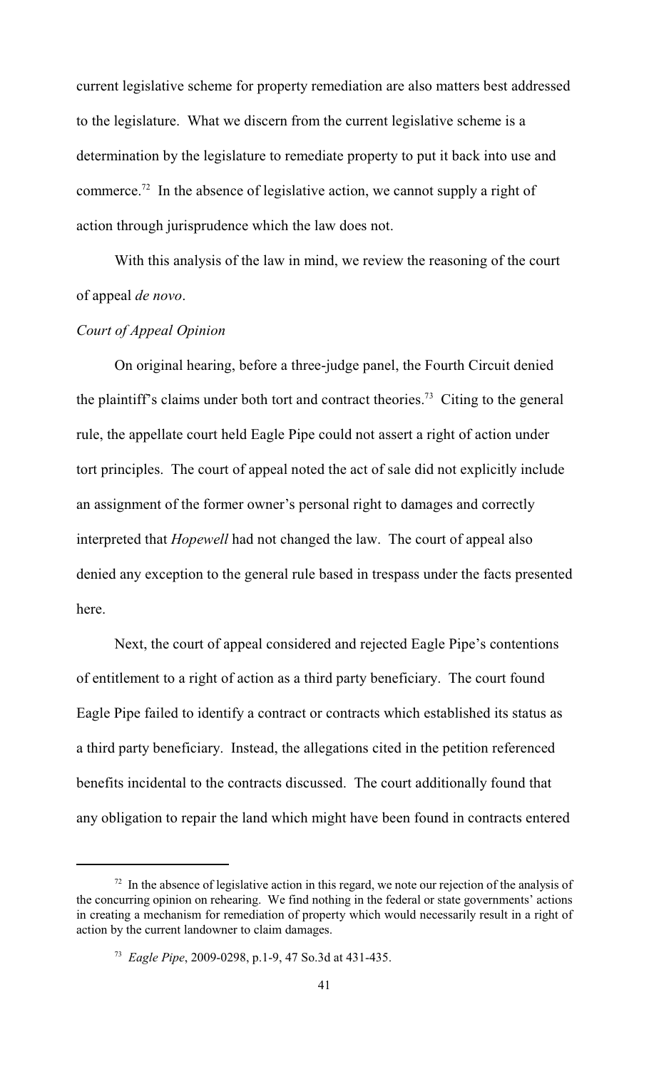current legislative scheme for property remediation are also matters best addressed to the legislature. What we discern from the current legislative scheme is a determination by the legislature to remediate property to put it back into use and commerce.[72] In the absence of legislative action, we cannot supply a right of action through jurisprudence which the law does not.

With this analysis of the law in mind, we review the reasoning of the court of appeal *de novo*.

*Court of Appeal Opinion*

On original hearing, before a three-judge panel, the Fourth Circuit denied the plaintiff's claims under both tort and contract theories.[73] Citing to the general rule, the appellate court held Eagle Pipe could not assert a right of action under tort principles. The court of appeal noted the act of sale did not explicitly include an assignment of the former owner's personal right to damages and correctly interpreted that *Hopewell* had not changed the law. The court of appeal also denied any exception to the general rule based in trespass under the facts presented here.

Next, the court of appeal considered and rejected Eagle Pipe's contentions of entitlement to a right of action as a third party beneficiary. The court found Eagle Pipe failed to identify a contract or contracts which established its status as a third party beneficiary. Instead, the allegations cited in the petition referenced benefits incidental to the contracts discussed. The court additionally found that any obligation to repair the land which might have been found in contracts entered

---

[72] In the absence of legislative action in this regard, we note our rejection of the analysis of the concurring opinion on rehearing. We find nothing in the federal or state governments' actions in creating a mechanism for remediation of property which would necessarily result in a right of action by the current landowner to claim damages.

[73] *Eagle Pipe*, 2009-0298, p.1-9, 47 So.3d at 431-435.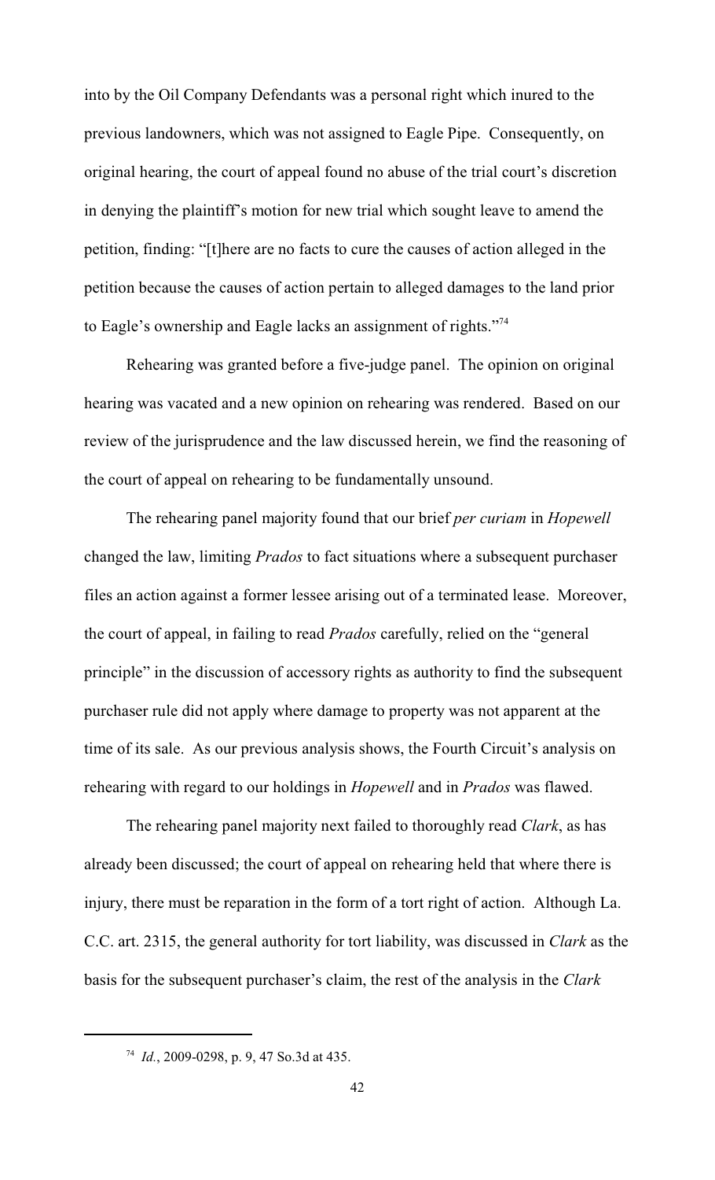into by the Oil Company Defendants was a personal right which inured to the previous landowners, which was not assigned to Eagle Pipe. Consequently, on original hearing, the court of appeal found no abuse of the trial court's discretion in denying the plaintiff's motion for new trial which sought leave to amend the petition, finding: "[t]here are no facts to cure the causes of action alleged in the petition because the causes of action pertain to alleged damages to the land prior to Eagle's ownership and Eagle lacks an assignment of rights."[74]

Rehearing was granted before a five-judge panel. The opinion on original hearing was vacated and a new opinion on rehearing was rendered. Based on our review of the jurisprudence and the law discussed herein, we find the reasoning of the court of appeal on rehearing to be fundamentally unsound.

The rehearing panel majority found that our brief *per curiam* in *Hopewell* changed the law, limiting *Prados* to fact situations where a subsequent purchaser files an action against a former lessee arising out of a terminated lease. Moreover, the court of appeal, in failing to read *Prados* carefully, relied on the "general principle" in the discussion of accessory rights as authority to find the subsequent purchaser rule did not apply where damage to property was not apparent at the time of its sale. As our previous analysis shows, the Fourth Circuit's analysis on rehearing with regard to our holdings in *Hopewell* and in *Prados* was flawed.

The rehearing panel majority next failed to thoroughly read *Clark*, as has already been discussed; the court of appeal on rehearing held that where there is injury, there must be reparation in the form of a tort right of action. Although La. C.C. art. 2315, the general authority for tort liability, was discussed in *Clark* as the basis for the subsequent purchaser's claim, the rest of the analysis in the *Clark*

[74] *Id.*, 2009-0298, p. 9, 47 So.3d at 435.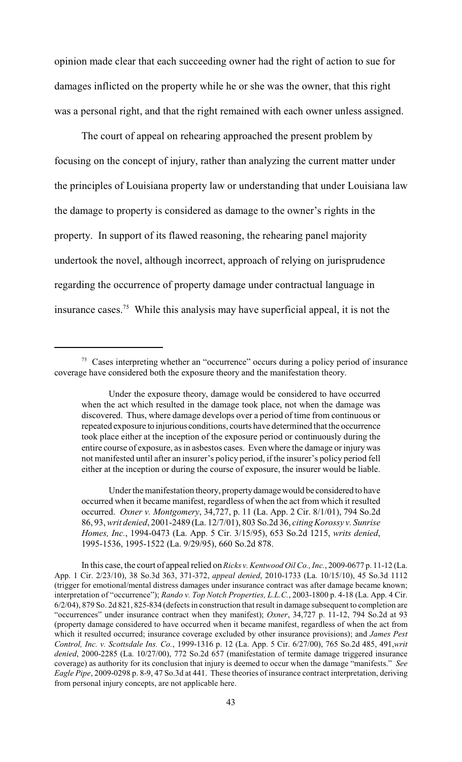opinion made clear that each succeeding owner had the right of action to sue for damages inflicted on the property while he or she was the owner, that this right was a personal right, and that the right remained with each owner unless assigned.

The court of appeal on rehearing approached the present problem by focusing on the concept of injury, rather than analyzing the current matter under the principles of Louisiana property law or understanding that under Louisiana law the damage to property is considered as damage to the owner's rights in the property. In support of its flawed reasoning, the rehearing panel majority undertook the novel, although incorrect, approach of relying on jurisprudence regarding the occurrence of property damage under contractual language in insurance cases.[75] While this analysis may have superficial appeal, it is not the

---

[75] Cases interpreting whether an "occurrence" occurs during a policy period of insurance coverage have considered both the exposure theory and the manifestation theory.

> Under the exposure theory, damage would be considered to have occurred when the act which resulted in the damage took place, not when the damage was discovered. Thus, where damage develops over a period of time from continuous or repeated exposure to injurious conditions, courts have determined that the occurrence took place either at the inception of the exposure period or continuously during the entire course of exposure, as in asbestos cases. Even where the damage or injury was not manifested until after an insurer's policy period, if the insurer's policy period fell either at the inception or during the course of exposure, the insurer would be liable.
>
> Under the manifestation theory, property damage would be considered to have occurred when it became manifest, regardless of when the act from which it resulted occurred. *Oxner v. Montgomery*, 34,727, p. 11 (La. App. 2 Cir. 8/1/01), 794 So.2d 86, 93, *writ denied*, 2001-2489 (La. 12/7/01), 803 So.2d 36, *citing Korossy v. Sunrise Homes, Inc.*, 1994-0473 (La. App. 5 Cir. 3/15/95), 653 So.2d 1215, *writs denied*, 1995-1536, 1995-1522 (La. 9/29/95), 660 So.2d 878.

In this case, the court of appeal relied on *Ricks v. Kentwood Oil Co., Inc.*, 2009-0677 p. 11-12 (La. App. 1 Cir. 2/23/10), 38 So.3d 363, 371-372, *appeal denied*, 2010-1733 (La. 10/15/10), 45 So.3d 1112 (trigger for emotional/mental distress damages under insurance contract was after damage became known; interpretation of "occurrence"); *Rando v. Top Notch Properties, L.L.C.*, 2003-1800 p. 4-18 (La. App. 4 Cir. 6/2/04), 879 So. 2d 821, 825-834 (defects in construction that result in damage subsequent to completion are "occurrences" under insurance contract when they manifest); *Oxner*, 34,727 p. 11-12, 794 So.2d at 93 (property damage considered to have occurred when it became manifest, regardless of when the act from which it resulted occurred; insurance coverage excluded by other insurance provisions); and *James Pest Control, Inc. v. Scottsdale Ins. Co.*, 1999-1316 p. 12 (La. App. 5 Cir. 6/27/00), 765 So.2d 485, 491, *writ denied*, 2000-2285 (La. 10/27/00), 772 So.2d 657 (manifestation of termite damage triggered insurance coverage) as authority for its conclusion that injury is deemed to occur when the damage "manifests." *See Eagle Pipe*, 2009-0298 p. 8-9, 47 So.3d at 441. These theories of insurance contract interpretation, deriving from personal injury concepts, are not applicable here.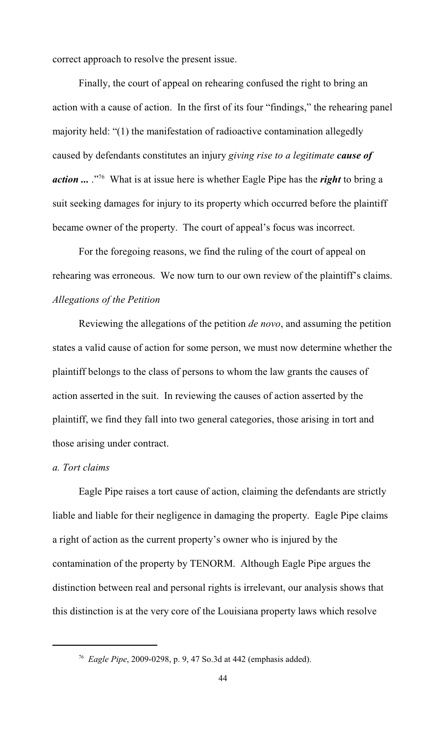correct approach to resolve the present issue.

Finally, the court of appeal on rehearing confused the right to bring an action with a cause of action. In the first of its four "findings," the rehearing panel majority held: "(1) the manifestation of radioactive contamination allegedly caused by defendants constitutes an injury *giving rise to a legitimate **cause of action** ...* ."[76] What is at issue here is whether Eagle Pipe has the ***right*** to bring a suit seeking damages for injury to its property which occurred before the plaintiff became owner of the property. The court of appeal's focus was incorrect.

For the foregoing reasons, we find the ruling of the court of appeal on rehearing was erroneous. We now turn to our own review of the plaintiff's claims.

*Allegations of the Petition*

Reviewing the allegations of the petition *de novo*, and assuming the petition states a valid cause of action for some person, we must now determine whether the plaintiff belongs to the class of persons to whom the law grants the causes of action asserted in the suit. In reviewing the causes of action asserted by the plaintiff, we find they fall into two general categories, those arising in tort and those arising under contract.

*a. Tort claims*

Eagle Pipe raises a tort cause of action, claiming the defendants are strictly liable and liable for their negligence in damaging the property. Eagle Pipe claims a right of action as the current property's owner who is injured by the contamination of the property by TENORM. Although Eagle Pipe argues the distinction between real and personal rights is irrelevant, our analysis shows that this distinction is at the very core of the Louisiana property laws which resolve

---

[76] *Eagle Pipe*, 2009-0298, p. 9, 47 So.3d at 442 (emphasis added).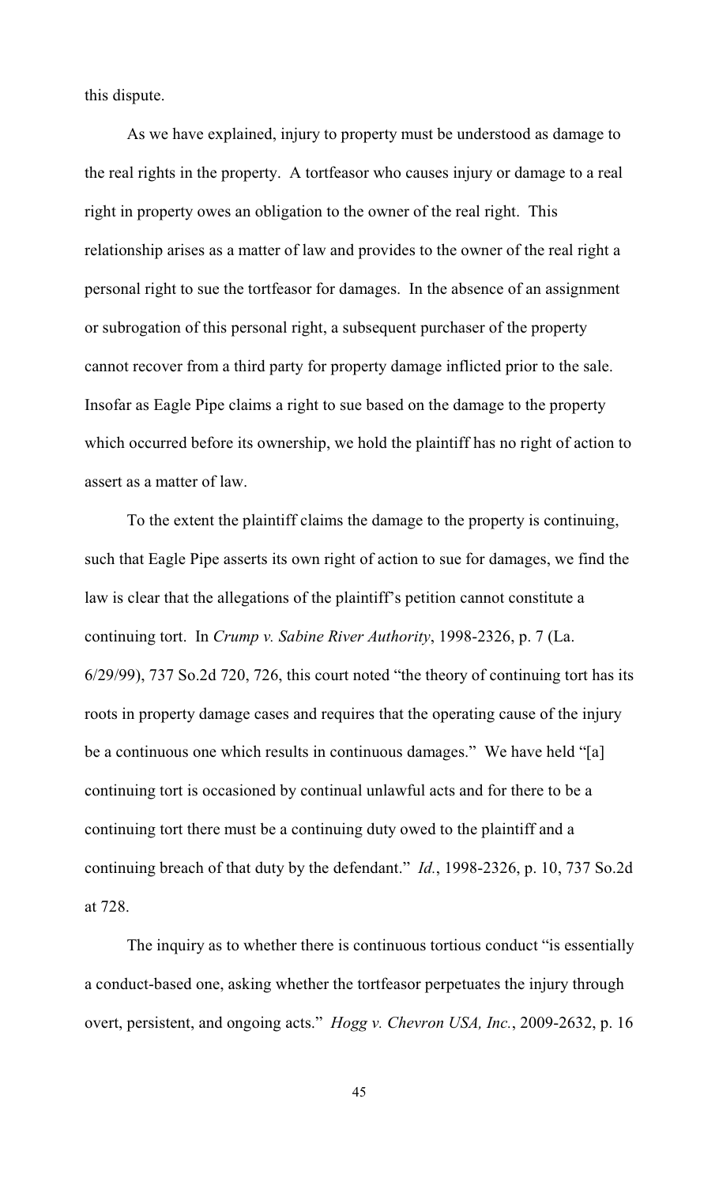this dispute.

As we have explained, injury to property must be understood as damage to the real rights in the property. A tortfeasor who causes injury or damage to a real right in property owes an obligation to the owner of the real right. This relationship arises as a matter of law and provides to the owner of the real right a personal right to sue the tortfeasor for damages. In the absence of an assignment or subrogation of this personal right, a subsequent purchaser of the property cannot recover from a third party for property damage inflicted prior to the sale. Insofar as Eagle Pipe claims a right to sue based on the damage to the property which occurred before its ownership, we hold the plaintiff has no right of action to assert as a matter of law.

To the extent the plaintiff claims the damage to the property is continuing, such that Eagle Pipe asserts its own right of action to sue for damages, we find the law is clear that the allegations of the plaintiff's petition cannot constitute a continuing tort. In *Crump v. Sabine River Authority*, 1998-2326, p. 7 (La. 6/29/99), 737 So.2d 720, 726, this court noted "the theory of continuing tort has its roots in property damage cases and requires that the operating cause of the injury be a continuous one which results in continuous damages." We have held "[a] continuing tort is occasioned by continual unlawful acts and for there to be a continuing tort there must be a continuing duty owed to the plaintiff and a continuing breach of that duty by the defendant." *Id.*, 1998-2326, p. 10, 737 So.2d at 728.

The inquiry as to whether there is continuous tortious conduct "is essentially a conduct-based one, asking whether the tortfeasor perpetuates the injury through overt, persistent, and ongoing acts." *Hogg v. Chevron USA, Inc.*, 2009-2632, p. 16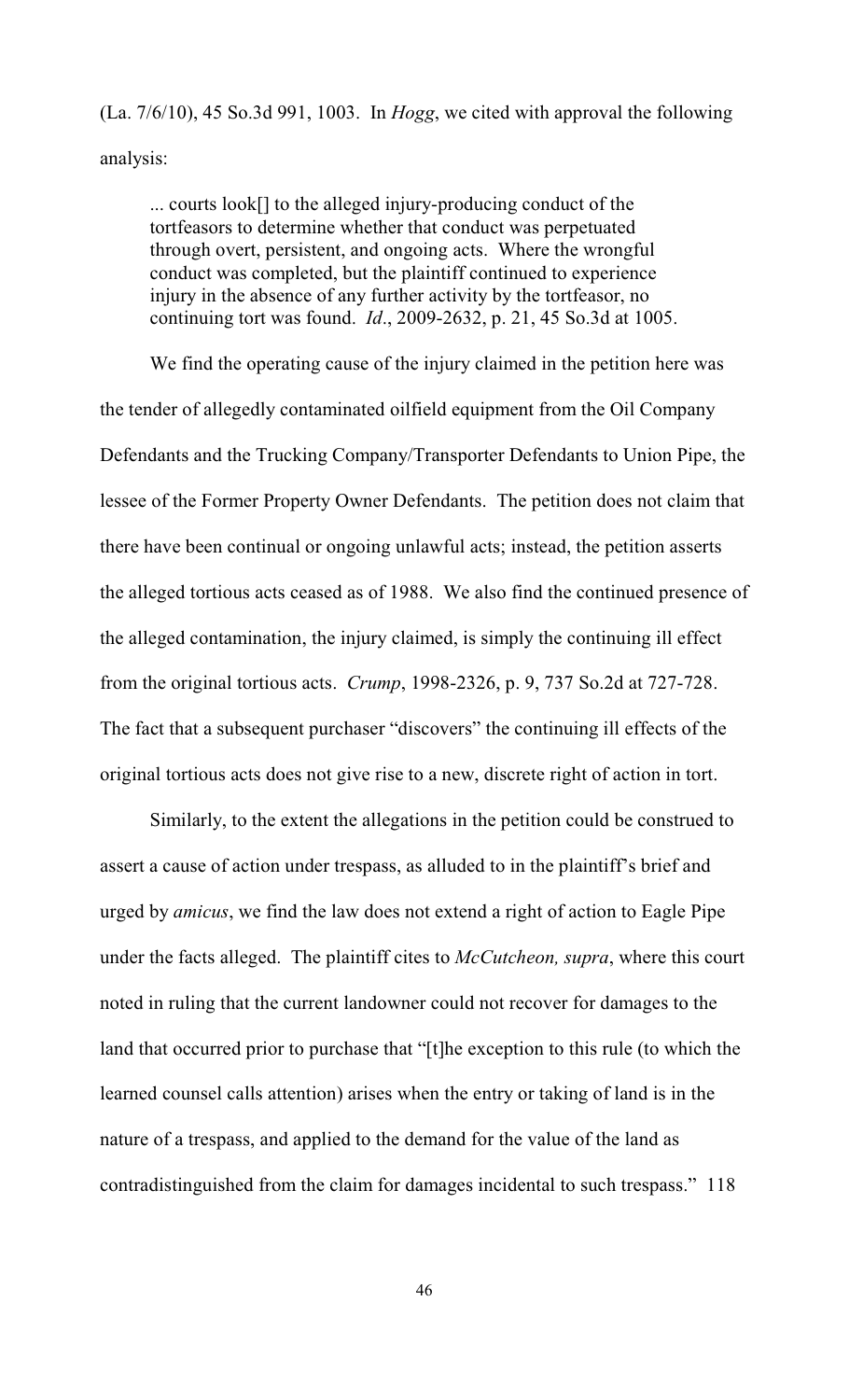(La. 7/6/10), 45 So.3d 991, 1003. In *Hogg*, we cited with approval the following analysis:

> ... courts look[] to the alleged injury-producing conduct of the tortfeasors to determine whether that conduct was perpetuated through overt, persistent, and ongoing acts. Where the wrongful conduct was completed, but the plaintiff continued to experience injury in the absence of any further activity by the tortfeasor, no continuing tort was found. *Id*., 2009-2632, p. 21, 45 So.3d at 1005.

We find the operating cause of the injury claimed in the petition here was the tender of allegedly contaminated oilfield equipment from the Oil Company Defendants and the Trucking Company/Transporter Defendants to Union Pipe, the lessee of the Former Property Owner Defendants. The petition does not claim that there have been continual or ongoing unlawful acts; instead, the petition asserts the alleged tortious acts ceased as of 1988. We also find the continued presence of the alleged contamination, the injury claimed, is simply the continuing ill effect from the original tortious acts. *Crump*, 1998-2326, p. 9, 737 So.2d at 727-728. The fact that a subsequent purchaser "discovers" the continuing ill effects of the original tortious acts does not give rise to a new, discrete right of action in tort.

Similarly, to the extent the allegations in the petition could be construed to assert a cause of action under trespass, as alluded to in the plaintiff's brief and urged by *amicus*, we find the law does not extend a right of action to Eagle Pipe under the facts alleged. The plaintiff cites to *McCutcheon, supra*, where this court noted in ruling that the current landowner could not recover for damages to the land that occurred prior to purchase that "[t]he exception to this rule (to which the learned counsel calls attention) arises when the entry or taking of land is in the nature of a trespass, and applied to the demand for the value of the land as contradistinguished from the claim for damages incidental to such trespass." 118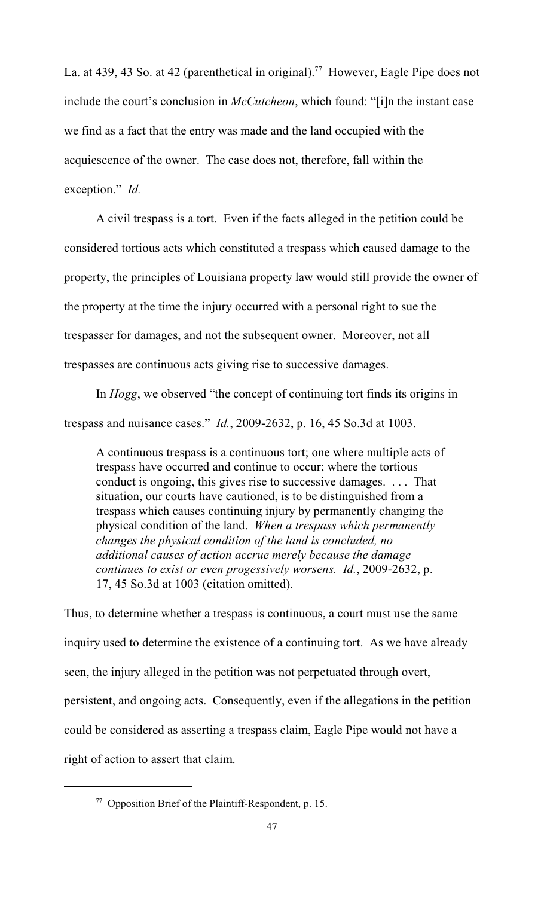La. at 439, 43 So. at 42 (parenthetical in original).[77] However, Eagle Pipe does not include the court's conclusion in *McCutcheon*, which found: "[i]n the instant case we find as a fact that the entry was made and the land occupied with the acquiescence of the owner. The case does not, therefore, fall within the exception." *Id.*

A civil trespass is a tort. Even if the facts alleged in the petition could be considered tortious acts which constituted a trespass which caused damage to the property, the principles of Louisiana property law would still provide the owner of the property at the time the injury occurred with a personal right to sue the trespasser for damages, and not the subsequent owner. Moreover, not all trespasses are continuous acts giving rise to successive damages.

In *Hogg*, we observed "the concept of continuing tort finds its origins in trespass and nuisance cases." *Id.*, 2009-2632, p. 16, 45 So.3d at 1003.

> A continuous trespass is a continuous tort; one where multiple acts of trespass have occurred and continue to occur; where the tortious conduct is ongoing, this gives rise to successive damages. . . . That situation, our courts have cautioned, is to be distinguished from a trespass which causes continuing injury by permanently changing the physical condition of the land. *When a trespass which permanently changes the physical condition of the land is concluded, no additional causes of action accrue merely because the damage continues to exist or even progessively worsens. Id.*, 2009-2632, p. 17, 45 So.3d at 1003 (citation omitted).

Thus, to determine whether a trespass is continuous, a court must use the same inquiry used to determine the existence of a continuing tort. As we have already seen, the injury alleged in the petition was not perpetuated through overt, persistent, and ongoing acts. Consequently, even if the allegations in the petition could be considered as asserting a trespass claim, Eagle Pipe would not have a right of action to assert that claim.

---

[77] Opposition Brief of the Plaintiff-Respondent, p. 15.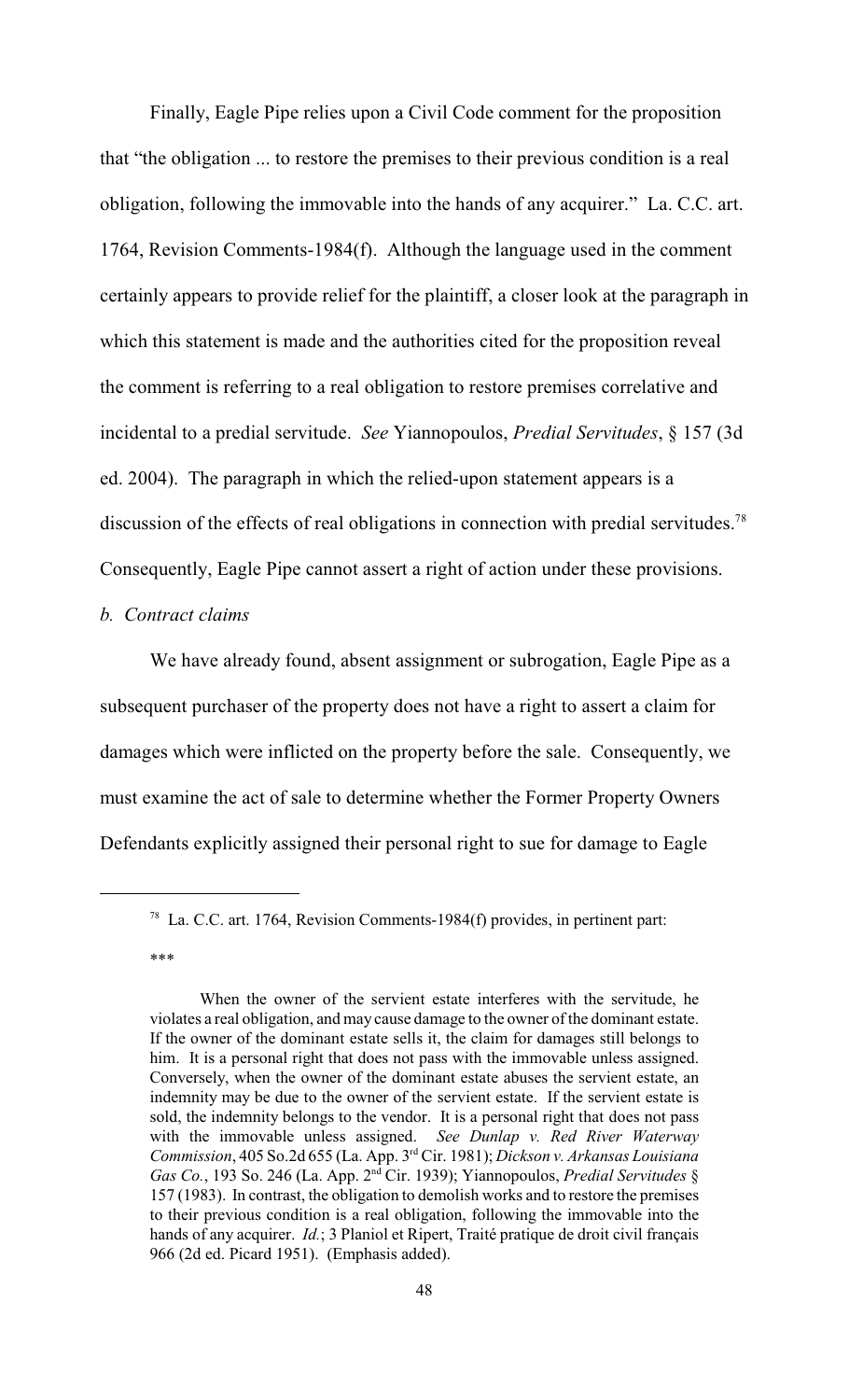Finally, Eagle Pipe relies upon a Civil Code comment for the proposition that "the obligation ... to restore the premises to their previous condition is a real obligation, following the immovable into the hands of any acquirer." La. C.C. art. 1764, Revision Comments-1984(f). Although the language used in the comment certainly appears to provide relief for the plaintiff, a closer look at the paragraph in which this statement is made and the authorities cited for the proposition reveal the comment is referring to a real obligation to restore premises correlative and incidental to a predial servitude. *See* Yiannopoulos, *Predial Servitudes*, § 157 (3d ed. 2004). The paragraph in which the relied-upon statement appears is a discussion of the effects of real obligations in connection with predial servitudes.[78] Consequently, Eagle Pipe cannot assert a right of action under these provisions.

*b. Contract claims*

We have already found, absent assignment or subrogation, Eagle Pipe as a subsequent purchaser of the property does not have a right to assert a claim for damages which were inflicted on the property before the sale. Consequently, we must examine the act of sale to determine whether the Former Property Owners Defendants explicitly assigned their personal right to sue for damage to Eagle

---

[78] La. C.C. art. 1764, Revision Comments-1984(f) provides, in pertinent part:

***

When the owner of the servient estate interferes with the servitude, he violates a real obligation, and may cause damage to the owner of the dominant estate. If the owner of the dominant estate sells it, the claim for damages still belongs to him. It is a personal right that does not pass with the immovable unless assigned. Conversely, when the owner of the dominant estate abuses the servient estate, an indemnity may be due to the owner of the servient estate. If the servient estate is sold, the indemnity belongs to the vendor. It is a personal right that does not pass with the immovable unless assigned. *See Dunlap v. Red River Waterway Commission*, 405 So.2d 655 (La. App. 3rd Cir. 1981); *Dickson v. Arkansas Louisiana Gas Co.*, 193 So. 246 (La. App. 2nd Cir. 1939); Yiannopoulos, *Predial Servitudes* § 157 (1983). In contrast, the obligation to demolish works and to restore the premises to their previous condition is a real obligation, following the immovable into the hands of any acquirer. *Id.*; 3 Planiol et Ripert, Traité pratique de droit civil français 966 (2d ed. Picard 1951). (Emphasis added).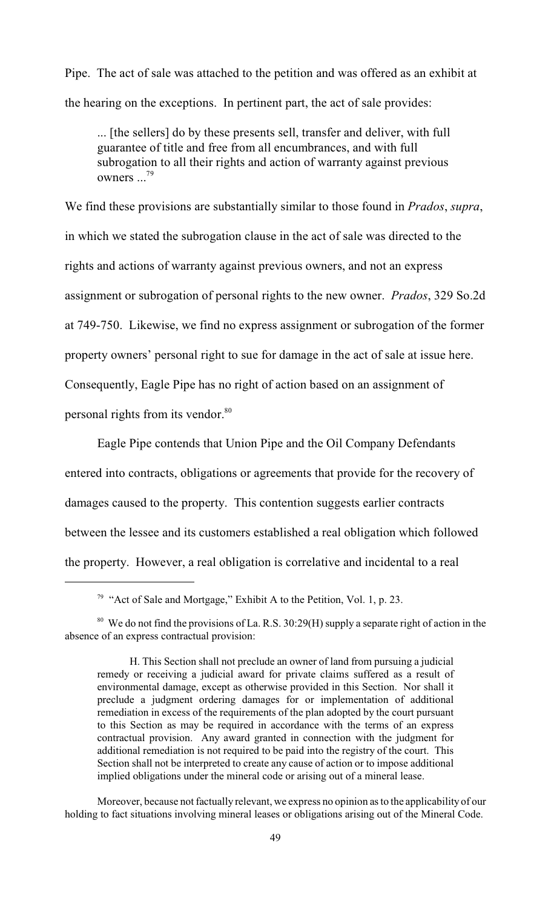Pipe. The act of sale was attached to the petition and was offered as an exhibit at the hearing on the exceptions. In pertinent part, the act of sale provides:

> ... [the sellers] do by these presents sell, transfer and deliver, with full guarantee of title and free from all encumbrances, and with full subrogation to all their rights and action of warranty against previous owners ...[79]

We find these provisions are substantially similar to those found in *Prados*, *supra*, in which we stated the subrogation clause in the act of sale was directed to the rights and actions of warranty against previous owners, and not an express assignment or subrogation of personal rights to the new owner. *Prados*, 329 So.2d at 749-750. Likewise, we find no express assignment or subrogation of the former property owners' personal right to sue for damage in the act of sale at issue here. Consequently, Eagle Pipe has no right of action based on an assignment of personal rights from its vendor.[80]

Eagle Pipe contends that Union Pipe and the Oil Company Defendants entered into contracts, obligations or agreements that provide for the recovery of damages caused to the property. This contention suggests earlier contracts between the lessee and its customers established a real obligation which followed the property. However, a real obligation is correlative and incidental to a real

---

[79] "Act of Sale and Mortgage," Exhibit A to the Petition, Vol. 1, p. 23.

[80] We do not find the provisions of La. R.S. 30:29(H) supply a separate right of action in the absence of an express contractual provision:

> H. This Section shall not preclude an owner of land from pursuing a judicial remedy or receiving a judicial award for private claims suffered as a result of environmental damage, except as otherwise provided in this Section. Nor shall it preclude a judgment ordering damages for or implementation of additional remediation in excess of the requirements of the plan adopted by the court pursuant to this Section as may be required in accordance with the terms of an express contractual provision. Any award granted in connection with the judgment for additional remediation is not required to be paid into the registry of the court. This Section shall not be interpreted to create any cause of action or to impose additional implied obligations under the mineral code or arising out of a mineral lease.

Moreover, because not factually relevant, we express no opinion as to the applicability of our holding to fact situations involving mineral leases or obligations arising out of the Mineral Code.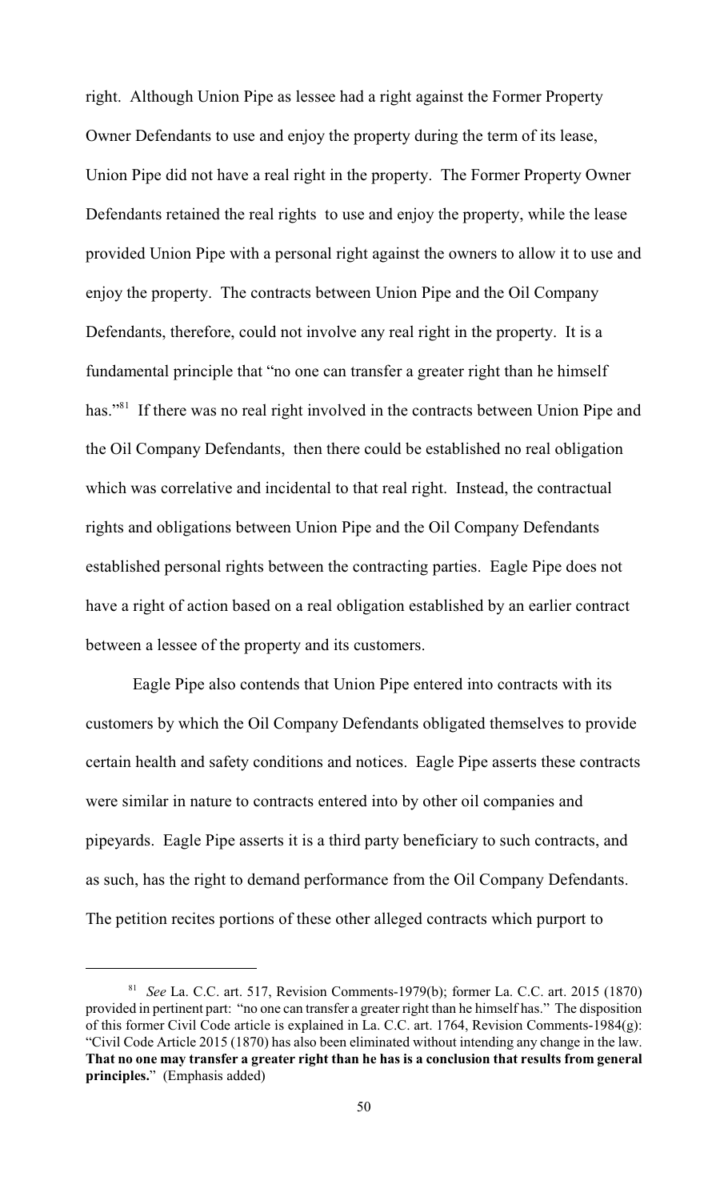right. Although Union Pipe as lessee had a right against the Former Property Owner Defendants to use and enjoy the property during the term of its lease, Union Pipe did not have a real right in the property. The Former Property Owner Defendants retained the real rights to use and enjoy the property, while the lease provided Union Pipe with a personal right against the owners to allow it to use and enjoy the property. The contracts between Union Pipe and the Oil Company Defendants, therefore, could not involve any real right in the property. It is a fundamental principle that "no one can transfer a greater right than he himself has."[81] If there was no real right involved in the contracts between Union Pipe and the Oil Company Defendants, then there could be established no real obligation which was correlative and incidental to that real right. Instead, the contractual rights and obligations between Union Pipe and the Oil Company Defendants established personal rights between the contracting parties. Eagle Pipe does not have a right of action based on a real obligation established by an earlier contract between a lessee of the property and its customers.

Eagle Pipe also contends that Union Pipe entered into contracts with its customers by which the Oil Company Defendants obligated themselves to provide certain health and safety conditions and notices. Eagle Pipe asserts these contracts were similar in nature to contracts entered into by other oil companies and pipeyards. Eagle Pipe asserts it is a third party beneficiary to such contracts, and as such, has the right to demand performance from the Oil Company Defendants. The petition recites portions of these other alleged contracts which purport to

---

[81] *See* La. C.C. art. 517, Revision Comments-1979(b); former La. C.C. art. 2015 (1870) provided in pertinent part: "no one can transfer a greater right than he himself has." The disposition of this former Civil Code article is explained in La. C.C. art. 1764, Revision Comments-1984(g): "Civil Code Article 2015 (1870) has also been eliminated without intending any change in the law. **That no one may transfer a greater right than he has is a conclusion that results from general principles.**" (Emphasis added)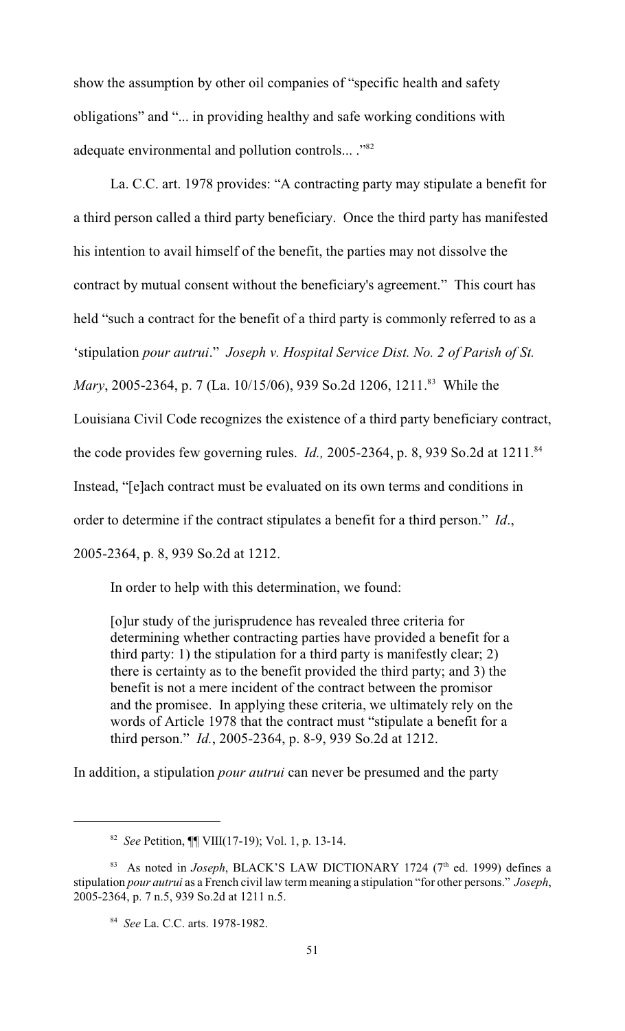show the assumption by other oil companies of "specific health and safety obligations" and "... in providing healthy and safe working conditions with adequate environmental and pollution controls... ."[82]

La. C.C. art. 1978 provides: "A contracting party may stipulate a benefit for a third person called a third party beneficiary. Once the third party has manifested his intention to avail himself of the benefit, the parties may not dissolve the contract by mutual consent without the beneficiary's agreement." This court has held "such a contract for the benefit of a third party is commonly referred to as a 'stipulation *pour autrui*." *Joseph v. Hospital Service Dist. No. 2 of Parish of St. Mary*, 2005-2364, p. 7 (La. 10/15/06), 939 So.2d 1206, 1211.[83] While the Louisiana Civil Code recognizes the existence of a third party beneficiary contract, the code provides few governing rules. *Id.,* 2005-2364, p. 8, 939 So.2d at 1211.[84] Instead, "[e]ach contract must be evaluated on its own terms and conditions in order to determine if the contract stipulates a benefit for a third person." *Id*., 2005-2364, p. 8, 939 So.2d at 1212.

In order to help with this determination, we found:

> [o]ur study of the jurisprudence has revealed three criteria for determining whether contracting parties have provided a benefit for a third party: 1) the stipulation for a third party is manifestly clear; 2) there is certainty as to the benefit provided the third party; and 3) the benefit is not a mere incident of the contract between the promisor and the promisee. In applying these criteria, we ultimately rely on the words of Article 1978 that the contract must "stipulate a benefit for a third person." *Id.*, 2005-2364, p. 8-9, 939 So.2d at 1212.

In addition, a stipulation *pour autrui* can never be presumed and the party

---

[82] *See* Petition, ¶¶ VIII(17-19); Vol. 1, p. 13-14.

[83] As noted in *Joseph*, BLACK'S LAW DICTIONARY 1724 (7th ed. 1999) defines a stipulation *pour autrui* as a French civil law term meaning a stipulation "for other persons." *Joseph*, 2005-2364, p. 7 n.5, 939 So.2d at 1211 n.5.

[84] *See* La. C.C. arts. 1978-1982.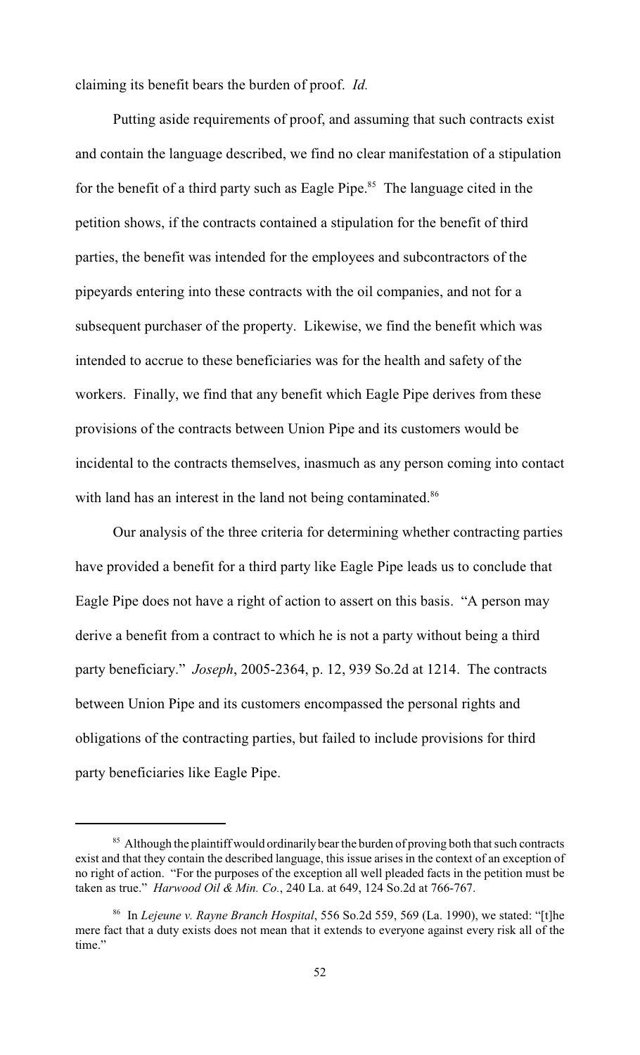claiming its benefit bears the burden of proof. *Id.*

Putting aside requirements of proof, and assuming that such contracts exist and contain the language described, we find no clear manifestation of a stipulation for the benefit of a third party such as Eagle Pipe.[85] The language cited in the petition shows, if the contracts contained a stipulation for the benefit of third parties, the benefit was intended for the employees and subcontractors of the pipeyards entering into these contracts with the oil companies, and not for a subsequent purchaser of the property. Likewise, we find the benefit which was intended to accrue to these beneficiaries was for the health and safety of the workers. Finally, we find that any benefit which Eagle Pipe derives from these provisions of the contracts between Union Pipe and its customers would be incidental to the contracts themselves, inasmuch as any person coming into contact with land has an interest in the land not being contaminated.[86]

Our analysis of the three criteria for determining whether contracting parties have provided a benefit for a third party like Eagle Pipe leads us to conclude that Eagle Pipe does not have a right of action to assert on this basis. "A person may derive a benefit from a contract to which he is not a party without being a third party beneficiary." *Joseph*, 2005-2364, p. 12, 939 So.2d at 1214. The contracts between Union Pipe and its customers encompassed the personal rights and obligations of the contracting parties, but failed to include provisions for third party beneficiaries like Eagle Pipe.

---

[85] Although the plaintiff would ordinarily bear the burden of proving both that such contracts exist and that they contain the described language, this issue arises in the context of an exception of no right of action. "For the purposes of the exception all well pleaded facts in the petition must be taken as true." *Harwood Oil & Min. Co.*, 240 La. at 649, 124 So.2d at 766-767.

[86] In *Lejeune v. Rayne Branch Hospital*, 556 So.2d 559, 569 (La. 1990), we stated: "[t]he mere fact that a duty exists does not mean that it extends to everyone against every risk all of the time."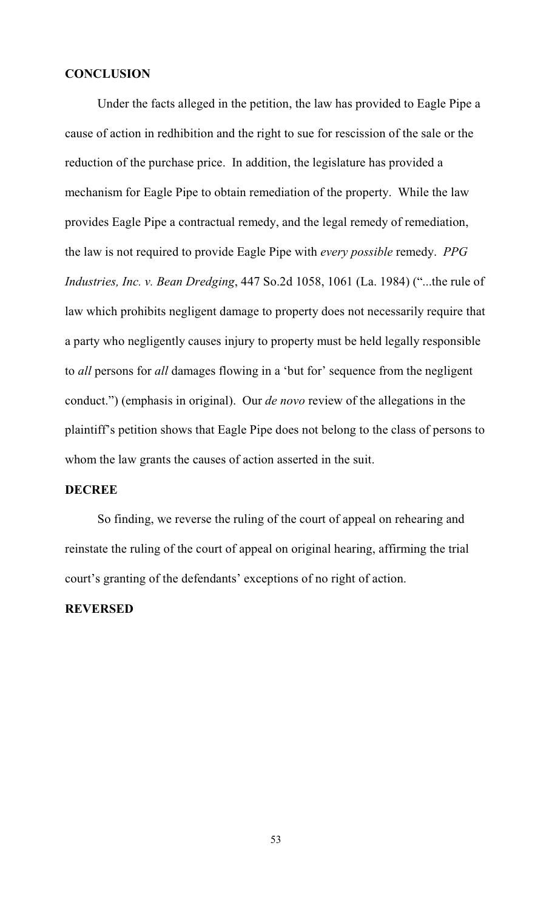**CONCLUSION**

Under the facts alleged in the petition, the law has provided to Eagle Pipe a cause of action in redhibition and the right to sue for rescission of the sale or the reduction of the purchase price. In addition, the legislature has provided a mechanism for Eagle Pipe to obtain remediation of the property. While the law provides Eagle Pipe a contractual remedy, and the legal remedy of remediation, the law is not required to provide Eagle Pipe with *every possible* remedy. *PPG Industries, Inc. v. Bean Dredging*, 447 So.2d 1058, 1061 (La. 1984) ("...the rule of law which prohibits negligent damage to property does not necessarily require that a party who negligently causes injury to property must be held legally responsible to *all* persons for *all* damages flowing in a 'but for' sequence from the negligent conduct.") (emphasis in original). Our *de novo* review of the allegations in the plaintiff's petition shows that Eagle Pipe does not belong to the class of persons to whom the law grants the causes of action asserted in the suit.

**DECREE**

So finding, we reverse the ruling of the court of appeal on rehearing and reinstate the ruling of the court of appeal on original hearing, affirming the trial court's granting of the defendants' exceptions of no right of action.

**REVERSED**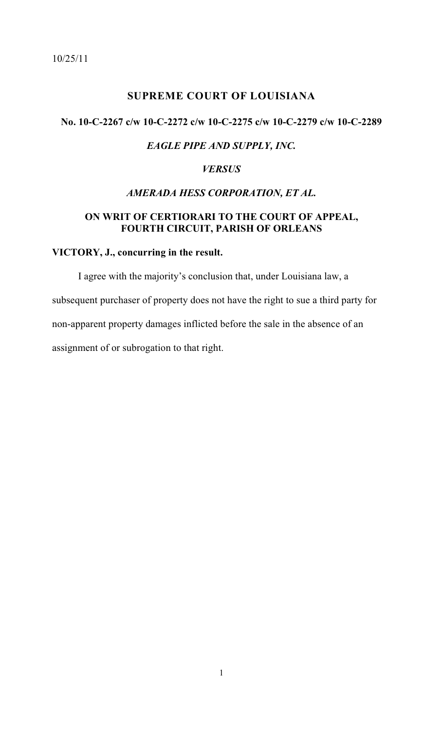10/25/11

## SUPREME COURT OF LOUISIANA

### No. 10-C-2267 c/w 10-C-2272 c/w 10-C-2275 c/w 10-C-2279 c/w 10-C-2289

### *EAGLE PIPE AND SUPPLY, INC.*

### *VERSUS*

### *AMERADA HESS CORPORATION, ET AL.*

### ON WRIT OF CERTIORARI TO THE COURT OF APPEAL, FOURTH CIRCUIT, PARISH OF ORLEANS

**VICTORY, J., concurring in the result.**

I agree with the majority's conclusion that, under Louisiana law, a subsequent purchaser of property does not have the right to sue a third party for non-apparent property damages inflicted before the sale in the absence of an assignment of or subrogation to that right.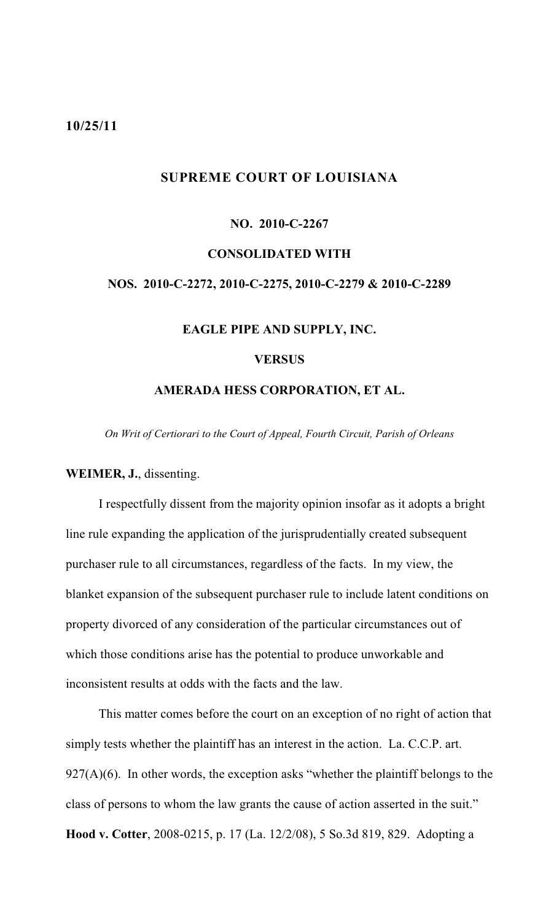10/25/11

## SUPREME COURT OF LOUISIANA

### NO. 2010-C-2267

### CONSOLIDATED WITH

### NOS. 2010-C-2272, 2010-C-2275, 2010-C-2279 & 2010-C-2289

### EAGLE PIPE AND SUPPLY, INC.

### VERSUS

### AMERADA HESS CORPORATION, ET AL.

*On Writ of Certiorari to the Court of Appeal, Fourth Circuit, Parish of Orleans*

**WEIMER, J.**, dissenting.

I respectfully dissent from the majority opinion insofar as it adopts a bright line rule expanding the application of the jurisprudentially created subsequent purchaser rule to all circumstances, regardless of the facts. In my view, the blanket expansion of the subsequent purchaser rule to include latent conditions on property divorced of any consideration of the particular circumstances out of which those conditions arise has the potential to produce unworkable and inconsistent results at odds with the facts and the law.

This matter comes before the court on an exception of no right of action that simply tests whether the plaintiff has an interest in the action. La. C.C.P. art. 927(A)(6). In other words, the exception asks "whether the plaintiff belongs to the class of persons to whom the law grants the cause of action asserted in the suit." **Hood v. Cotter**, 2008-0215, p. 17 (La. 12/2/08), 5 So.3d 819, 829. Adopting a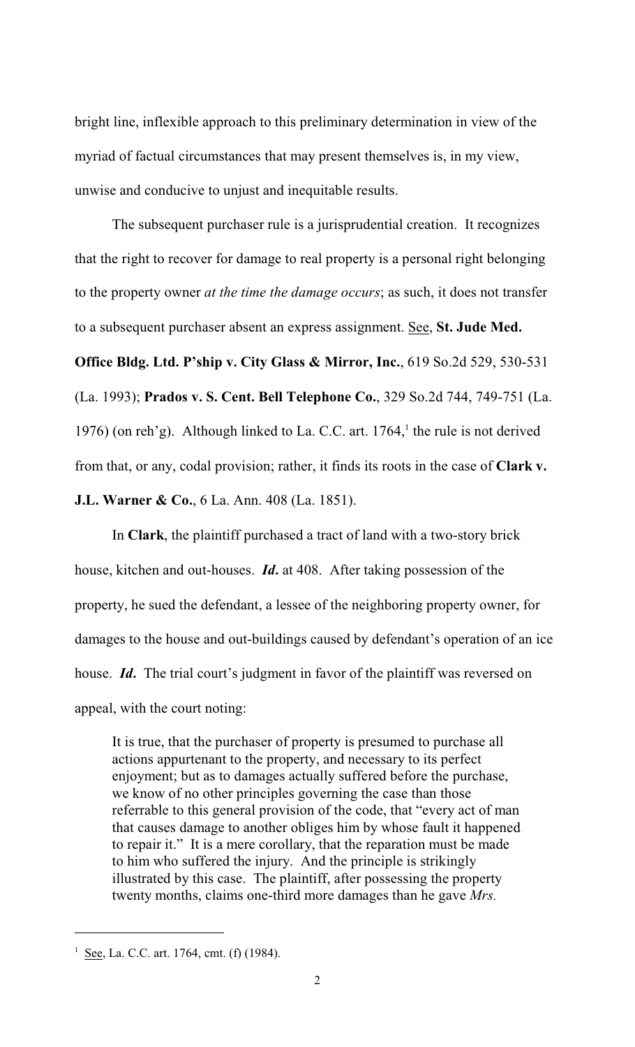bright line, inflexible approach to this preliminary determination in view of the myriad of factual circumstances that may present themselves is, in my view, unwise and conducive to unjust and inequitable results.

The subsequent purchaser rule is a jurisprudential creation. It recognizes that the right to recover for damage to real property is a personal right belonging to the property owner *at the time the damage occurs*; as such, it does not transfer to a subsequent purchaser absent an express assignment. See, **St. Jude Med. Office Bldg. Ltd. P'ship v. City Glass & Mirror, Inc.**, 619 So.2d 529, 530-531 (La. 1993); **Prados v. S. Cent. Bell Telephone Co.**, 329 So.2d 744, 749-751 (La. 1976) (on reh'g). Although linked to La. C.C. art. 1764,[1] the rule is not derived from that, or any, codal provision; rather, it finds its roots in the case of **Clark v. J.L. Warner & Co.**, 6 La. Ann. 408 (La. 1851).

In **Clark**, the plaintiff purchased a tract of land with a two-story brick house, kitchen and out-houses. ***Id.*** at 408. After taking possession of the property, he sued the defendant, a lessee of the neighboring property owner, for damages to the house and out-buildings caused by defendant's operation of an ice house. ***Id.*** The trial court's judgment in favor of the plaintiff was reversed on appeal, with the court noting:

> It is true, that the purchaser of property is presumed to purchase all actions appurtenant to the property, and necessary to its perfect enjoyment; but as to damages actually suffered before the purchase, we know of no other principles governing the case than those referrable to this general provision of the code, that "every act of man that causes damage to another obliges him by whose fault it happened to repair it." It is a mere corollary, that the reparation must be made to him who suffered the injury. And the principle is strikingly illustrated by this case. The plaintiff, after possessing the property twenty months, claims one-third more damages than he gave *Mrs.*

---

[1] See, La. C.C. art. 1764, cmt. (f) (1984).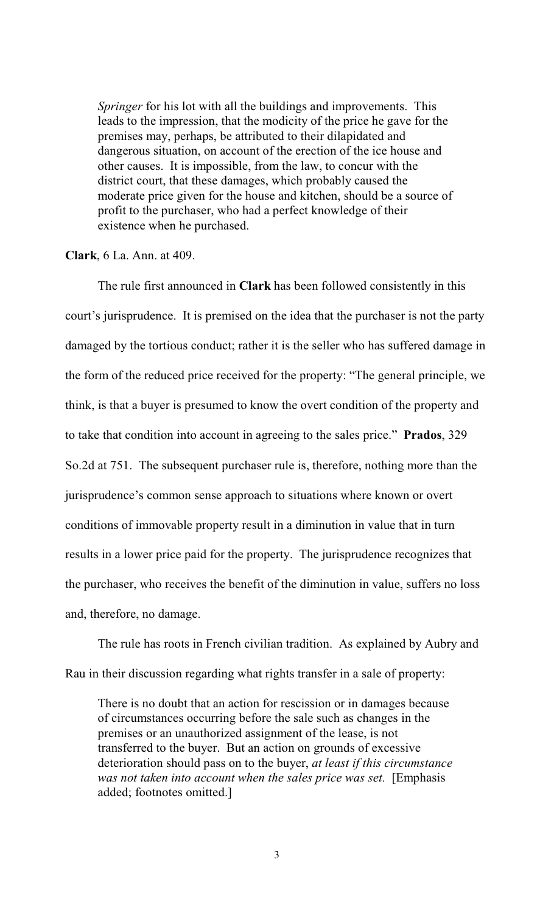> *Springer* for his lot with all the buildings and improvements. This leads to the impression, that the modicity of the price he gave for the premises may, perhaps, be attributed to their dilapidated and dangerous situation, on account of the erection of the ice house and other causes. It is impossible, from the law, to concur with the district court, that these damages, which probably caused the moderate price given for the house and kitchen, should be a source of profit to the purchaser, who had a perfect knowledge of their existence when he purchased.

**Clark**, 6 La. Ann. at 409.

The rule first announced in **Clark** has been followed consistently in this court's jurisprudence. It is premised on the idea that the purchaser is not the party damaged by the tortious conduct; rather it is the seller who has suffered damage in the form of the reduced price received for the property: "The general principle, we think, is that a buyer is presumed to know the overt condition of the property and to take that condition into account in agreeing to the sales price." **Prados**, 329 So.2d at 751. The subsequent purchaser rule is, therefore, nothing more than the jurisprudence's common sense approach to situations where known or overt conditions of immovable property result in a diminution in value that in turn results in a lower price paid for the property. The jurisprudence recognizes that the purchaser, who receives the benefit of the diminution in value, suffers no loss and, therefore, no damage.

The rule has roots in French civilian tradition. As explained by Aubry and Rau in their discussion regarding what rights transfer in a sale of property:

> There is no doubt that an action for rescission or in damages because of circumstances occurring before the sale such as changes in the premises or an unauthorized assignment of the lease, is not transferred to the buyer. But an action on grounds of excessive deterioration should pass on to the buyer, *at least if this circumstance was not taken into account when the sales price was set.* [Emphasis added; footnotes omitted.]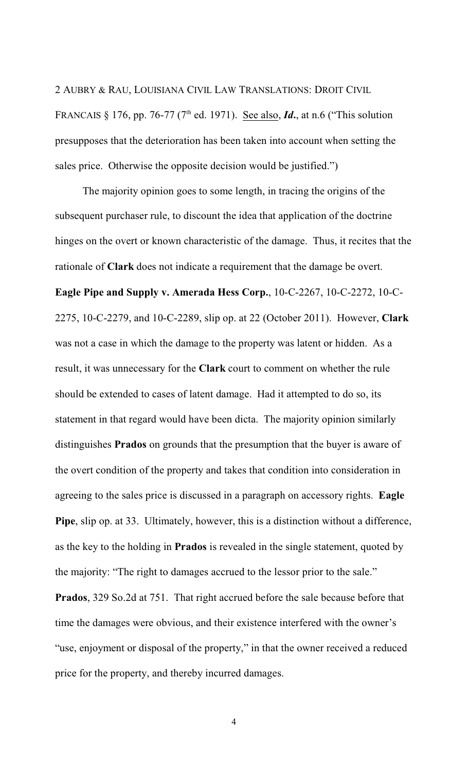2 AUBRY & RAU, LOUISIANA CIVIL LAW TRANSLATIONS: DROIT CIVIL FRANCAIS § 176, pp. 76-77 (7th ed. 1971). See also, ***Id.***, at n.6 ("This solution presupposes that the deterioration has been taken into account when setting the sales price. Otherwise the opposite decision would be justified.")

The majority opinion goes to some length, in tracing the origins of the subsequent purchaser rule, to discount the idea that application of the doctrine hinges on the overt or known characteristic of the damage. Thus, it recites that the rationale of **Clark** does not indicate a requirement that the damage be overt. **Eagle Pipe and Supply v. Amerada Hess Corp.**, 10-C-2267, 10-C-2272, 10-C-2275, 10-C-2279, and 10-C-2289, slip op. at 22 (October 2011). However, **Clark** was not a case in which the damage to the property was latent or hidden. As a result, it was unnecessary for the **Clark** court to comment on whether the rule should be extended to cases of latent damage. Had it attempted to do so, its statement in that regard would have been dicta. The majority opinion similarly distinguishes **Prados** on grounds that the presumption that the buyer is aware of the overt condition of the property and takes that condition into consideration in agreeing to the sales price is discussed in a paragraph on accessory rights. **Eagle Pipe**, slip op. at 33. Ultimately, however, this is a distinction without a difference, as the key to the holding in **Prados** is revealed in the single statement, quoted by the majority: "The right to damages accrued to the lessor prior to the sale." **Prados**, 329 So.2d at 751. That right accrued before the sale because before that time the damages were obvious, and their existence interfered with the owner's "use, enjoyment or disposal of the property," in that the owner received a reduced price for the property, and thereby incurred damages.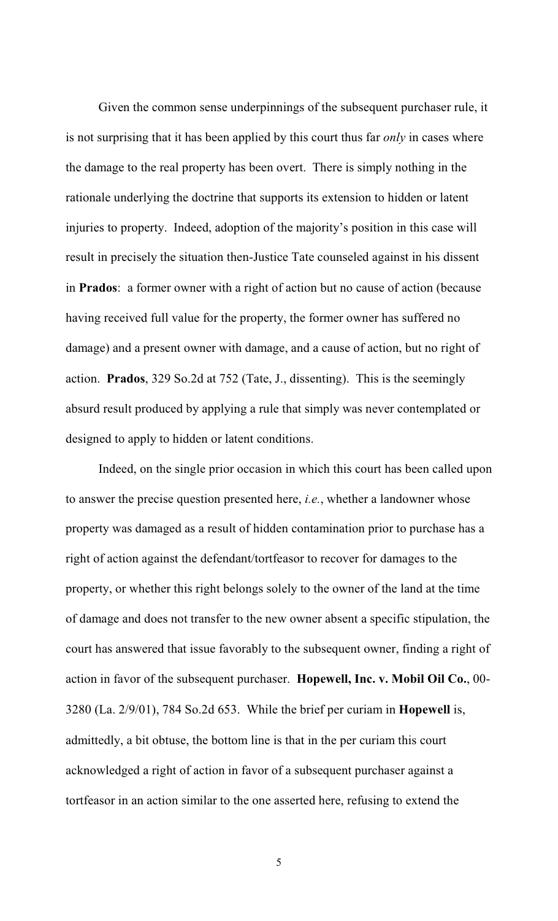Given the common sense underpinnings of the subsequent purchaser rule, it is not surprising that it has been applied by this court thus far *only* in cases where the damage to the real property has been overt. There is simply nothing in the rationale underlying the doctrine that supports its extension to hidden or latent injuries to property. Indeed, adoption of the majority's position in this case will result in precisely the situation then-Justice Tate counseled against in his dissent in **Prados**: a former owner with a right of action but no cause of action (because having received full value for the property, the former owner has suffered no damage) and a present owner with damage, and a cause of action, but no right of action. **Prados**, 329 So.2d at 752 (Tate, J., dissenting). This is the seemingly absurd result produced by applying a rule that simply was never contemplated or designed to apply to hidden or latent conditions.

Indeed, on the single prior occasion in which this court has been called upon to answer the precise question presented here, *i.e.*, whether a landowner whose property was damaged as a result of hidden contamination prior to purchase has a right of action against the defendant/tortfeasor to recover for damages to the property, or whether this right belongs solely to the owner of the land at the time of damage and does not transfer to the new owner absent a specific stipulation, the court has answered that issue favorably to the subsequent owner, finding a right of action in favor of the subsequent purchaser. **Hopewell, Inc. v. Mobil Oil Co.**, 00-3280 (La. 2/9/01), 784 So.2d 653. While the brief per curiam in **Hopewell** is, admittedly, a bit obtuse, the bottom line is that in the per curiam this court acknowledged a right of action in favor of a subsequent purchaser against a tortfeasor in an action similar to the one asserted here, refusing to extend the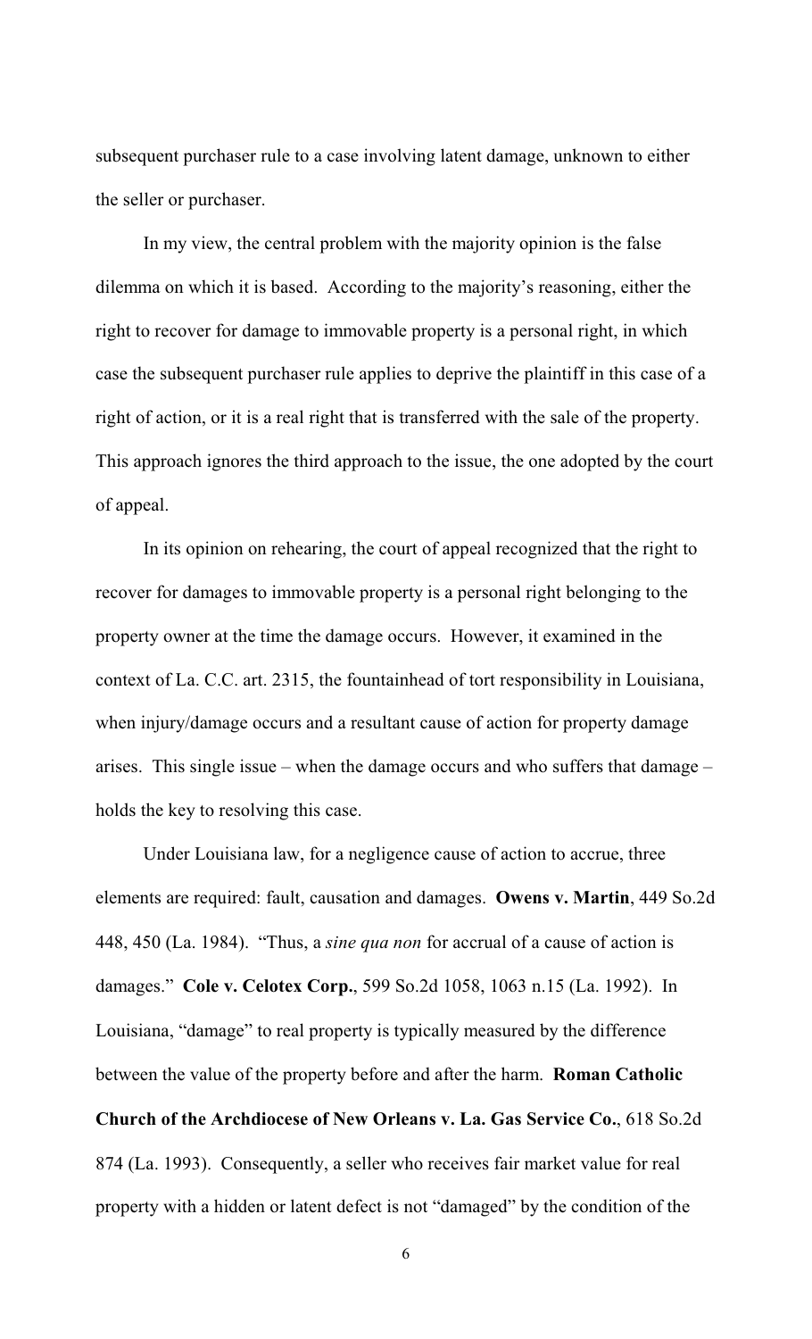subsequent purchaser rule to a case involving latent damage, unknown to either the seller or purchaser.

In my view, the central problem with the majority opinion is the false dilemma on which it is based. According to the majority's reasoning, either the right to recover for damage to immovable property is a personal right, in which case the subsequent purchaser rule applies to deprive the plaintiff in this case of a right of action, or it is a real right that is transferred with the sale of the property. This approach ignores the third approach to the issue, the one adopted by the court of appeal.

In its opinion on rehearing, the court of appeal recognized that the right to recover for damages to immovable property is a personal right belonging to the property owner at the time the damage occurs. However, it examined in the context of La. C.C. art. 2315, the fountainhead of tort responsibility in Louisiana, when injury/damage occurs and a resultant cause of action for property damage arises. This single issue – when the damage occurs and who suffers that damage – holds the key to resolving this case.

Under Louisiana law, for a negligence cause of action to accrue, three elements are required: fault, causation and damages. **Owens v. Martin**, 449 So.2d 448, 450 (La. 1984). "Thus, a *sine qua non* for accrual of a cause of action is damages." **Cole v. Celotex Corp.**, 599 So.2d 1058, 1063 n.15 (La. 1992). In Louisiana, "damage" to real property is typically measured by the difference between the value of the property before and after the harm. **Roman Catholic Church of the Archdiocese of New Orleans v. La. Gas Service Co.**, 618 So.2d 874 (La. 1993). Consequently, a seller who receives fair market value for real property with a hidden or latent defect is not "damaged" by the condition of the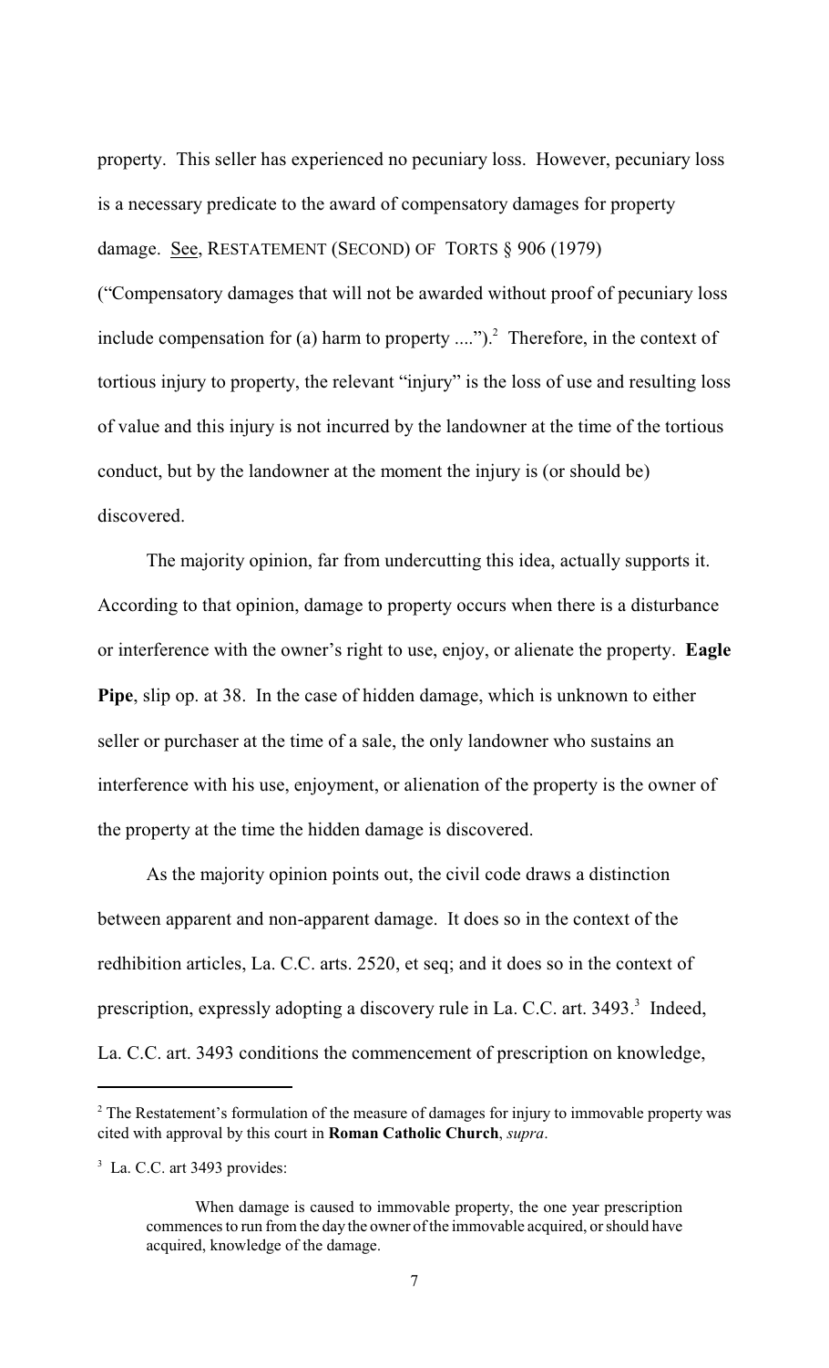property. This seller has experienced no pecuniary loss. However, pecuniary loss is a necessary predicate to the award of compensatory damages for property damage. See, RESTATEMENT (SECOND) OF TORTS § 906 (1979) ("Compensatory damages that will not be awarded without proof of pecuniary loss include compensation for (a) harm to property ....").[2] Therefore, in the context of tortious injury to property, the relevant "injury" is the loss of use and resulting loss of value and this injury is not incurred by the landowner at the time of the tortious conduct, but by the landowner at the moment the injury is (or should be) discovered.

The majority opinion, far from undercutting this idea, actually supports it. According to that opinion, damage to property occurs when there is a disturbance or interference with the owner's right to use, enjoy, or alienate the property. **Eagle Pipe**, slip op. at 38. In the case of hidden damage, which is unknown to either seller or purchaser at the time of a sale, the only landowner who sustains an interference with his use, enjoyment, or alienation of the property is the owner of the property at the time the hidden damage is discovered.

As the majority opinion points out, the civil code draws a distinction between apparent and non-apparent damage. It does so in the context of the redhibition articles, La. C.C. arts. 2520, et seq; and it does so in the context of prescription, expressly adopting a discovery rule in La. C.C. art. 3493.[3] Indeed, La. C.C. art. 3493 conditions the commencement of prescription on knowledge,

---

[2] The Restatement's formulation of the measure of damages for injury to immovable property was cited with approval by this court in **Roman Catholic Church**, *supra*.

[3] La. C.C. art 3493 provides:

> When damage is caused to immovable property, the one year prescription commences to run from the day the owner of the immovable acquired, or should have acquired, knowledge of the damage.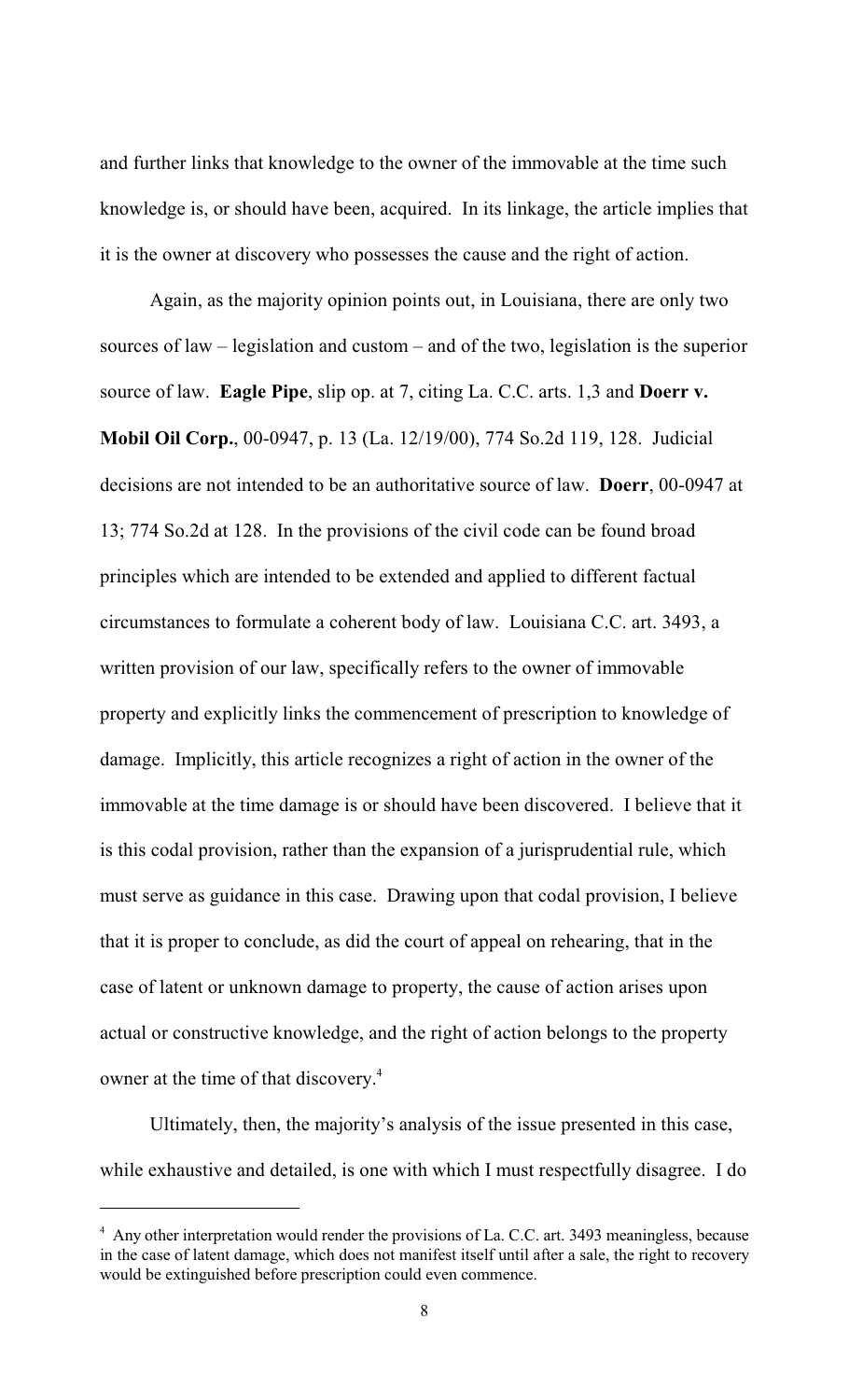and further links that knowledge to the owner of the immovable at the time such knowledge is, or should have been, acquired. In its linkage, the article implies that it is the owner at discovery who possesses the cause and the right of action.

Again, as the majority opinion points out, in Louisiana, there are only two sources of law – legislation and custom – and of the two, legislation is the superior source of law. **Eagle Pipe**, slip op. at 7, citing La. C.C. arts. 1,3 and **Doerr v. Mobil Oil Corp.**, 00-0947, p. 13 (La. 12/19/00), 774 So.2d 119, 128. Judicial decisions are not intended to be an authoritative source of law. **Doerr**, 00-0947 at 13; 774 So.2d at 128. In the provisions of the civil code can be found broad principles which are intended to be extended and applied to different factual circumstances to formulate a coherent body of law. Louisiana C.C. art. 3493, a written provision of our law, specifically refers to the owner of immovable property and explicitly links the commencement of prescription to knowledge of damage. Implicitly, this article recognizes a right of action in the owner of the immovable at the time damage is or should have been discovered. I believe that it is this codal provision, rather than the expansion of a jurisprudential rule, which must serve as guidance in this case. Drawing upon that codal provision, I believe that it is proper to conclude, as did the court of appeal on rehearing, that in the case of latent or unknown damage to property, the cause of action arises upon actual or constructive knowledge, and the right of action belongs to the property owner at the time of that discovery.[4]

Ultimately, then, the majority's analysis of the issue presented in this case, while exhaustive and detailed, is one with which I must respectfully disagree. I do

[4] Any other interpretation would render the provisions of La. C.C. art. 3493 meaningless, because in the case of latent damage, which does not manifest itself until after a sale, the right to recovery would be extinguished before prescription could even commence.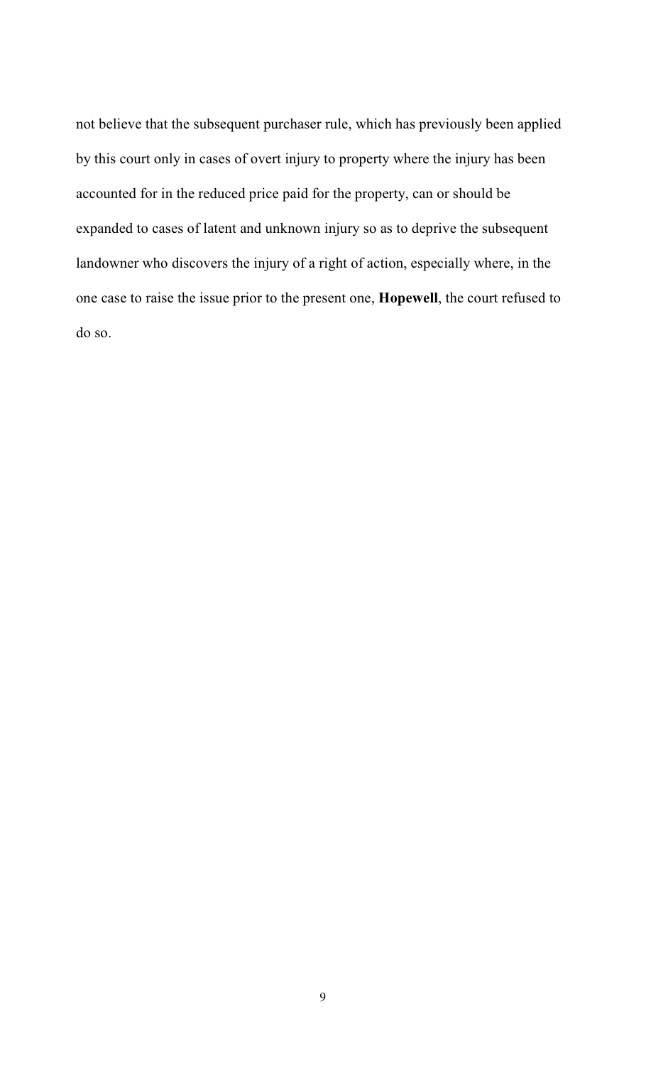not believe that the subsequent purchaser rule, which has previously been applied by this court only in cases of overt injury to property where the injury has been accounted for in the reduced price paid for the property, can or should be expanded to cases of latent and unknown injury so as to deprive the subsequent landowner who discovers the injury of a right of action, especially where, in the one case to raise the issue prior to the present one, **Hopewell**, the court refused to do so.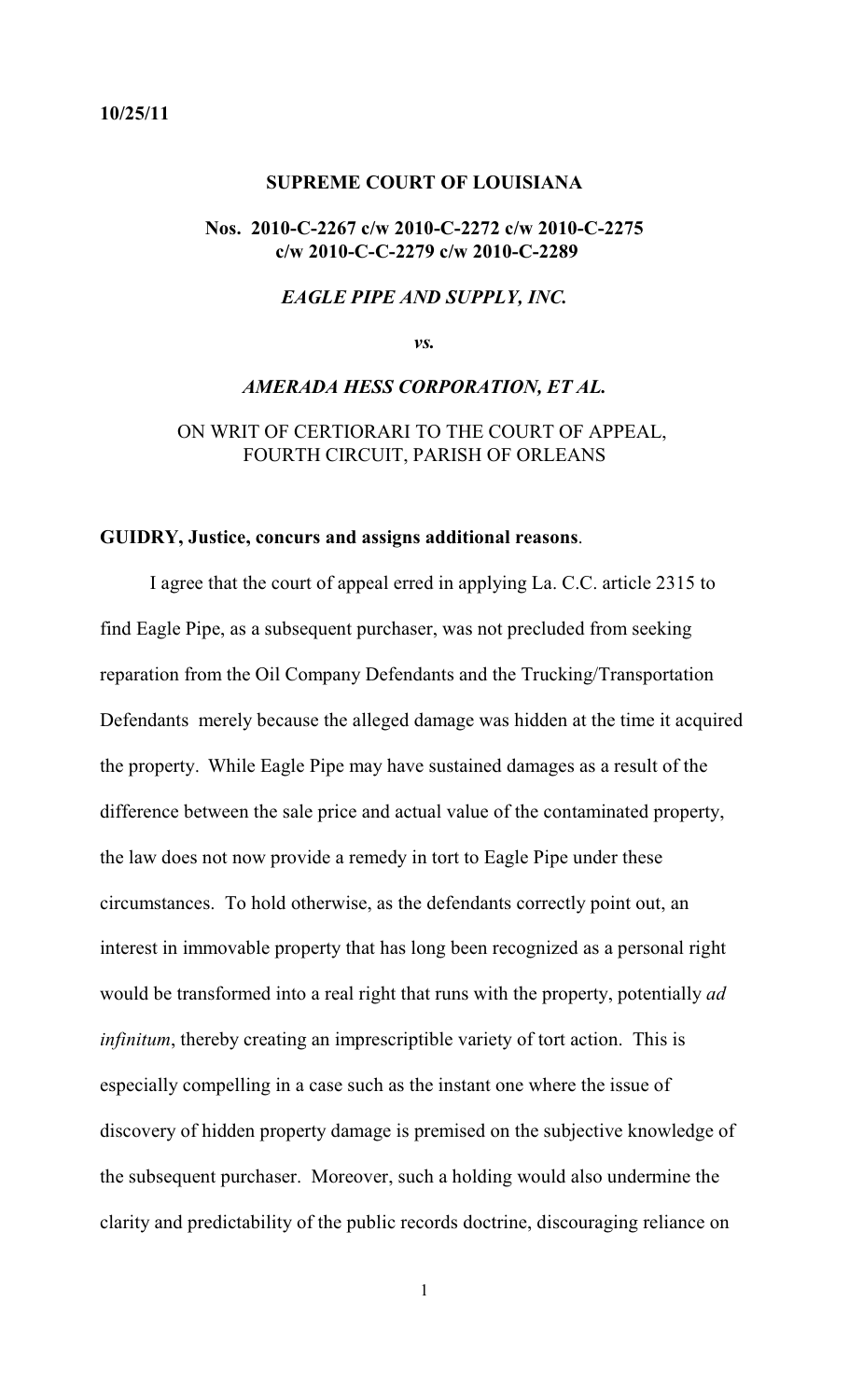**10/25/11**

**SUPREME COURT OF LOUISIANA**

**Nos. 2010-C-2267 c/w 2010-C-2272 c/w 2010-C-2275 c/w 2010-C-C-2279 c/w 2010-C-2289**

***EAGLE PIPE AND SUPPLY, INC.***

***vs.***

***AMERADA HESS CORPORATION, ET AL.***

ON WRIT OF CERTIORARI TO THE COURT OF APPEAL, FOURTH CIRCUIT, PARISH OF ORLEANS

**GUIDRY, Justice, concurs and assigns additional reasons**.

I agree that the court of appeal erred in applying La. C.C. article 2315 to find Eagle Pipe, as a subsequent purchaser, was not precluded from seeking reparation from the Oil Company Defendants and the Trucking/Transportation Defendants merely because the alleged damage was hidden at the time it acquired the property. While Eagle Pipe may have sustained damages as a result of the difference between the sale price and actual value of the contaminated property, the law does not now provide a remedy in tort to Eagle Pipe under these circumstances. To hold otherwise, as the defendants correctly point out, an interest in immovable property that has long been recognized as a personal right would be transformed into a real right that runs with the property, potentially *ad infinitum*, thereby creating an imprescriptible variety of tort action. This is especially compelling in a case such as the instant one where the issue of discovery of hidden property damage is premised on the subjective knowledge of the subsequent purchaser. Moreover, such a holding would also undermine the clarity and predictability of the public records doctrine, discouraging reliance on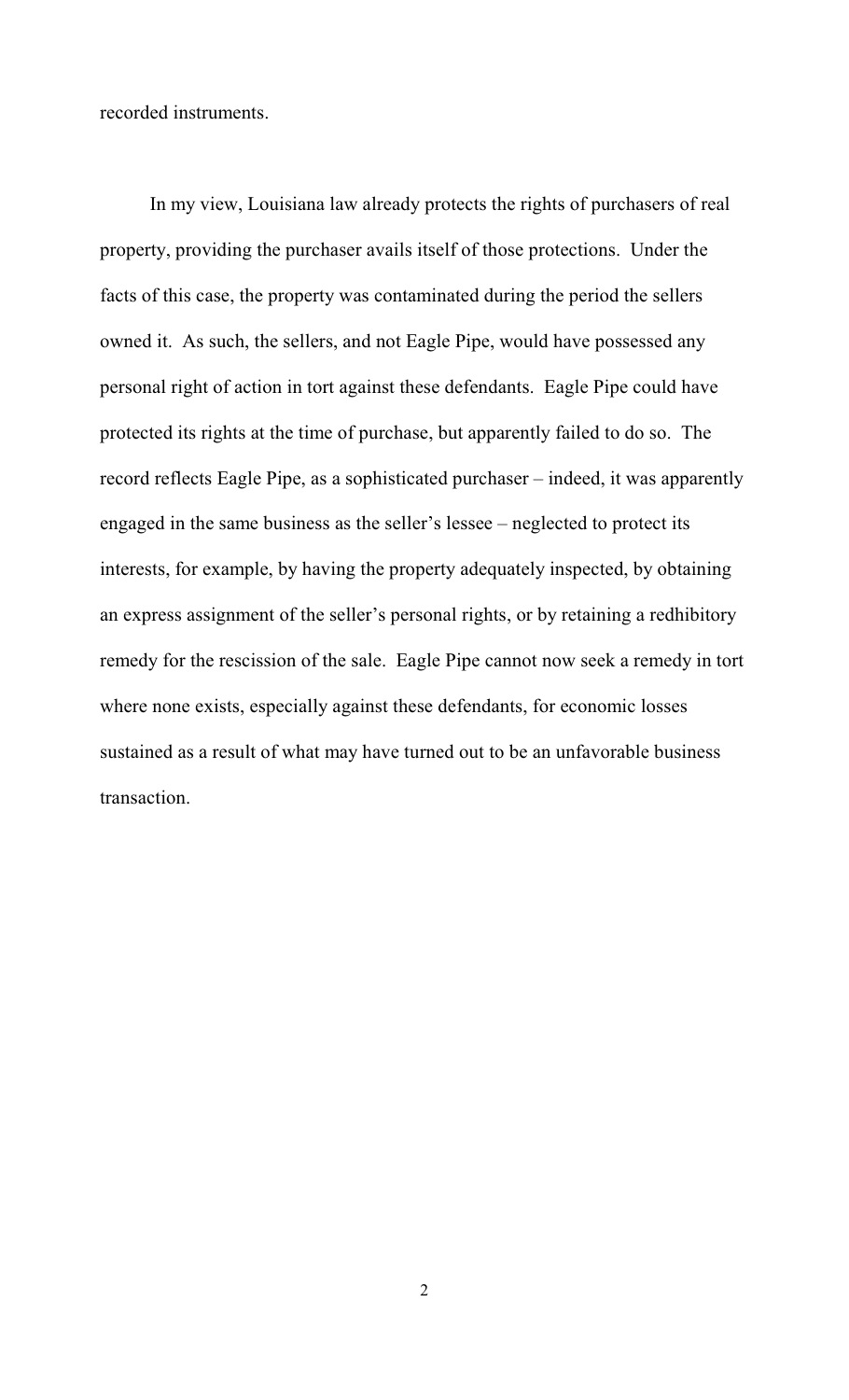recorded instruments.

In my view, Louisiana law already protects the rights of purchasers of real property, providing the purchaser avails itself of those protections. Under the facts of this case, the property was contaminated during the period the sellers owned it. As such, the sellers, and not Eagle Pipe, would have possessed any personal right of action in tort against these defendants. Eagle Pipe could have protected its rights at the time of purchase, but apparently failed to do so. The record reflects Eagle Pipe, as a sophisticated purchaser – indeed, it was apparently engaged in the same business as the seller's lessee – neglected to protect its interests, for example, by having the property adequately inspected, by obtaining an express assignment of the seller's personal rights, or by retaining a redhibitory remedy for the rescission of the sale. Eagle Pipe cannot now seek a remedy in tort where none exists, especially against these defendants, for economic losses sustained as a result of what may have turned out to be an unfavorable business transaction.